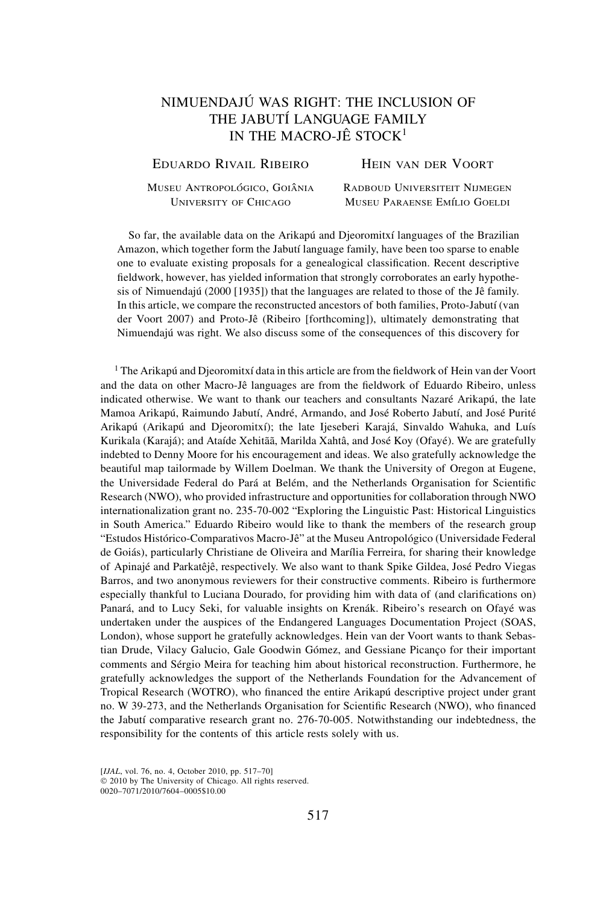# NIMUENDAJÚ WAS RIGHT: THE INCLUSION OF THE JABUTÍ LANGUAGE FAMILY IN THE MACRO-JÊ STOCK[1]

EDUARDO RIVAIL RIBEIRO
MUSEU ANTROPOLÓGICO, GOIÂNIA
UNIVERSITY OF CHICAGO

HEIN VAN DER VOORT
RADBOUD UNIVERSITEIT NIJMEGEN
MUSEU PARAENSE EMÍLIO GOELDI

So far, the available data on the Arikapú and Djeoromitxí languages of the Brazilian Amazon, which together form the Jabutí language family, have been too sparse to enable one to evaluate existing proposals for a genealogical classification. Recent descriptive fieldwork, however, has yielded information that strongly corroborates an early hypothesis of Nimuendajú (2000 [1935]) that the languages are related to those of the Jê family. In this article, we compare the reconstructed ancestors of both families, Proto-Jabutí (van der Voort 2007) and Proto-Jê (Ribeiro [forthcoming]), ultimately demonstrating that Nimuendajú was right. We also discuss some of the consequences of this discovery for

[1] The Arikapú and Djeoromitxí data in this article are from the fieldwork of Hein van der Voort and the data on other Macro-Jê languages are from the fieldwork of Eduardo Ribeiro, unless indicated otherwise. We want to thank our teachers and consultants Nazaré Arikapú, the late Mamoa Arikapú, Raimundo Jabutí, André, Armando, and José Roberto Jabutí, and José Purité Arikapú (Arikapú and Djeoromitxí); the late Ijeseberi Karajá, Sinvaldo Wahuka, and Luís Kurikala (Karajá); and Ataíde Xehitãã, Marilda Xahtâ, and José Koy (Ofayé). We are gratefully indebted to Denny Moore for his encouragement and ideas. We also gratefully acknowledge the beautiful map tailormade by Willem Doelman. We thank the University of Oregon at Eugene, the Universidade Federal do Pará at Belém, and the Netherlands Organisation for Scientific Research (NWO), who provided infrastructure and opportunities for collaboration through NWO internationalization grant no. 235-70-002 "Exploring the Linguistic Past: Historical Linguistics in South America." Eduardo Ribeiro would like to thank the members of the research group "Estudos Histórico-Comparativos Macro-Jê" at the Museu Antropológico (Universidade Federal de Goiás), particularly Christiane de Oliveira and Marília Ferreira, for sharing their knowledge of Apinajé and Parkatêjê, respectively. We also want to thank Spike Gildea, José Pedro Viegas Barros, and two anonymous reviewers for their constructive comments. Ribeiro is furthermore especially thankful to Luciana Dourado, for providing him with data of (and clarifications on) Panará, and to Lucy Seki, for valuable insights on Krenák. Ribeiro's research on Ofayé was undertaken under the auspices of the Endangered Languages Documentation Project (SOAS, London), whose support he gratefully acknowledges. Hein van der Voort wants to thank Sebastian Drude, Vilacy Galucio, Gale Goodwin Gómez, and Gessiane Picanço for their important comments and Sérgio Meira for teaching him about historical reconstruction. Furthermore, he gratefully acknowledges the support of the Netherlands Foundation for the Advancement of Tropical Research (WOTRO), who financed the entire Arikapú descriptive project under grant no. W 39-273, and the Netherlands Organisation for Scientific Research (NWO), who financed the Jabutí comparative research grant no. 276-70-005. Notwithstanding our indebtedness, the responsibility for the contents of this article rests solely with us.

[*IJAL*, vol. 76, no. 4, October 2010, pp. 517–70]
© 2010 by The University of Chicago. All rights reserved.
0020–7071/2010/7604–0005$10.00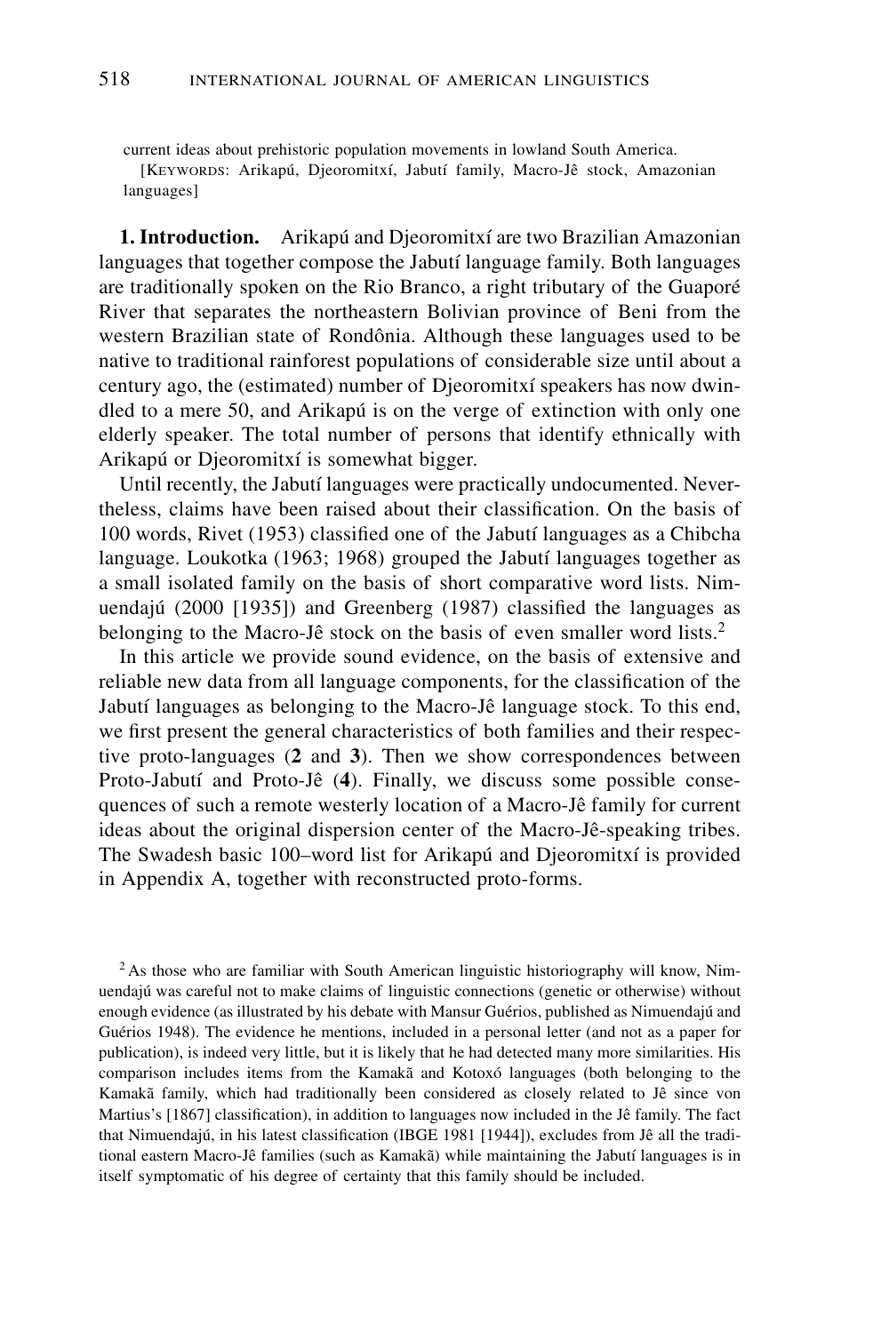current ideas about prehistoric population movements in lowland South America.

[Keywords: Arikapú, Djeoromitxí, Jabutí family, Macro-Jê stock, Amazonian languages]

**1. Introduction.** Arikapú and Djeoromitxí are two Brazilian Amazonian languages that together compose the Jabutí language family. Both languages are traditionally spoken on the Rio Branco, a right tributary of the Guaporé River that separates the northeastern Bolivian province of Beni from the western Brazilian state of Rondônia. Although these languages used to be native to traditional rainforest populations of considerable size until about a century ago, the (estimated) number of Djeoromitxí speakers has now dwindled to a mere 50, and Arikapú is on the verge of extinction with only one elderly speaker. The total number of persons that identify ethnically with Arikapú or Djeoromitxí is somewhat bigger.

Until recently, the Jabutí languages were practically undocumented. Nevertheless, claims have been raised about their classification. On the basis of 100 words, Rivet (1953) classified one of the Jabutí languages as a Chibcha language. Loukotka (1963; 1968) grouped the Jabutí languages together as a small isolated family on the basis of short comparative word lists. Nimuendajú (2000 [1935]) and Greenberg (1987) classified the languages as belonging to the Macro-Jê stock on the basis of even smaller word lists.[2]

In this article we provide sound evidence, on the basis of extensive and reliable new data from all language components, for the classification of the Jabutí languages as belonging to the Macro-Jê language stock. To this end, we first present the general characteristics of both families and their respective proto-languages (**2** and **3**). Then we show correspondences between Proto-Jabutí and Proto-Jê (**4**). Finally, we discuss some possible consequences of such a remote westerly location of a Macro-Jê family for current ideas about the original dispersion center of the Macro-Jê-speaking tribes. The Swadesh basic 100–word list for Arikapú and Djeoromitxí is provided in Appendix A, together with reconstructed proto-forms.

[2] As those who are familiar with South American linguistic historiography will know, Nimuendajú was careful not to make claims of linguistic connections (genetic or otherwise) without enough evidence (as illustrated by his debate with Mansur Guérios, published as Nimuendajú and Guérios 1948). The evidence he mentions, included in a personal letter (and not as a paper for publication), is indeed very little, but it is likely that he had detected many more similarities. His comparison includes items from the Kamakã and Kotoxó languages (both belonging to the Kamakã family, which had traditionally been considered as closely related to Jê since von Martius's [1867] classification), in addition to languages now included in the Jê family. The fact that Nimuendajú, in his latest classification (IBGE 1981 [1944]), excludes from Jê all the traditional eastern Macro-Jê families (such as Kamakã) while maintaining the Jabutí languages is in itself symptomatic of his degree of certainty that this family should be included.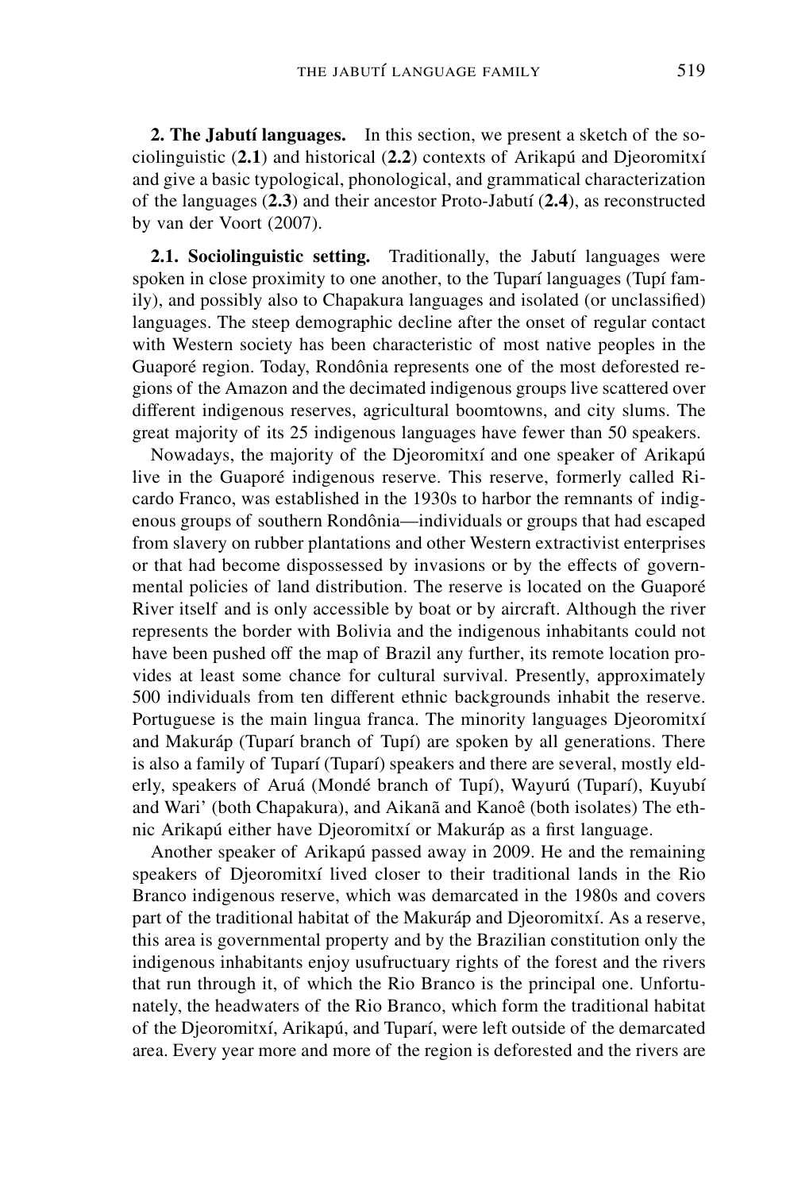**2. The Jabutí languages.** In this section, we present a sketch of the sociolinguistic (**2.1**) and historical (**2.2**) contexts of Arikapú and Djeoromitxí and give a basic typological, phonological, and grammatical characterization of the languages (**2.3**) and their ancestor Proto-Jabutí (**2.4**), as reconstructed by van der Voort (2007).

**2.1. Sociolinguistic setting.** Traditionally, the Jabutí languages were spoken in close proximity to one another, to the Tuparí languages (Tupí family), and possibly also to Chapakura languages and isolated (or unclassified) languages. The steep demographic decline after the onset of regular contact with Western society has been characteristic of most native peoples in the Guaporé region. Today, Rondônia represents one of the most deforested regions of the Amazon and the decimated indigenous groups live scattered over different indigenous reserves, agricultural boomtowns, and city slums. The great majority of its 25 indigenous languages have fewer than 50 speakers.

Nowadays, the majority of the Djeoromitxí and one speaker of Arikapú live in the Guaporé indigenous reserve. This reserve, formerly called Ricardo Franco, was established in the 1930s to harbor the remnants of indigenous groups of southern Rondônia—individuals or groups that had escaped from slavery on rubber plantations and other Western extractivist enterprises or that had become dispossessed by invasions or by the effects of governmental policies of land distribution. The reserve is located on the Guaporé River itself and is only accessible by boat or by aircraft. Although the river represents the border with Bolivia and the indigenous inhabitants could not have been pushed off the map of Brazil any further, its remote location provides at least some chance for cultural survival. Presently, approximately 500 individuals from ten different ethnic backgrounds inhabit the reserve. Portuguese is the main lingua franca. The minority languages Djeoromitxí and Makuráp (Tuparí branch of Tupí) are spoken by all generations. There is also a family of Tuparí (Tuparí) speakers and there are several, mostly elderly, speakers of Aruá (Mondé branch of Tupí), Wayurú (Tuparí), Kuyubí and Wari' (both Chapakura), and Aikanã and Kanoê (both isolates) The ethnic Arikapú either have Djeoromitxí or Makuráp as a first language.

Another speaker of Arikapú passed away in 2009. He and the remaining speakers of Djeoromitxí lived closer to their traditional lands in the Rio Branco indigenous reserve, which was demarcated in the 1980s and covers part of the traditional habitat of the Makuráp and Djeoromitxí. As a reserve, this area is governmental property and by the Brazilian constitution only the indigenous inhabitants enjoy usufructuary rights of the forest and the rivers that run through it, of which the Rio Branco is the principal one. Unfortunately, the headwaters of the Rio Branco, which form the traditional habitat of the Djeoromitxí, Arikapú, and Tuparí, were left outside of the demarcated area. Every year more and more of the region is deforested and the rivers are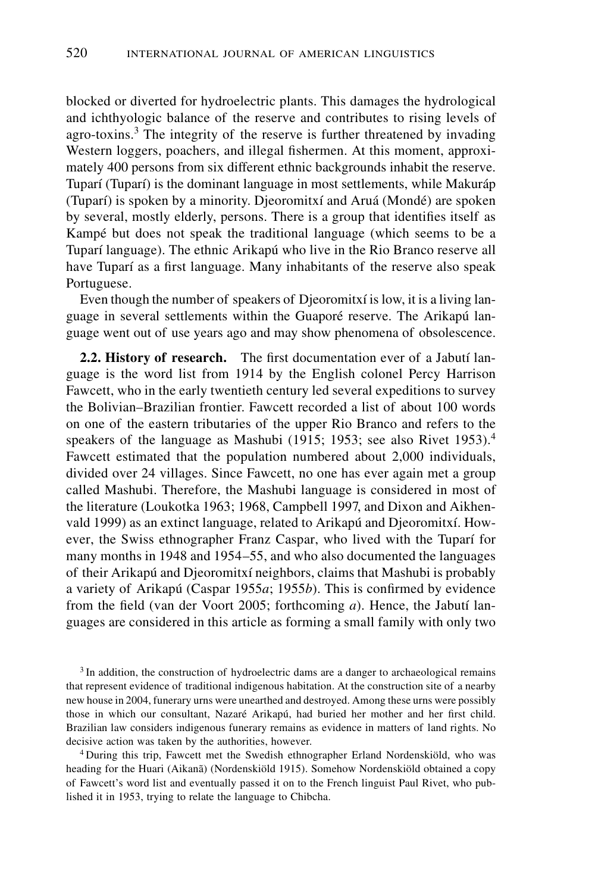blocked or diverted for hydroelectric plants. This damages the hydrological and ichthyologic balance of the reserve and contributes to rising levels of agro-toxins.[3] The integrity of the reserve is further threatened by invading Western loggers, poachers, and illegal fishermen. At this moment, approximately 400 persons from six different ethnic backgrounds inhabit the reserve. Tuparí (Tuparí) is the dominant language in most settlements, while Makuráp (Tuparí) is spoken by a minority. Djeoromitxí and Aruá (Mondé) are spoken by several, mostly elderly, persons. There is a group that identifies itself as Kampé but does not speak the traditional language (which seems to be a Tuparí language). The ethnic Arikapú who live in the Rio Branco reserve all have Tuparí as a first language. Many inhabitants of the reserve also speak Portuguese.

Even though the number of speakers of Djeoromitxí is low, it is a living language in several settlements within the Guaporé reserve. The Arikapú language went out of use years ago and may show phenomena of obsolescence.

**2.2. History of research.** The first documentation ever of a Jabutí language is the word list from 1914 by the English colonel Percy Harrison Fawcett, who in the early twentieth century led several expeditions to survey the Bolivian–Brazilian frontier. Fawcett recorded a list of about 100 words on one of the eastern tributaries of the upper Rio Branco and refers to the speakers of the language as Mashubi (1915; 1953; see also Rivet 1953).[4] Fawcett estimated that the population numbered about 2,000 individuals, divided over 24 villages. Since Fawcett, no one has ever again met a group called Mashubi. Therefore, the Mashubi language is considered in most of the literature (Loukotka 1963; 1968, Campbell 1997, and Dixon and Aikhenvald 1999) as an extinct language, related to Arikapú and Djeoromitxí. However, the Swiss ethnographer Franz Caspar, who lived with the Tuparí for many months in 1948 and 1954–55, and who also documented the languages of their Arikapú and Djeoromitxí neighbors, claims that Mashubi is probably a variety of Arikapú (Caspar 1955*a*; 1955*b*). This is confirmed by evidence from the field (van der Voort 2005; forthcoming *a*). Hence, the Jabutí languages are considered in this article as forming a small family with only two

[3] In addition, the construction of hydroelectric dams are a danger to archaeological remains that represent evidence of traditional indigenous habitation. At the construction site of a nearby new house in 2004, funerary urns were unearthed and destroyed. Among these urns were possibly those in which our consultant, Nazaré Arikapú, had buried her mother and her first child. Brazilian law considers indigenous funerary remains as evidence in matters of land rights. No decisive action was taken by the authorities, however.

[4] During this trip, Fawcett met the Swedish ethnographer Erland Nordenskiöld, who was heading for the Huari (Aikanã) (Nordenskiöld 1915). Somehow Nordenskiöld obtained a copy of Fawcett's word list and eventually passed it on to the French linguist Paul Rivet, who published it in 1953, trying to relate the language to Chibcha.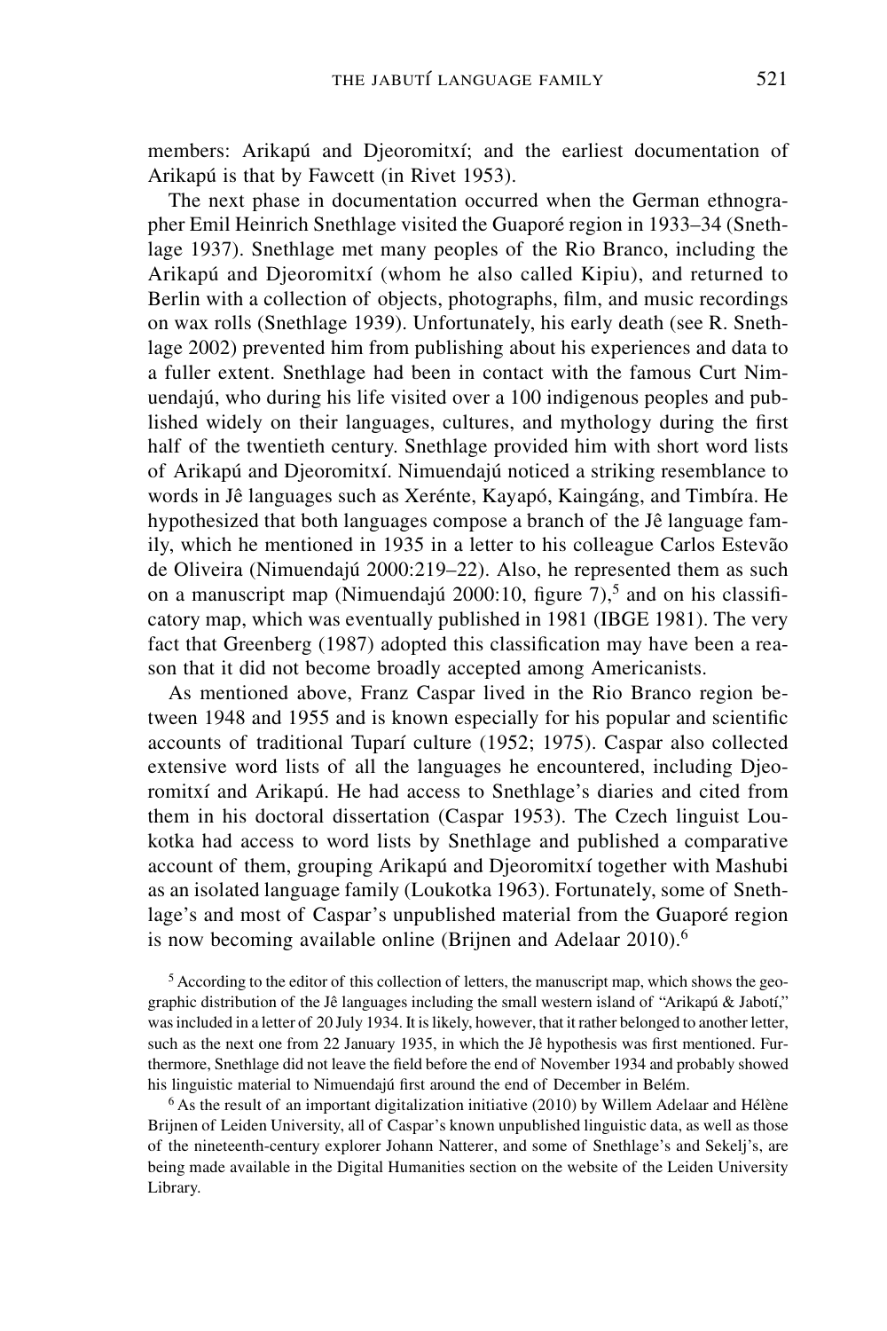members: Arikapú and Djeoromitxí; and the earliest documentation of Arikapú is that by Fawcett (in Rivet 1953).

The next phase in documentation occurred when the German ethnographer Emil Heinrich Snethlage visited the Guaporé region in 1933–34 (Snethlage 1937). Snethlage met many peoples of the Rio Branco, including the Arikapú and Djeoromitxí (whom he also called Kipiu), and returned to Berlin with a collection of objects, photographs, film, and music recordings on wax rolls (Snethlage 1939). Unfortunately, his early death (see R. Snethlage 2002) prevented him from publishing about his experiences and data to a fuller extent. Snethlage had been in contact with the famous Curt Nimuendajú, who during his life visited over a 100 indigenous peoples and published widely on their languages, cultures, and mythology during the first half of the twentieth century. Snethlage provided him with short word lists of Arikapú and Djeoromitxí. Nimuendajú noticed a striking resemblance to words in Jê languages such as Xerénte, Kayapó, Kaingáng, and Timbíra. He hypothesized that both languages compose a branch of the Jê language family, which he mentioned in 1935 in a letter to his colleague Carlos Estevão de Oliveira (Nimuendajú 2000:219–22). Also, he represented them as such on a manuscript map (Nimuendajú 2000:10, figure 7),[5] and on his classificatory map, which was eventually published in 1981 (IBGE 1981). The very fact that Greenberg (1987) adopted this classification may have been a reason that it did not become broadly accepted among Americanists.

As mentioned above, Franz Caspar lived in the Rio Branco region between 1948 and 1955 and is known especially for his popular and scientific accounts of traditional Tuparí culture (1952; 1975). Caspar also collected extensive word lists of all the languages he encountered, including Djeoromitxí and Arikapú. He had access to Snethlage's diaries and cited from them in his doctoral dissertation (Caspar 1953). The Czech linguist Loukotka had access to word lists by Snethlage and published a comparative account of them, grouping Arikapú and Djeoromitxí together with Mashubi as an isolated language family (Loukotka 1963). Fortunately, some of Snethlage's and most of Caspar's unpublished material from the Guaporé region is now becoming available online (Brijnen and Adelaar 2010).[6]

[5] According to the editor of this collection of letters, the manuscript map, which shows the geographic distribution of the Jê languages including the small western island of "Arikapú & Jabotí," was included in a letter of 20 July 1934. It is likely, however, that it rather belonged to another letter, such as the next one from 22 January 1935, in which the Jê hypothesis was first mentioned. Furthermore, Snethlage did not leave the field before the end of November 1934 and probably showed his linguistic material to Nimuendajú first around the end of December in Belém.

[6] As the result of an important digitalization initiative (2010) by Willem Adelaar and Hélène Brijnen of Leiden University, all of Caspar's known unpublished linguistic data, as well as those of the nineteenth-century explorer Johann Natterer, and some of Snethlage's and Sekelj's, are being made available in the Digital Humanities section on the website of the Leiden University Library.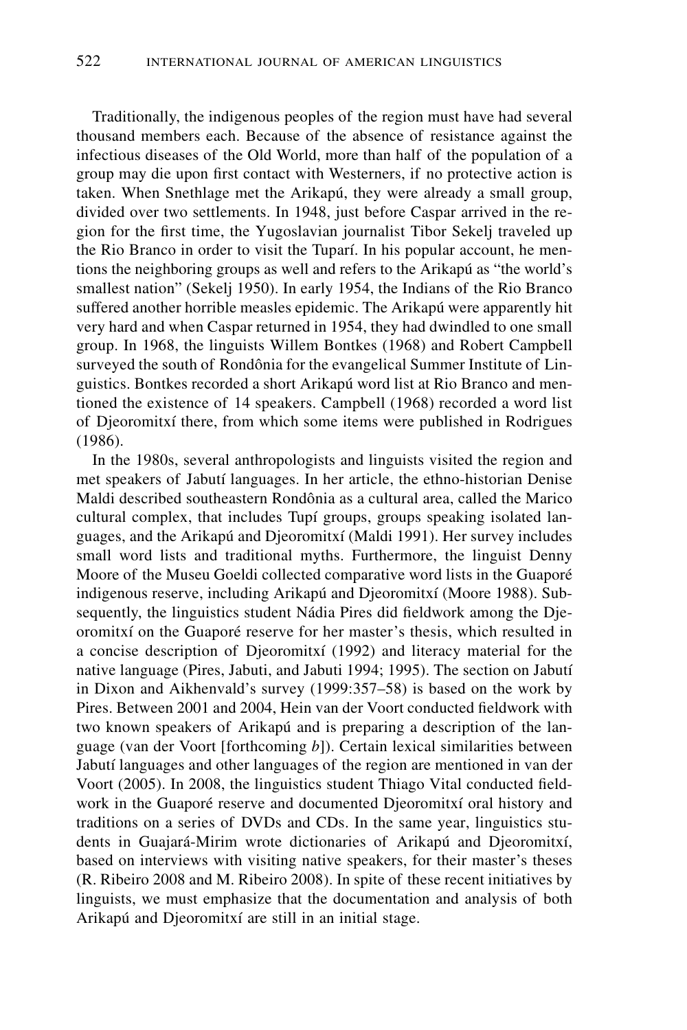Traditionally, the indigenous peoples of the region must have had several thousand members each. Because of the absence of resistance against the infectious diseases of the Old World, more than half of the population of a group may die upon first contact with Westerners, if no protective action is taken. When Snethlage met the Arikapú, they were already a small group, divided over two settlements. In 1948, just before Caspar arrived in the region for the first time, the Yugoslavian journalist Tibor Sekelj traveled up the Rio Branco in order to visit the Tuparí. In his popular account, he mentions the neighboring groups as well and refers to the Arikapú as "the world's smallest nation" (Sekelj 1950). In early 1954, the Indians of the Rio Branco suffered another horrible measles epidemic. The Arikapú were apparently hit very hard and when Caspar returned in 1954, they had dwindled to one small group. In 1968, the linguists Willem Bontkes (1968) and Robert Campbell surveyed the south of Rondônia for the evangelical Summer Institute of Linguistics. Bontkes recorded a short Arikapú word list at Rio Branco and mentioned the existence of 14 speakers. Campbell (1968) recorded a word list of Djeoromitxí there, from which some items were published in Rodrigues (1986).

In the 1980s, several anthropologists and linguists visited the region and met speakers of Jabutí languages. In her article, the ethno-historian Denise Maldi described southeastern Rondônia as a cultural area, called the Marico cultural complex, that includes Tupí groups, groups speaking isolated languages, and the Arikapú and Djeoromitxí (Maldi 1991). Her survey includes small word lists and traditional myths. Furthermore, the linguist Denny Moore of the Museu Goeldi collected comparative word lists in the Guaporé indigenous reserve, including Arikapú and Djeoromitxí (Moore 1988). Subsequently, the linguistics student Nádia Pires did fieldwork among the Djeoromitxí on the Guaporé reserve for her master's thesis, which resulted in a concise description of Djeoromitxí (1992) and literacy material for the native language (Pires, Jabuti, and Jabuti 1994; 1995). The section on Jabutí in Dixon and Aikhenvald's survey (1999:357–58) is based on the work by Pires. Between 2001 and 2004, Hein van der Voort conducted fieldwork with two known speakers of Arikapú and is preparing a description of the language (van der Voort [forthcoming *b*]). Certain lexical similarities between Jabutí languages and other languages of the region are mentioned in van der Voort (2005). In 2008, the linguistics student Thiago Vital conducted fieldwork in the Guaporé reserve and documented Djeoromitxí oral history and traditions on a series of DVDs and CDs. In the same year, linguistics students in Guajará-Mirim wrote dictionaries of Arikapú and Djeoromitxí, based on interviews with visiting native speakers, for their master's theses (R. Ribeiro 2008 and M. Ribeiro 2008). In spite of these recent initiatives by linguists, we must emphasize that the documentation and analysis of both Arikapú and Djeoromitxí are still in an initial stage.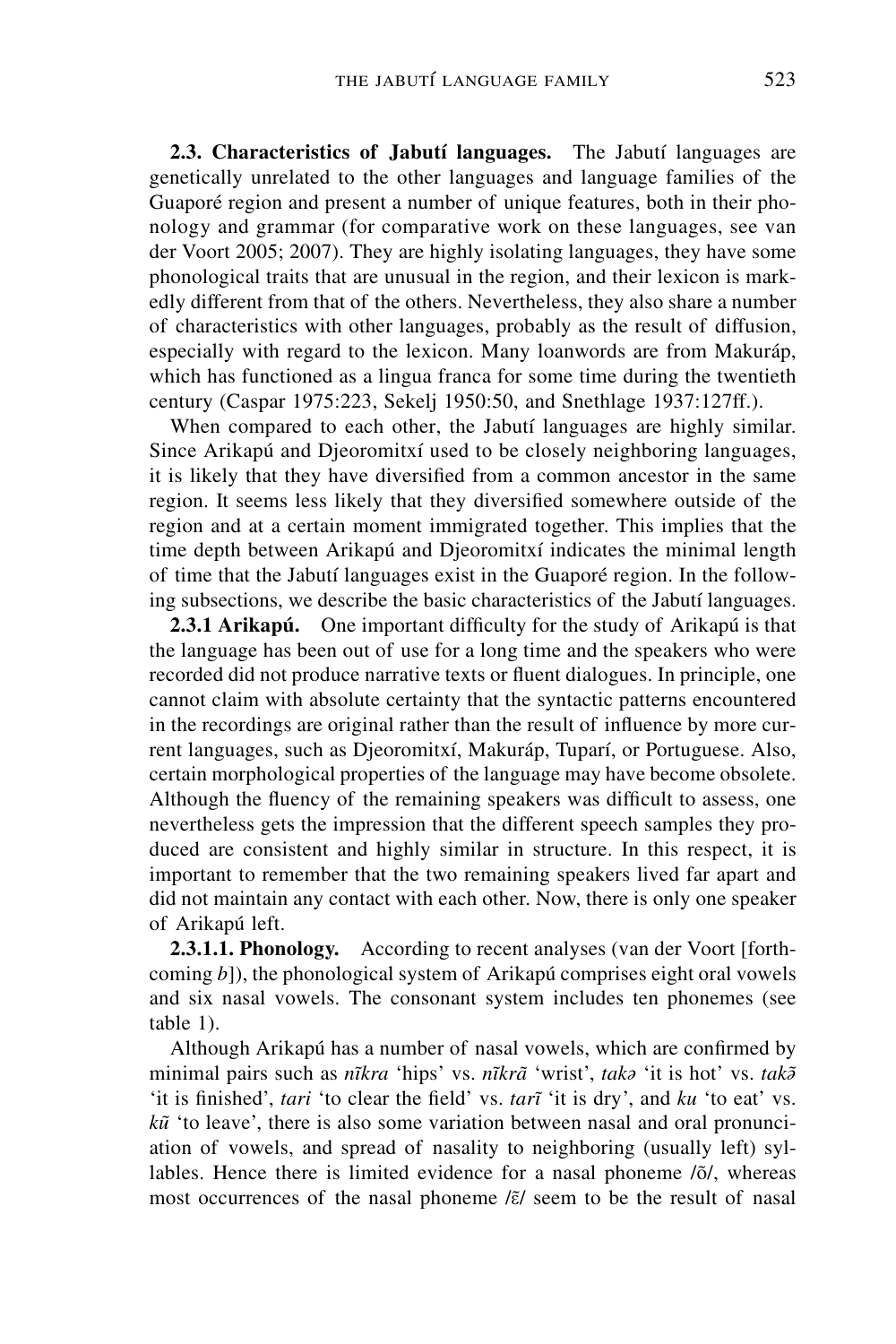**2.3. Characteristics of Jabutí languages.** The Jabutí languages are genetically unrelated to the other languages and language families of the Guaporé region and present a number of unique features, both in their phonology and grammar (for comparative work on these languages, see van der Voort 2005; 2007). They are highly isolating languages, they have some phonological traits that are unusual in the region, and their lexicon is markedly different from that of the others. Nevertheless, they also share a number of characteristics with other languages, probably as the result of diffusion, especially with regard to the lexicon. Many loanwords are from Makuráp, which has functioned as a lingua franca for some time during the twentieth century (Caspar 1975:223, Sekelj 1950:50, and Snethlage 1937:127ff.).

When compared to each other, the Jabutí languages are highly similar. Since Arikapú and Djeoromitxí used to be closely neighboring languages, it is likely that they have diversified from a common ancestor in the same region. It seems less likely that they diversified somewhere outside of the region and at a certain moment immigrated together. This implies that the time depth between Arikapú and Djeoromitxí indicates the minimal length of time that the Jabutí languages exist in the Guaporé region. In the following subsections, we describe the basic characteristics of the Jabutí languages.

**2.3.1 Arikapú.** One important difficulty for the study of Arikapú is that the language has been out of use for a long time and the speakers who were recorded did not produce narrative texts or fluent dialogues. In principle, one cannot claim with absolute certainty that the syntactic patterns encountered in the recordings are original rather than the result of influence by more current languages, such as Djeoromitxí, Makuráp, Tuparí, or Portuguese. Also, certain morphological properties of the language may have become obsolete. Although the fluency of the remaining speakers was difficult to assess, one nevertheless gets the impression that the different speech samples they produced are consistent and highly similar in structure. In this respect, it is important to remember that the two remaining speakers lived far apart and did not maintain any contact with each other. Now, there is only one speaker of Arikapú left.

**2.3.1.1. Phonology.** According to recent analyses (van der Voort [forthcoming *b*]), the phonological system of Arikapú comprises eight oral vowels and six nasal vowels. The consonant system includes ten phonemes (see table 1).

Although Arikapú has a number of nasal vowels, which are confirmed by minimal pairs such as *nĩkra* 'hips' vs. *nĩkrã* 'wrist', *takə* 'it is hot' vs. *takə̃* 'it is finished', *tari* 'to clear the field' vs. *tarĩ* 'it is dry', and *ku* 'to eat' vs. *kũ* 'to leave', there is also some variation between nasal and oral pronunciation of vowels, and spread of nasality to neighboring (usually left) syllables. Hence there is limited evidence for a nasal phoneme /õ/, whereas most occurrences of the nasal phoneme /ɛ̃/ seem to be the result of nasal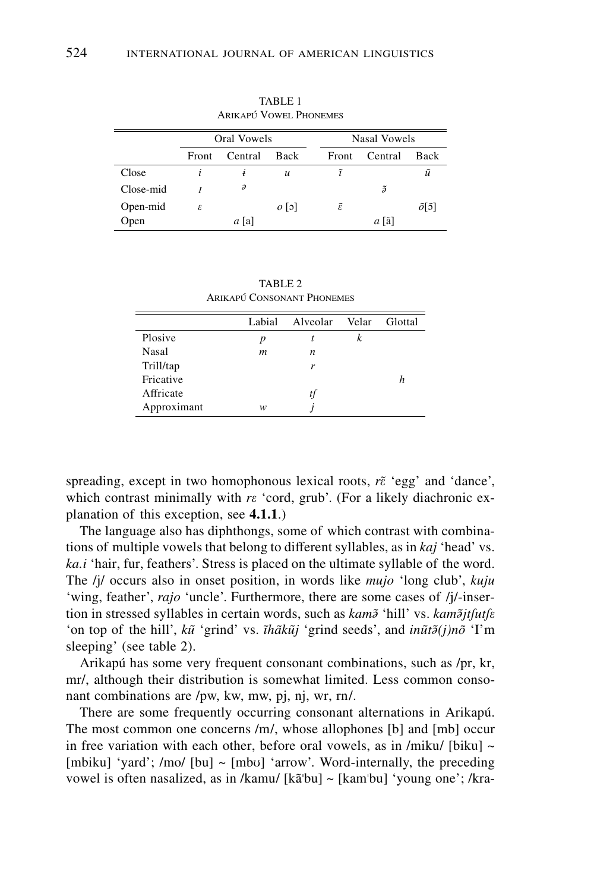TABLE 1
ARIKAPÚ VOWEL PHONEMES

| | Oral Vowels | | | Nasal Vowels | | |
|---|---|---|---|---|---|---|
| | Front | Central | Back | Front | Central | Back |
| Close | *i* | *ɨ* | *u* | *ĩ* | | *ũ* |
| Close-mid | *ɪ* | *ə* | | | *ə̃* | |
| Open-mid | *ɛ* | | *o* [ɔ] | *ɛ̃* | | *õ*[ɔ̃] |
| Open | | *a* [a] | | | *a* [ã] | |

TABLE 2
ARIKAPÚ CONSONANT PHONEMES

| | Labial | Alveolar | Velar | Glottal |
|---|---|---|---|---|
| Plosive | *p* | *t* | *k* | |
| Nasal | *m* | *n* | | |
| Trill/tap | | *r* | | |
| Fricative | | | | *h* |
| Affricate | | *tʃ* | | |
| Approximant | *w* | *j* | | |

spreading, except in two homophonous lexical roots, *rɛ̃* 'egg' and 'dance', which contrast minimally with *rɛ* 'cord, grub'. (For a likely diachronic explanation of this exception, see **4.1.1**.)

The language also has diphthongs, some of which contrast with combinations of multiple vowels that belong to different syllables, as in *kaj* 'head' vs. *ka.i* 'hair, fur, feathers'. Stress is placed on the ultimate syllable of the word. The /j/ occurs also in onset position, in words like *mujo* 'long club', *kuju* 'wing, feather', *rajo* 'uncle'. Furthermore, there are some cases of /j/-insertion in stressed syllables in certain words, such as *kamə̃* 'hill' vs. *kamə̃jtʃutʃɛ* 'on top of the hill', *kũ* 'grind' vs. *ĩhãkũj* 'grind seeds', and *inũtə̃(j)nõ* 'I'm sleeping' (see table 2).

Arikapú has some very frequent consonant combinations, such as /pr, kr, mr/, although their distribution is somewhat limited. Less common consonant combinations are /pw, kw, mw, pj, nj, wr, rn/.

There are some frequently occurring consonant alternations in Arikapú. The most common one concerns /m/, whose allophones [b] and [mb] occur in free variation with each other, before oral vowels, as in /miku/ [biku] ~ [mbiku] 'yard'; /mo/ [bu] ~ [mbʊ] 'arrow'. Word-internally, the preceding vowel is often nasalized, as in /kamu/ [kãˈbu] ~ [kamˈbu] 'young one'; /kra-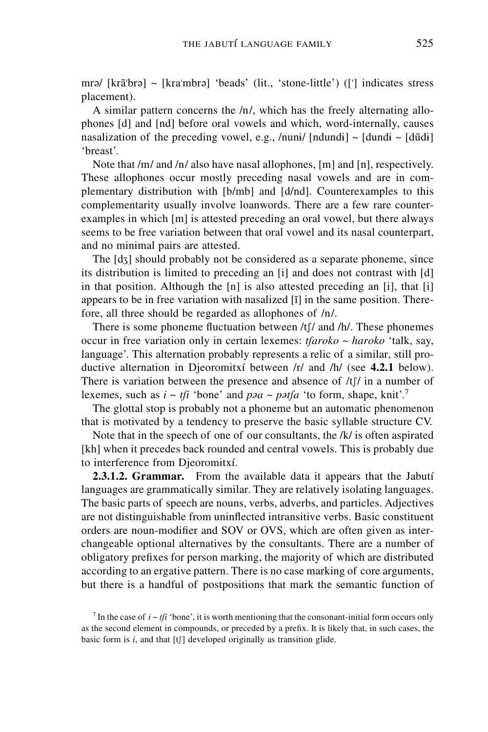mrə/ [krãˈbrə] ~ [kraˈmbrə] 'beads' (lit., 'stone-little') ([ˈ] indicates stress placement).

A similar pattern concerns the /n/, which has the freely alternating allophones [d] and [nd] before oral vowels and which, word-internally, causes nasalization of the preceding vowel, e.g., /nunɨ/ [ndundɨ] ~ [dundɨ ~ [dũdɨ] 'breast'.

Note that /m/ and /n/ also have nasal allophones, [m] and [n], respectively. These allophones occur mostly preceding nasal vowels and are in complementary distribution with [b/mb] and [d/nd]. Counterexamples to this complementarity usually involve loanwords. There are a few rare counterexamples in which [m] is attested preceding an oral vowel, but there always seems to be free variation between that oral vowel and its nasal counterpart, and no minimal pairs are attested.

The [dʒ] should probably not be considered as a separate phoneme, since its distribution is limited to preceding an [i] and does not contrast with [d] in that position. Although the [n] is also attested preceding an [i], that [i] appears to be in free variation with nasalized [ĩ] in the same position. Therefore, all three should be regarded as allophones of /n/.

There is some phoneme fluctuation between /tʃ/ and /h/. These phonemes occur in free variation only in certain lexemes: *tʃaroko* ~ *haroko* 'talk, say, language'. This alternation probably represents a relic of a similar, still productive alternation in Djeoromitxí between /r/ and /h/ (see **4.2.1** below). There is variation between the presence and absence of /tʃ/ in a number of lexemes, such as *i* ~ *tʃi* 'bone' and *pəa* ~ *pətʃa* 'to form, shape, knit'.[7]

The glottal stop is probably not a phoneme but an automatic phenomenon that is motivated by a tendency to preserve the basic syllable structure CV.

Note that in the speech of one of our consultants, the /k/ is often aspirated [kh] when it precedes back rounded and central vowels. This is probably due to interference from Djeoromitxí.

**2.3.1.2. Grammar.** From the available data it appears that the Jabutí languages are grammatically similar. They are relatively isolating languages. The basic parts of speech are nouns, verbs, adverbs, and particles. Adjectives are not distinguishable from uninflected intransitive verbs. Basic constituent orders are noun-modifier and SOV or OVS, which are often given as interchangeable optional alternatives by the consultants. There are a number of obligatory prefixes for person marking, the majority of which are distributed according to an ergative pattern. There is no case marking of core arguments, but there is a handful of postpositions that mark the semantic function of

[7] In the case of *i* ~ *tʃi* 'bone', it is worth mentioning that the consonant-initial form occurs only as the second element in compounds, or preceded by a prefix. It is likely that, in such cases, the basic form is *i*, and that [tʃ] developed originally as transition glide.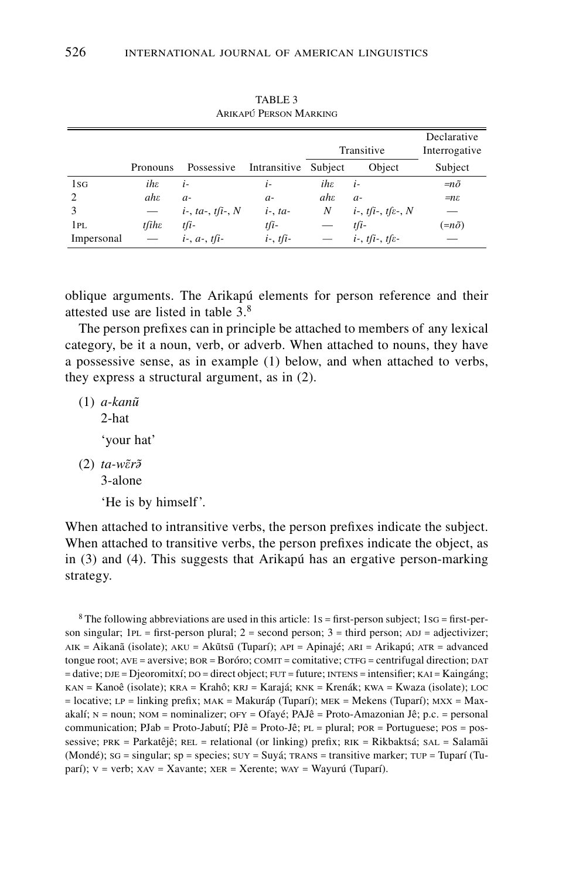TABLE 3
ARIKAPÚ PERSON MARKING

| | Pronouns | Possessive | Intransitive | Transitive | | Declarative Interrogative |
|---|---|---|---|---|---|---|
| | | | | Subject | Object | Subject |
| 1SG | *ihɛ* | *i-* | *i-* | *ihɛ* | *i-* | *=nɔ̃* |
| 2 | *ahɛ* | *a-* | *a-* | *ahɛ* | *a-* | *=nɛ* |
| 3 | — | *i-*, *ta-*, *tʃi-*, *N* | *i-*, *ta-* | *N* | *i-*, *tʃi-*, *tʃɛ-*, *N* | — |
| 1PL | *tʃihɛ* | *tʃi-* | *tʃi-* | — | *tʃi-* | (*=nɔ̃*) |
| Impersonal | — | *i-*, *a-*, *tʃi-* | *i-*, *tʃi-* | — | *i-*, *tʃi-*, *tʃɛ-* | — |

oblique arguments. The Arikapú elements for person reference and their attested use are listed in table 3.[8]

The person prefixes can in principle be attached to members of any lexical category, be it a noun, verb, or adverb. When attached to nouns, they have a possessive sense, as in example (1) below, and when attached to verbs, they express a structural argument, as in (2).

(1) *a-kanũ*
2-hat
'your hat'

(2) *ta-wɛ̃rə̃*
3-alone
'He is by himself'.

When attached to intransitive verbs, the person prefixes indicate the subject. When attached to transitive verbs, the person prefixes indicate the object, as in (3) and (4). This suggests that Arikapú has an ergative person-marking strategy.

[8] The following abbreviations are used in this article: 1S = first-person subject; 1SG = first-person singular; 1PL = first-person plural; 2 = second person; 3 = third person; ADJ = adjectivizer; AIK = Aikanã (isolate); AKU = Akũtsũ (Tuparí); API = Apinajé; ARI = Arikapú; ATR = advanced tongue root; AVE = aversive; BOR = Boróro; COMIT = comitative; CTFG = centrifugal direction; DAT = dative; DJE = Djeoromitxí; DO = direct object; FUT = future; INTENS = intensifier; KAI = Kaingáng; KAN = Kanoê (isolate); KRA = Krahô; KRJ = Karajá; KNK = Krenák; KWA = Kwaza (isolate); LOC = locative; LP = linking prefix; MAK = Makuráp (Tuparí); MEK = Mekens (Tuparí); MXX = Maxakalí; N = noun; NOM = nominalizer; OFY = Ofayé; PAJê = Proto-Amazonian Jê; p.c. = personal communication; PJab = Proto-Jabutí; PJê = Proto-Jê; PL = plural; POR = Portuguese; POS = possessive; PRK = Parkatêjê; REL = relational (or linking) prefix; RIK = Rikbaktsá; SAL = Salamãi (Mondé); SG = singular; sp = species; SUY = Suyá; TRANS = transitive marker; TUP = Tuparí (Tuparí); V = verb; XAV = Xavante; XER = Xerente; WAY = Wayurú (Tuparí).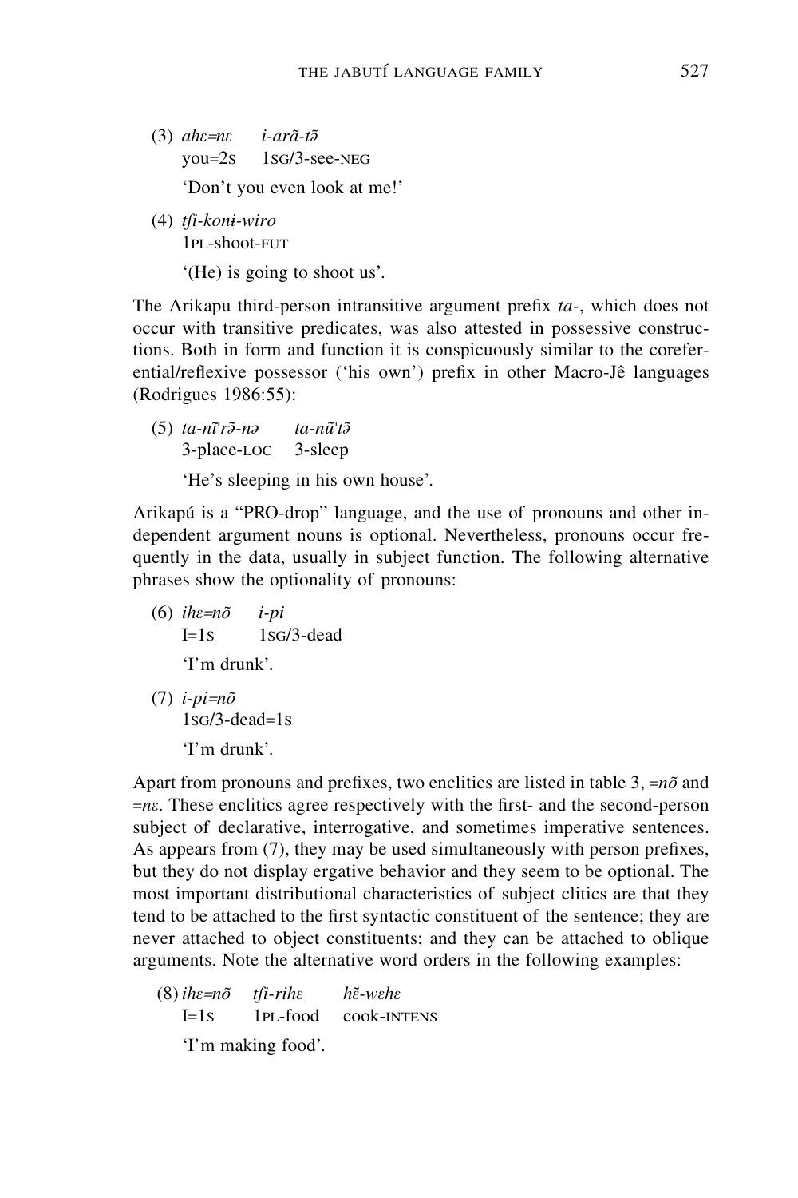(3) *ahɛ=nɛ i-arã-tə̃*
you=2s 1SG/3-see-NEG
'Don't you even look at me!'

(4) *tʃi-konɨ-wiro*
1PL-shoot-FUT
'(He) is going to shoot us'.

The Arikapu third-person intransitive argument prefix *ta-*, which does not occur with transitive predicates, was also attested in possessive constructions. Both in form and function it is conspicuously similar to the coreferential/reflexive possessor ('his own') prefix in other Macro-Jê languages (Rodrigues 1986:55):

(5) *ta-nĩ'rə̃-nə ta-nũ'tə̃*
3-place-LOC 3-sleep
'He's sleeping in his own house'.

Arikapú is a "PRO-drop" language, and the use of pronouns and other independent argument nouns is optional. Nevertheless, pronouns occur frequently in the data, usually in subject function. The following alternative phrases show the optionality of pronouns:

(6) *ihɛ=nõ i-pi*
I=1s 1SG/3-dead
'I'm drunk'.

(7) *i-pi=nõ*
1SG/3-dead=1s
'I'm drunk'.

Apart from pronouns and prefixes, two enclitics are listed in table 3, *=nõ* and *=nɛ*. These enclitics agree respectively with the first- and the second-person subject of declarative, interrogative, and sometimes imperative sentences. As appears from (7), they may be used simultaneously with person prefixes, but they do not display ergative behavior and they seem to be optional. The most important distributional characteristics of subject clitics are that they tend to be attached to the first syntactic constituent of the sentence; they are never attached to object constituents; and they can be attached to oblique arguments. Note the alternative word orders in the following examples:

(8) *ihɛ=nõ tʃi-rihɛ hɛ̃-wɛhɛ*
I=1s 1PL-food cook-INTENS
'I'm making food'.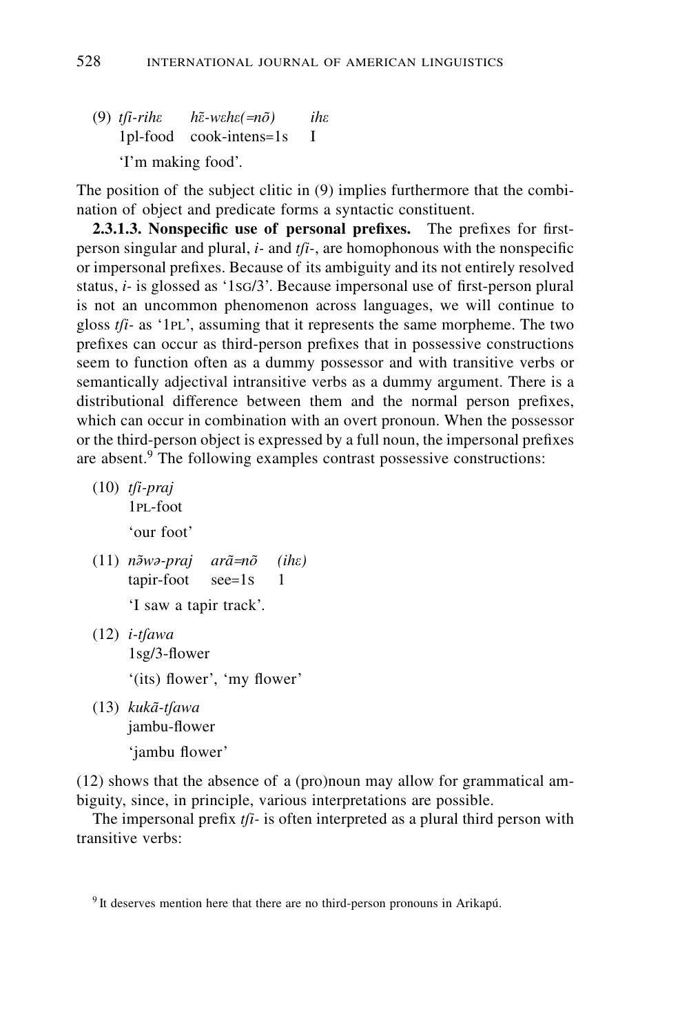(9) *tʃi-rihɛ* *hɛ̃-wɛhɛ(=nõ)* *ihɛ*
1pl-food cook-intens=1s I
'I'm making food'.

The position of the subject clitic in (9) implies furthermore that the combination of object and predicate forms a syntactic constituent.

**2.3.1.3. Nonspecific use of personal prefixes.** The prefixes for first-person singular and plural, *i-* and *tʃi-*, are homophonous with the nonspecific or impersonal prefixes. Because of its ambiguity and its not entirely resolved status, *i-* is glossed as '1SG/3'. Because impersonal use of first-person plural is not an uncommon phenomenon across languages, we will continue to gloss *tʃi-* as '1PL', assuming that it represents the same morpheme. The two prefixes can occur as third-person prefixes that in possessive constructions seem to function often as a dummy possessor and with transitive verbs or semantically adjectival intransitive verbs as a dummy argument. There is a distributional difference between them and the normal person prefixes, which can occur in combination with an overt pronoun. When the possessor or the third-person object is expressed by a full noun, the impersonal prefixes are absent.[9] The following examples contrast possessive constructions:

(10) *tʃi-praj*
1PL-foot
'our foot'

(11) *nə̃wə-praj* *arã=nõ* *(ihɛ)*
tapir-foot see=1s 1
'I saw a tapir track'.

(12) *i-tʃawa*
1sg/3-flower
'(its) flower', 'my flower'

(13) *kukã-tʃawa*
jambu-flower
'jambu flower'

(12) shows that the absence of a (pro)noun may allow for grammatical ambiguity, since, in principle, various interpretations are possible.

The impersonal prefix *tʃi-* is often interpreted as a plural third person with transitive verbs:

[9] It deserves mention here that there are no third-person pronouns in Arikapú.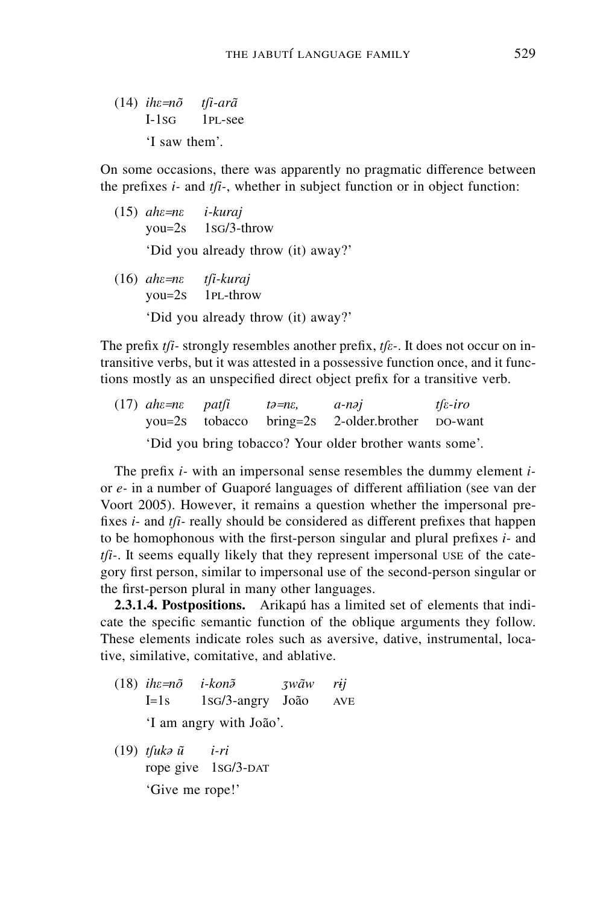(14) *ihɛ=nõ tʃi-arã*
I-1SG 1PL-see
'I saw them'.

On some occasions, there was apparently no pragmatic difference between the prefixes *i-* and *tʃi-*, whether in subject function or in object function:

(15) *ahɛ=nɛ i-kuraj*
you=2S 1SG/3-throw
'Did you already throw (it) away?'

(16) *ahɛ=nɛ tʃi-kuraj*
you=2S 1PL-throw
'Did you already throw (it) away?'

The prefix *tʃi-* strongly resembles another prefix, *tʃɛ-*. It does not occur on intransitive verbs, but it was attested in a possessive function once, and it functions mostly as an unspecified direct object prefix for a transitive verb.

(17) *ahɛ=nɛ patʃi tə=nɛ, a-nəj tʃɛ-iro*
you=2S tobacco bring=2S 2-older.brother DO-want
'Did you bring tobacco? Your older brother wants some'.

The prefix *i-* with an impersonal sense resembles the dummy element *i-* or *e-* in a number of Guaporé languages of different affiliation (see van der Voort 2005). However, it remains a question whether the impersonal prefixes *i-* and *tʃi-* really should be considered as different prefixes that happen to be homophonous with the first-person singular and plural prefixes *i-* and *tʃi-*. It seems equally likely that they represent impersonal USE of the category first person, similar to impersonal use of the second-person singular or the first-person plural in many other languages.

**2.3.1.4. Postpositions.** Arikapú has a limited set of elements that indicate the specific semantic function of the oblique arguments they follow. These elements indicate roles such as aversive, dative, instrumental, locative, similative, comitative, and ablative.

(18) *ihɛ=nõ i-konə̃ ʒwãw rɨj*
I=1S 1SG/3-angry João AVE
'I am angry with João'.

(19) *tʃukə ũ i-ri*
rope give 1SG/3-DAT
'Give me rope!'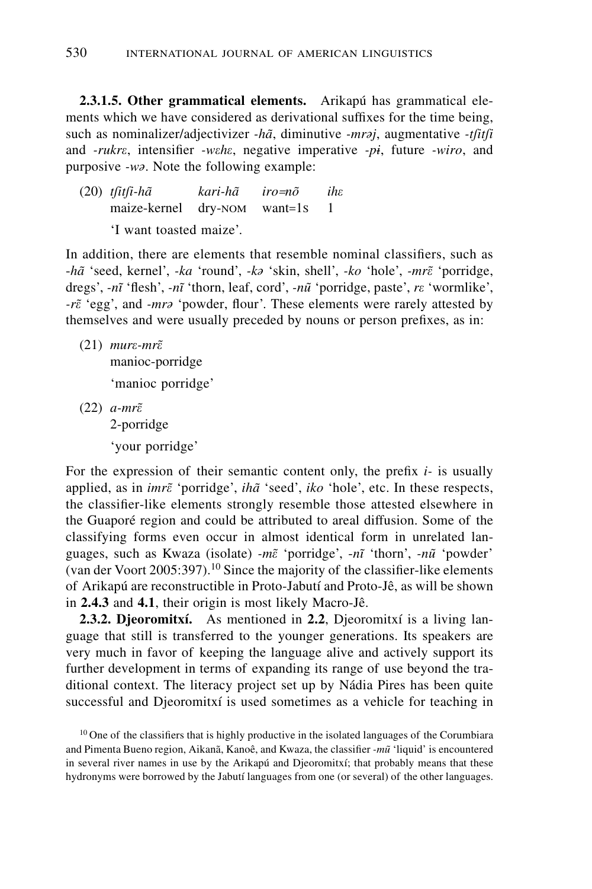**2.3.1.5. Other grammatical elements.** Arikapú has grammatical elements which we have considered as derivational suffixes for the time being, such as nominalizer/adjectivizer *-hã*, diminutive *-mrəj*, augmentative *-tʃitʃi* and *-rukrɛ*, intensifier *-wɛhɛ*, negative imperative *-pɨ*, future *-wiro*, and purposive *-wə*. Note the following example:

(20) *tʃitʃi-hã* *kari-hã* *iro=nõ* *ihɛ*
maize-kernel dry-NOM want=1S 1
'I want toasted maize'.

In addition, there are elements that resemble nominal classifiers, such as *-hã* 'seed, kernel', *-ka* 'round', *-kə* 'skin, shell', *-ko* 'hole', *-mrɛ̃* 'porridge, dregs', *-nĩ* 'flesh', *-nĩ* 'thorn, leaf, cord', *-nũ* 'porridge, paste', *rɛ* 'wormlike', *-rɛ̃* 'egg', and *-mrə* 'powder, flour'. These elements were rarely attested by themselves and were usually preceded by nouns or person prefixes, as in:

(21) *murɛ-mrɛ̃*
manioc-porridge
'manioc porridge'

(22) *a-mrɛ̃*
2-porridge
'your porridge'

For the expression of their semantic content only, the prefix *i-* is usually applied, as in *imrɛ̃* 'porridge', *ihã* 'seed', *iko* 'hole', etc. In these respects, the classifier-like elements strongly resemble those attested elsewhere in the Guaporé region and could be attributed to areal diffusion. Some of the classifying forms even occur in almost identical form in unrelated languages, such as Kwaza (isolate) *-mɛ̃* 'porridge', *-nĩ* 'thorn', *-nũ* 'powder' (van der Voort 2005:397).[10] Since the majority of the classifier-like elements of Arikapú are reconstructible in Proto-Jabutí and Proto-Jê, as will be shown in **2.4.3** and **4.1**, their origin is most likely Macro-Jê.

**2.3.2. Djeoromitxí.** As mentioned in **2.2**, Djeoromitxí is a living language that still is transferred to the younger generations. Its speakers are very much in favor of keeping the language alive and actively support its further development in terms of expanding its range of use beyond the traditional context. The literacy project set up by Nádia Pires has been quite successful and Djeoromitxí is used sometimes as a vehicle for teaching in

[10] One of the classifiers that is highly productive in the isolated languages of the Corumbiara and Pimenta Bueno region, Aikanã, Kanoê, and Kwaza, the classifier *-mũ* 'liquid' is encountered in several river names in use by the Arikapú and Djeoromitxí; that probably means that these hydronyms were borrowed by the Jabutí languages from one (or several) of the other languages.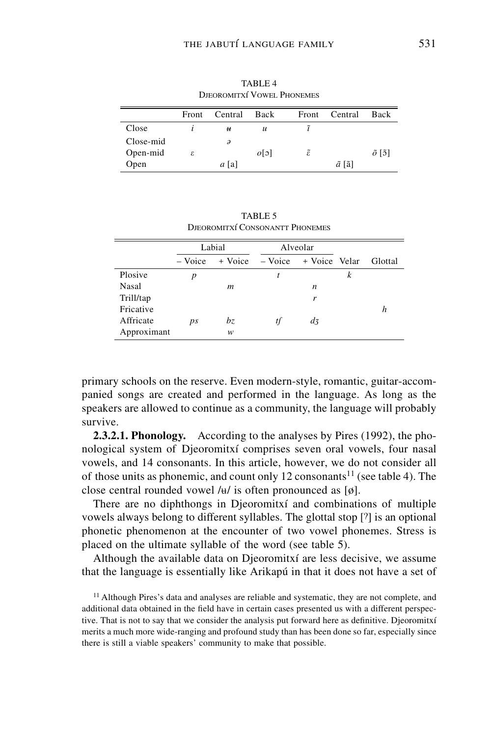TABLE 4
DJEOROMITXÍ VOWEL PHONEMES

| | Front | Central | Back | Front | Central | Back |
|---|---|---|---|---|---|---|
| Close | *i* | *ʉ* | *u* | *ĩ* | | |
| Close-mid | | *ə* | | | | |
| Open-mid | *ɛ* | | *o*[ɔ] | *ɛ̃* | | *õ* [ɔ̃] |
| Open | | *a* [a] | | | *ã* [ã] | |

TABLE 5
DJEOROMITXÍ CONSONANTT PHONEMES

| | Labial | | Alveolar | | | |
|---|---|---|---|---|---|---|
| | – Voice | + Voice | – Voice | + Voice | Velar | Glottal |
| Plosive | *p* | | *t* | | *k* | |
| Nasal | | *m* | | *n* | | |
| Trill/tap | | | | *r* | | |
| Fricative | | | | | | *h* |
| Affricate | *ps* | *bz* | *tʃ* | *dʒ* | | |
| Approximant | | *w* | | | | |

primary schools on the reserve. Even modern-style, romantic, guitar-accompanied songs are created and performed in the language. As long as the speakers are allowed to continue as a community, the language will probably survive.

**2.3.2.1. Phonology.** According to the analyses by Pires (1992), the phonological system of Djeoromitxí comprises seven oral vowels, four nasal vowels, and 14 consonants. In this article, however, we do not consider all of those units as phonemic, and count only 12 consonants[11] (see table 4). The close central rounded vowel /ʉ/ is often pronounced as [ø].

There are no diphthongs in Djeoromitxí and combinations of multiple vowels always belong to different syllables. The glottal stop [ʔ] is an optional phonetic phenomenon at the encounter of two vowel phonemes. Stress is placed on the ultimate syllable of the word (see table 5).

Although the available data on Djeoromitxí are less decisive, we assume that the language is essentially like Arikapú in that it does not have a set of

[11] Although Pires's data and analyses are reliable and systematic, they are not complete, and additional data obtained in the field have in certain cases presented us with a different perspective. That is not to say that we consider the analysis put forward here as definitive. Djeoromitxí merits a much more wide-ranging and profound study than has been done so far, especially since there is still a viable speakers' community to make that possible.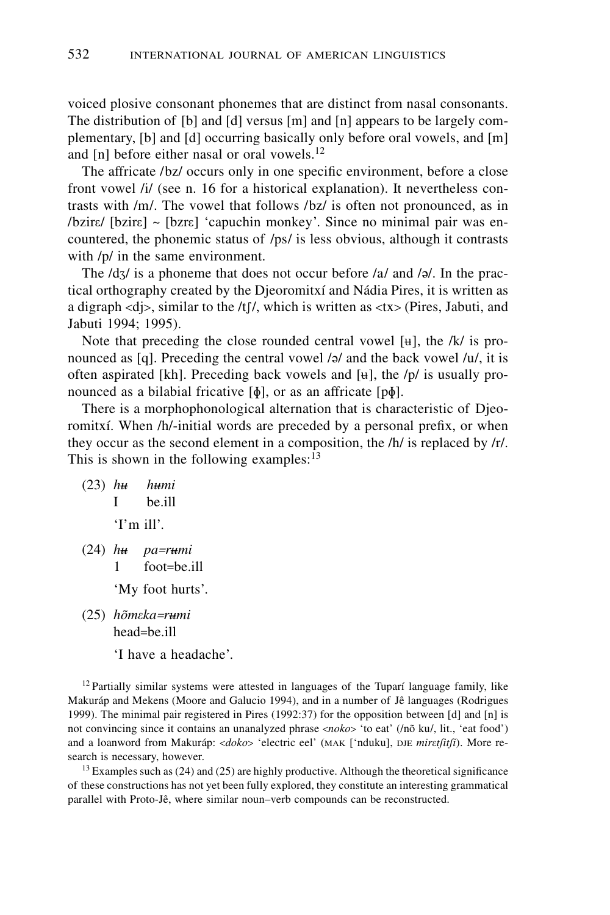voiced plosive consonant phonemes that are distinct from nasal consonants. The distribution of [b] and [d] versus [m] and [n] appears to be largely complementary, [b] and [d] occurring basically only before oral vowels, and [m] and [n] before either nasal or oral vowels.[12]

The affricate /bz/ occurs only in one specific environment, before a close front vowel /i/ (see n. 16 for a historical explanation). It nevertheless contrasts with /m/. The vowel that follows /bz/ is often not pronounced, as in /bzirɛ/ [bzirɛ] ~ [bzrɛ] 'capuchin monkey'. Since no minimal pair was encountered, the phonemic status of /ps/ is less obvious, although it contrasts with /p/ in the same environment.

The /dʒ/ is a phoneme that does not occur before /a/ and /ə/. In the practical orthography created by the Djeoromitxí and Nádia Pires, it is written as a digraph <dj>, similar to the /tʃ/, which is written as <tx> (Pires, Jabuti, and Jabuti 1994; 1995).

Note that preceding the close rounded central vowel [ʉ], the /k/ is pronounced as [q]. Preceding the central vowel /ə/ and the back vowel /u/, it is often aspirated [kh]. Preceding back vowels and [ʉ], the /p/ is usually pronounced as a bilabial fricative [ɸ], or as an affricate [pɸ].

There is a morphophonological alternation that is characteristic of Djeoromitxí. When /h/-initial words are preceded by a personal prefix, or when they occur as the second element in a composition, the /h/ is replaced by /r/. This is shown in the following examples:[13]

(23) *hʉ* *hʉmi*
I be.ill
'I'm ill'.

(24) *hʉ* *pa=rʉmi*
1 foot=be.ill
'My foot hurts'.

(25) *hõmɛka=rʉmi*
head=be.ill
'I have a headache'.

[12] Partially similar systems were attested in languages of the Tuparí language family, like Makuráp and Mekens (Moore and Galucio 1994), and in a number of Jê languages (Rodrigues 1999). The minimal pair registered in Pires (1992:37) for the opposition between [d] and [n] is not convincing since it contains an unanalyzed phrase <*noko*> 'to eat' (/nõ ku/, lit., 'eat food') and a loanword from Makuráp: <*doko*> 'electric eel' (MAK ['nduku], DJE *mirɛtʃitʃi*). More research is necessary, however.

[13] Examples such as (24) and (25) are highly productive. Although the theoretical significance of these constructions has not yet been fully explored, they constitute an interesting grammatical parallel with Proto-Jê, where similar noun–verb compounds can be reconstructed.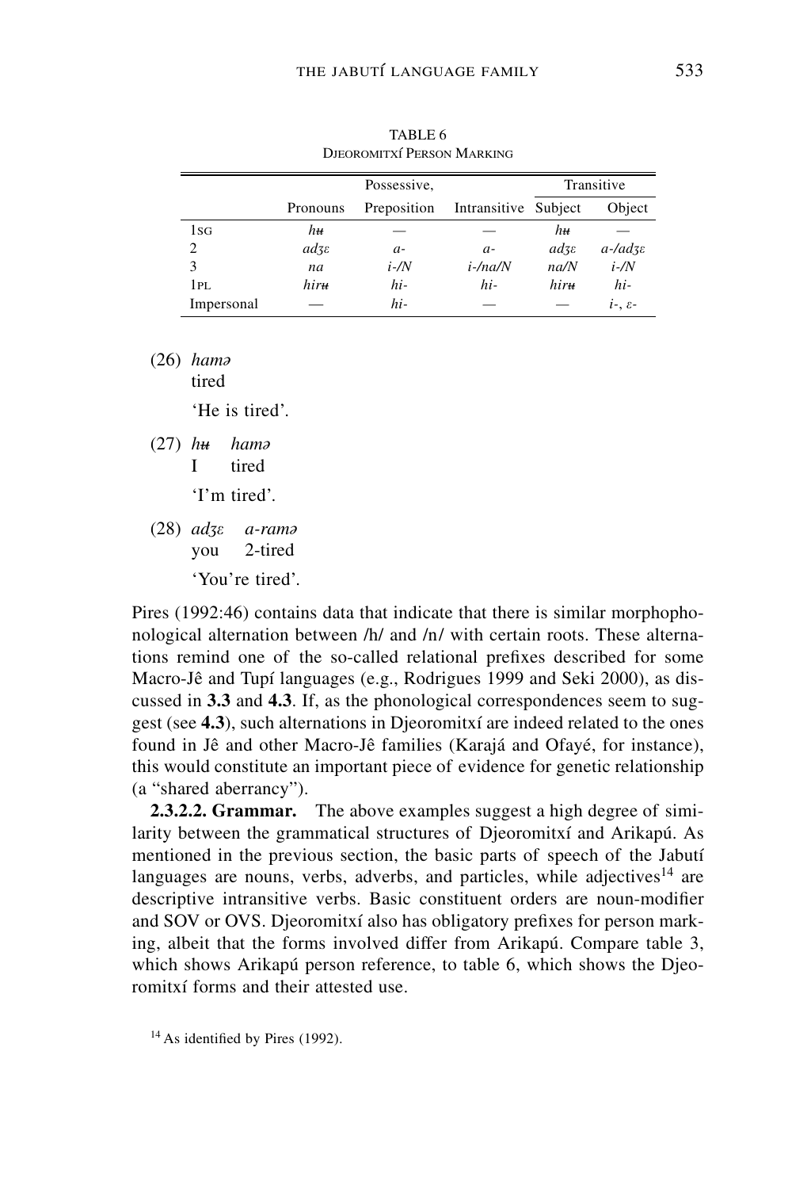TABLE 6
DJEOROMITXÍ PERSON MARKING

| | Pronouns | Possessive, Preposition | Intransitive | Transitive Subject | Transitive Object |
|---|---|---|---|---|---|
| 1SG | *hʉ* | — | — | *hʉ* | — |
| 2 | *adʒɛ* | *a-* | *a-* | *adʒɛ* | *a-/adʒɛ* |
| 3 | *na* | *i-/N* | *i-/na/N* | *na/N* | *i-/N* |
| 1PL | *hirʉ* | *hi-* | *hi-* | *hirʉ* | *hi-* |
| Impersonal | — | *hi-* | — | — | *i-*, *ɛ-* |

(26) *hamə*
tired
'He is tired'.

(27) *hʉ* *hamə*
I tired
'I'm tired'.

(28) *adʒɛ* *a-ramə*
you 2-tired
'You're tired'.

Pires (1992:46) contains data that indicate that there is similar morphophonological alternation between /h/ and /n/ with certain roots. These alternations remind one of the so-called relational prefixes described for some Macro-Jê and Tupí languages (e.g., Rodrigues 1999 and Seki 2000), as discussed in **3.3** and **4.3**. If, as the phonological correspondences seem to suggest (see **4.3**), such alternations in Djeoromitxí are indeed related to the ones found in Jê and other Macro-Jê families (Karajá and Ofayé, for instance), this would constitute an important piece of evidence for genetic relationship (a "shared aberrancy").

**2.3.2.2. Grammar.** The above examples suggest a high degree of similarity between the grammatical structures of Djeoromitxí and Arikapú. As mentioned in the previous section, the basic parts of speech of the Jabutí languages are nouns, verbs, adverbs, and particles, while adjectives[14] are descriptive intransitive verbs. Basic constituent orders are noun-modifier and SOV or OVS. Djeoromitxí also has obligatory prefixes for person marking, albeit that the forms involved differ from Arikapú. Compare table 3, which shows Arikapú person reference, to table 6, which shows the Djeoromitxí forms and their attested use.

[14] As identified by Pires (1992).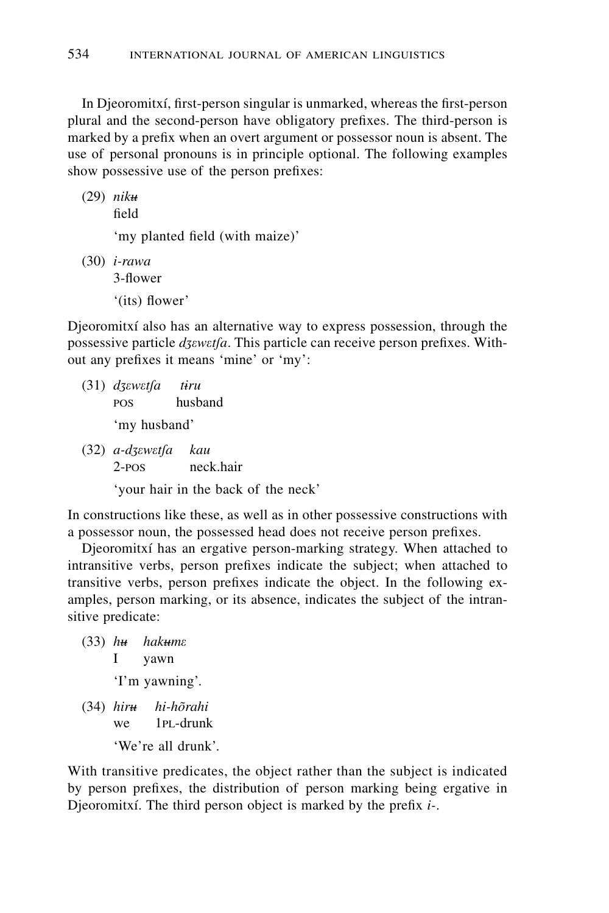In Djeoromitxí, first-person singular is unmarked, whereas the first-person plural and the second-person have obligatory prefixes. The third-person is marked by a prefix when an overt argument or possessor noun is absent. The use of personal pronouns is in principle optional. The following examples show possessive use of the person prefixes:

(29) *nikʉ*
field
'my planted field (with maize)'

(30) *i-rawa*
3-flower
'(its) flower'

Djeoromitxí also has an alternative way to express possession, through the possessive particle *dʒɛwɛtʃa*. This particle can receive person prefixes. Without any prefixes it means 'mine' or 'my':

(31) *dʒɛwɛtʃa* *tɨru*
POS husband
'my husband'

(32) *a-dʒɛwɛtʃa* *kau*
2-POS neck.hair
'your hair in the back of the neck'

In constructions like these, as well as in other possessive constructions with a possessor noun, the possessed head does not receive person prefixes.

Djeoromitxí has an ergative person-marking strategy. When attached to intransitive verbs, person prefixes indicate the subject; when attached to transitive verbs, person prefixes indicate the object. In the following examples, person marking, or its absence, indicates the subject of the intransitive predicate:

(33) *hʉ* *hakʉmɛ*
I yawn
'I'm yawning'.

(34) *hirʉ* *hi-hõrahi*
we 1PL-drunk
'We're all drunk'.

With transitive predicates, the object rather than the subject is indicated by person prefixes, the distribution of person marking being ergative in Djeoromitxí. The third person object is marked by the prefix *i-*.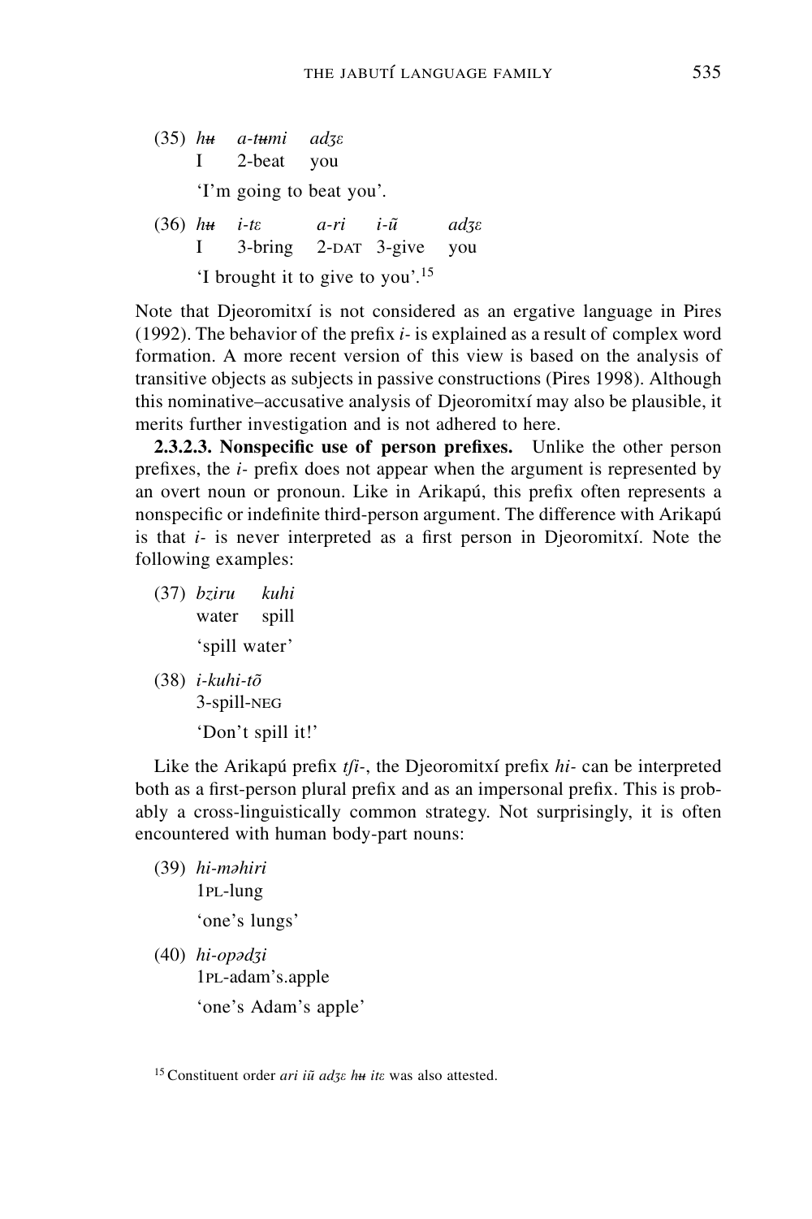(35) *hʉ a-tʉmi adʒɛ*
I 2-beat you
'I'm going to beat you'.

(36) *hʉ i-tɛ a-ri i-ũ adʒɛ*
I 3-bring 2-DAT 3-give you
'I brought it to give to you'.[15]

Note that Djeoromitxí is not considered as an ergative language in Pires (1992). The behavior of the prefix *i-* is explained as a result of complex word formation. A more recent version of this view is based on the analysis of transitive objects as subjects in passive constructions (Pires 1998). Although this nominative–accusative analysis of Djeoromitxí may also be plausible, it merits further investigation and is not adhered to here.

**2.3.2.3. Nonspecific use of person prefixes.** Unlike the other person prefixes, the *i-* prefix does not appear when the argument is represented by an overt noun or pronoun. Like in Arikapú, this prefix often represents a nonspecific or indefinite third-person argument. The difference with Arikapú is that *i-* is never interpreted as a first person in Djeoromitxí. Note the following examples:

(37) *bziru kuhi*
water spill
'spill water'

(38) *i-kuhi-tõ*
3-spill-NEG
'Don't spill it!'

Like the Arikapú prefix *tʃi-*, the Djeoromitxí prefix *hi-* can be interpreted both as a first-person plural prefix and as an impersonal prefix. This is probably a cross-linguistically common strategy. Not surprisingly, it is often encountered with human body-part nouns:

(39) *hi-məhiri*
1PL-lung
'one's lungs'

(40) *hi-opədʒi*
1PL-adam's.apple
'one's Adam's apple'

[15] Constituent order *ari iũ adʒɛ hʉ itɛ* was also attested.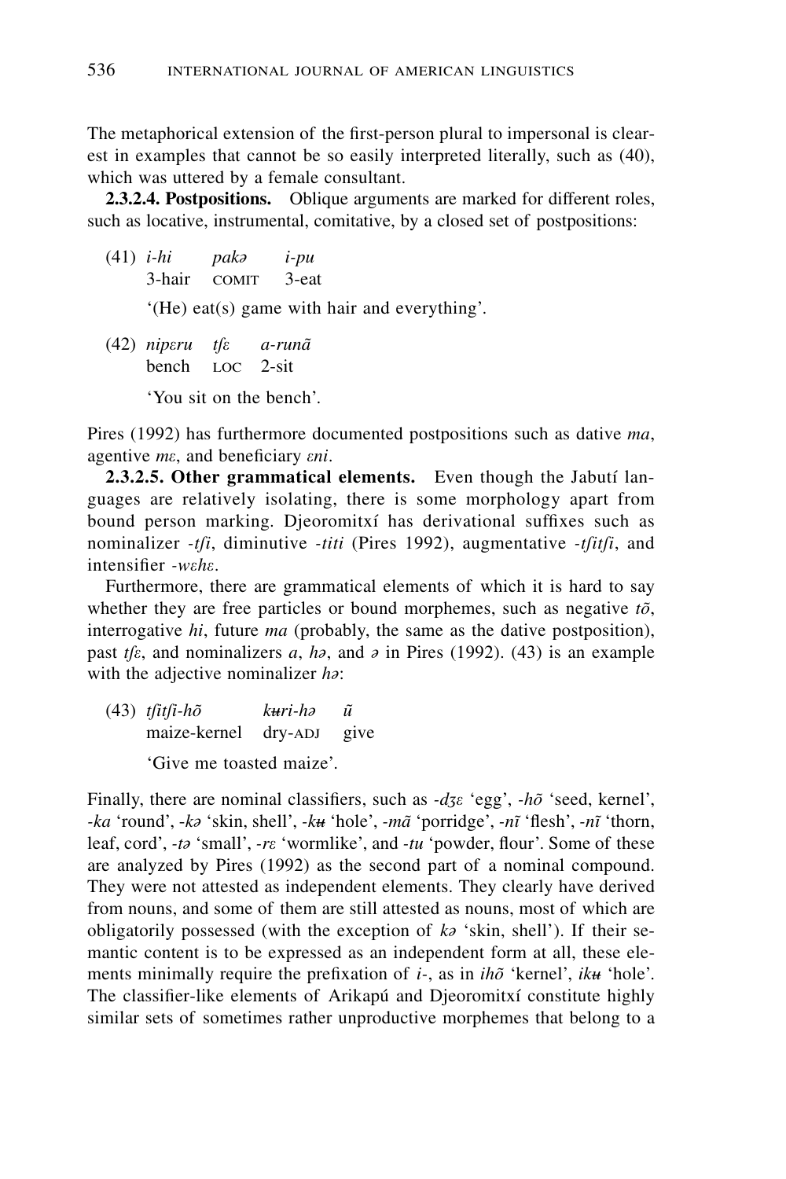The metaphorical extension of the first-person plural to impersonal is clearest in examples that cannot be so easily interpreted literally, such as (40), which was uttered by a female consultant.

**2.3.2.4. Postpositions.** Oblique arguments are marked for different roles, such as locative, instrumental, comitative, by a closed set of postpositions:

(41) *i-hi* *pakə* *i-pu*
3-hair COMIT 3-eat
'(He) eat(s) game with hair and everything'.

(42) *nipɛru* *tʃɛ* *a-runã*
bench LOC 2-sit
'You sit on the bench'.

Pires (1992) has furthermore documented postpositions such as dative *ma*, agentive *mɛ*, and beneficiary *ɛni*.

**2.3.2.5. Other grammatical elements.** Even though the Jabutí languages are relatively isolating, there is some morphology apart from bound person marking. Djeoromitxí has derivational suffixes such as nominalizer *-tʃi*, diminutive *-titi* (Pires 1992), augmentative *-tʃitʃi*, and intensifier *-wɛhɛ*.

Furthermore, there are grammatical elements of which it is hard to say whether they are free particles or bound morphemes, such as negative *tõ*, interrogative *hi*, future *ma* (probably, the same as the dative postposition), past *tʃɛ*, and nominalizers *a*, *hə*, and *ə* in Pires (1992). (43) is an example with the adjective nominalizer *hə*:

(43) *tʃitʃi-hõ* *kʉri-hə* *ũ*
maize-kernel dry-ADJ give
'Give me toasted maize'.

Finally, there are nominal classifiers, such as *-dʒɛ* 'egg', *-hõ* 'seed, kernel', *-ka* 'round', *-kə* 'skin, shell', *-kʉ* 'hole', *-mã* 'porridge', *-nĩ* 'flesh', *-nĩ* 'thorn, leaf, cord', *-tə* 'small', *-rɛ* 'wormlike', and *-tu* 'powder, flour'. Some of these are analyzed by Pires (1992) as the second part of a nominal compound. They were not attested as independent elements. They clearly have derived from nouns, and some of them are still attested as nouns, most of which are obligatorily possessed (with the exception of *kə* 'skin, shell'). If their semantic content is to be expressed as an independent form at all, these elements minimally require the prefixation of *i-*, as in *ihõ* 'kernel', *ikʉ* 'hole'. The classifier-like elements of Arikapú and Djeoromitxí constitute highly similar sets of sometimes rather unproductive morphemes that belong to a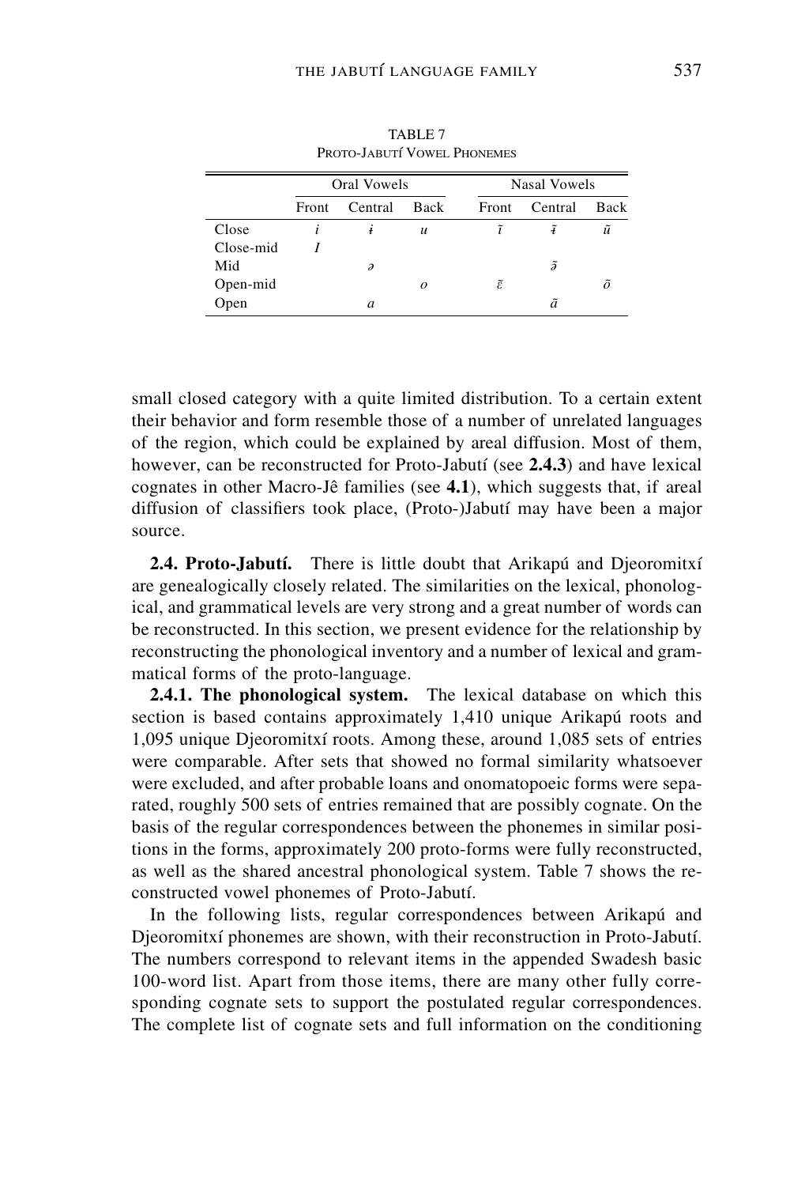TABLE 7
PROTO-JABUTÍ VOWEL PHONEMES

| | Oral Vowels | | | Nasal Vowels | | |
|---|---|---|---|---|---|---|
| | Front | Central | Back | Front | Central | Back |
| Close | *i* | *ɨ* | *u* | *ĩ* | *ɨ̃* | *ũ* |
| Close-mid | *I* | | | | | |
| Mid | | *ə* | | | *ə̃* | |
| Open-mid | | | *o* | *ɛ̃* | | *õ* |
| Open | | *a* | | | *ã* | |

small closed category with a quite limited distribution. To a certain extent their behavior and form resemble those of a number of unrelated languages of the region, which could be explained by areal diffusion. Most of them, however, can be reconstructed for Proto-Jabutí (see **2.4.3**) and have lexical cognates in other Macro-Jê families (see **4.1**), which suggests that, if areal diffusion of classifiers took place, (Proto-)Jabutí may have been a major source.

**2.4. Proto-Jabutí.** There is little doubt that Arikapú and Djeoromitxí are genealogically closely related. The similarities on the lexical, phonological, and grammatical levels are very strong and a great number of words can be reconstructed. In this section, we present evidence for the relationship by reconstructing the phonological inventory and a number of lexical and grammatical forms of the proto-language.

**2.4.1. The phonological system.** The lexical database on which this section is based contains approximately 1,410 unique Arikapú roots and 1,095 unique Djeoromitxí roots. Among these, around 1,085 sets of entries were comparable. After sets that showed no formal similarity whatsoever were excluded, and after probable loans and onomatopoeic forms were separated, roughly 500 sets of entries remained that are possibly cognate. On the basis of the regular correspondences between the phonemes in similar positions in the forms, approximately 200 proto-forms were fully reconstructed, as well as the shared ancestral phonological system. Table 7 shows the reconstructed vowel phonemes of Proto-Jabutí.

In the following lists, regular correspondences between Arikapú and Djeoromitxí phonemes are shown, with their reconstruction in Proto-Jabutí. The numbers correspond to relevant items in the appended Swadesh basic 100-word list. Apart from those items, there are many other fully corresponding cognate sets to support the postulated regular correspondences. The complete list of cognate sets and full information on the conditioning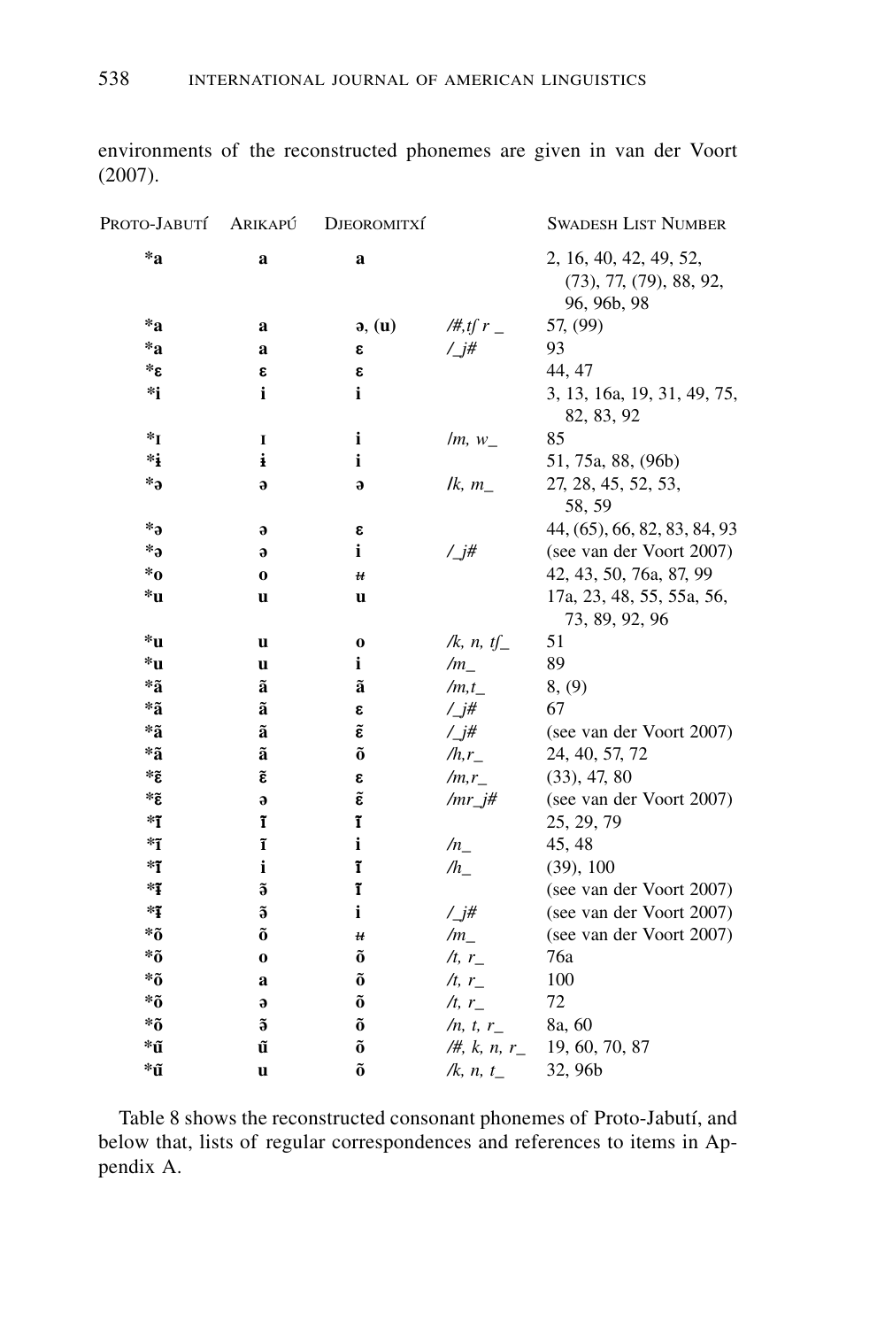environments of the reconstructed phonemes are given in van der Voort (2007).

| Proto-Jabutí | Arikapú | Djeoromitxí | | Swadesh List Number |
|---|---|---|---|---|
| *a | a | a | | 2, 16, 40, 42, 49, 52, (73), 77, (79), 88, 92, 96, 96b, 98 |
| *a | a | ə, (u) | /#,tʃ r _ | 57, (99) |
| *a | a | ɛ | /_j# | 93 |
| *ɛ | ɛ | ɛ | | 44, 47 |
| *i | i | i | | 3, 13, 16a, 19, 31, 49, 75, 82, 83, 92 |
| *ɪ | ɪ | i | /m, w_ | 85 |
| *ɨ | ɨ | i | | 51, 75a, 88, (96b) |
| *ə | ə | ə | /k, m_ | 27, 28, 45, 52, 53, 58, 59 |
| *ə | ə | ɛ | | 44, (65), 66, 82, 83, 84, 93 |
| *ə | ə | i | /_j# | (see van der Voort 2007) |
| *o | o | ʉ | | 42, 43, 50, 76a, 87, 99 |
| *u | u | u | | 17a, 23, 48, 55, 55a, 56, 73, 89, 92, 96 |
| *u | u | o | /k, n, tʃ_ | 51 |
| *u | u | i | /m_ | 89 |
| *ã | ã | ã | /m,t_ | 8, (9) |
| *ã | ã | ɛ | /_j# | 67 |
| *ã | ã | ɛ̃ | /_j# | (see van der Voort 2007) |
| *ã | ã | õ | /h,r_ | 24, 40, 57, 72 |
| *ɛ̃ | ɛ̃ | ɛ | /m,r_ | (33), 47, 80 |
| *ɛ̃ | ə | ɛ̃ | /mr_j# | (see van der Voort 2007) |
| *ĩ | ĩ | ĩ | | 25, 29, 79 |
| *ĩ | ĩ | i | /n_ | 45, 48 |
| *ĩ | i | ĩ | /h_ | (39), 100 |
| *ɨ̃ | ə̃ | ĩ | | (see van der Voort 2007) |
| *ɨ̃ | ə̃ | i | /_j# | (see van der Voort 2007) |
| *õ | õ | ʉ | /m_ | (see van der Voort 2007) |
| *õ | o | õ | /t, r_ | 76a |
| *õ | a | õ | /t, r_ | 100 |
| *õ | ə | õ | /t, r_ | 72 |
| *õ | ə̃ | õ | /n, t, r_ | 8a, 60 |
| *ũ | ũ | õ | /#, k, n, r_ | 19, 60, 70, 87 |
| *ũ | u | õ | /k, n, t_ | 32, 96b |

Table 8 shows the reconstructed consonant phonemes of Proto-Jabutí, and below that, lists of regular correspondences and references to items in Appendix A.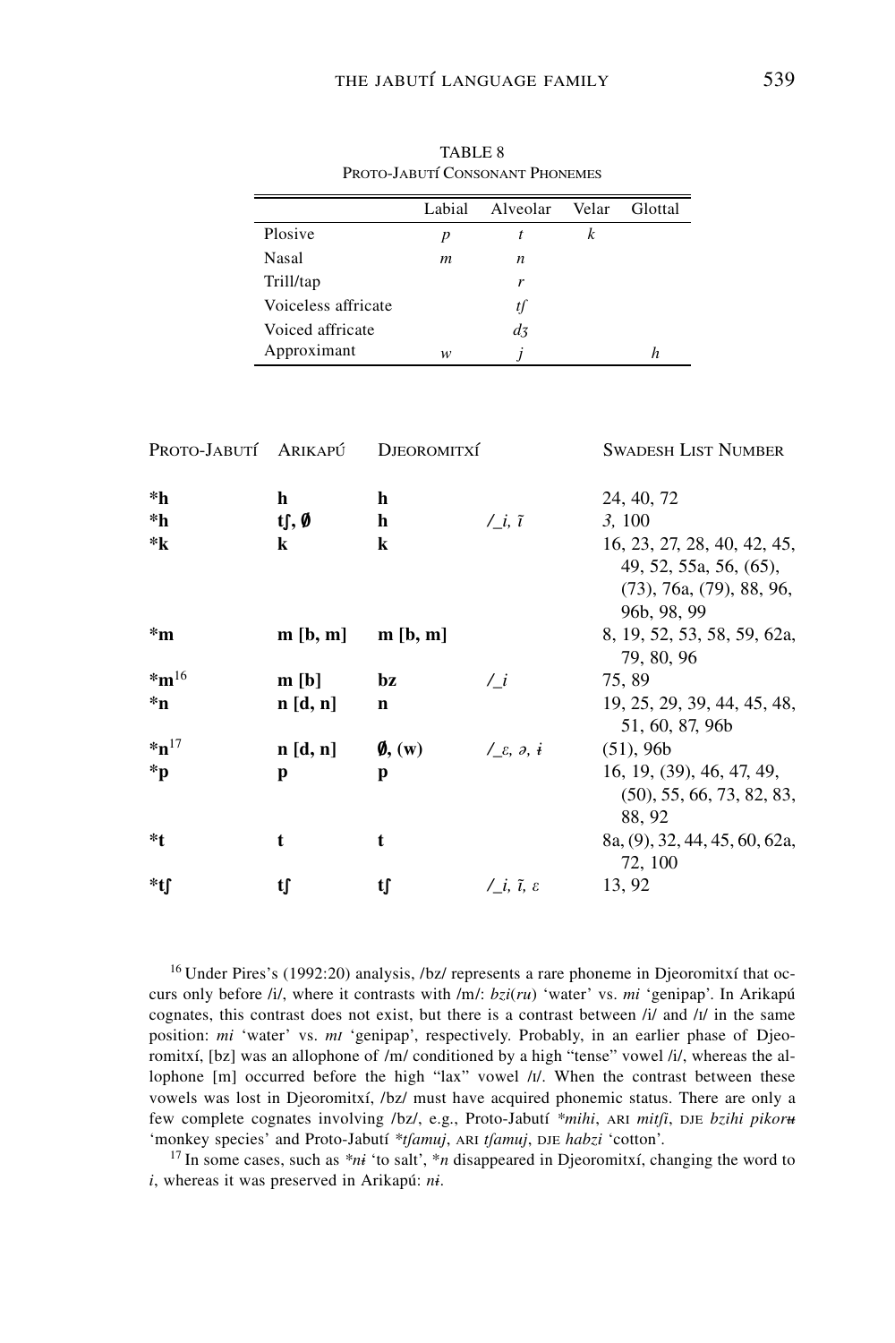TABLE 8
PROTO-JABUTÍ CONSONANT PHONEMES

| | Labial | Alveolar | Velar | Glottal |
|---|---|---|---|---|
| Plosive | *p* | *t* | *k* | |
| Nasal | *m* | *n* | | |
| Trill/tap | | *r* | | |
| Voiceless affricate | | *tʃ* | | |
| Voiced affricate | | *dʒ* | | |
| Approximant | *w* | *j* | | *h* |

| PROTO-JABUTÍ | ARIKAPÚ | DJEOROMITXÍ | | SWADESH LIST NUMBER |
|---|---|---|---|---|
| **\*h** | **h** | **h** | | 24, 40, 72 |
| **\*h** | **tʃ, ∅** | **h** | */_i, ĩ* | *3,* 100 |
| **\*k** | **k** | **k** | | 16, 23, 27, 28, 40, 42, 45, 49, 52, 55a, 56, (65), (73), 76a, (79), 88, 96, 96b, 98, 99 |
| **\*m** | **m [b, m]** | **m [b, m]** | | 8, 19, 52, 53, 58, 59, 62a, 79, 80, 96 |
| **\*m**[16] | **m [b]** | **bz** | */_i* | 75, 89 |
| **\*n** | **n [d, n]** | **n** | | 19, 25, 29, 39, 44, 45, 48, 51, 60, 87, 96b |
| **\*n**[17] | **n [d, n]** | **∅, (w)** | */_ɛ, ə, ɨ* | (51), 96b |
| **\*p** | **p** | **p** | | 16, 19, (39), 46, 47, 49, (50), 55, 66, 73, 82, 83, 88, 92 |
| **\*t** | **t** | **t** | | 8a, (9), 32, 44, 45, 60, 62a, 72, 100 |
| **\*tʃ** | **tʃ** | **tʃ** | */_i, ĩ, ɛ* | 13, 92 |

[16] Under Pires's (1992:20) analysis, /bz/ represents a rare phoneme in Djeoromitxí that occurs only before /i/, where it contrasts with /m/: *bzi*(*ru*) 'water' vs. *mi* 'genipap'. In Arikapú cognates, this contrast does not exist, but there is a contrast between /i/ and /ɪ/ in the same position: *mi* 'water' vs. *mɪ* 'genipap', respectively. Probably, in an earlier phase of Djeoromitxí, [bz] was an allophone of /m/ conditioned by a high "tense" vowel /i/, whereas the allophone [m] occurred before the high "lax" vowel /ɪ/. When the contrast between these vowels was lost in Djeoromitxí, /bz/ must have acquired phonemic status. There are only a few complete cognates involving /bz/, e.g., Proto-Jabutí *\*mihi*, ARI *mitʃi*, DJE *bzihi pikorʉ* 'monkey species' and Proto-Jabutí *\*tʃamuj*, ARI *tʃamuj*, DJE *habzi* 'cotton'.

[17] In some cases, such as *\*nɨ* 'to salt', \**n* disappeared in Djeoromitxí, changing the word to *i*, whereas it was preserved in Arikapú: *nɨ*.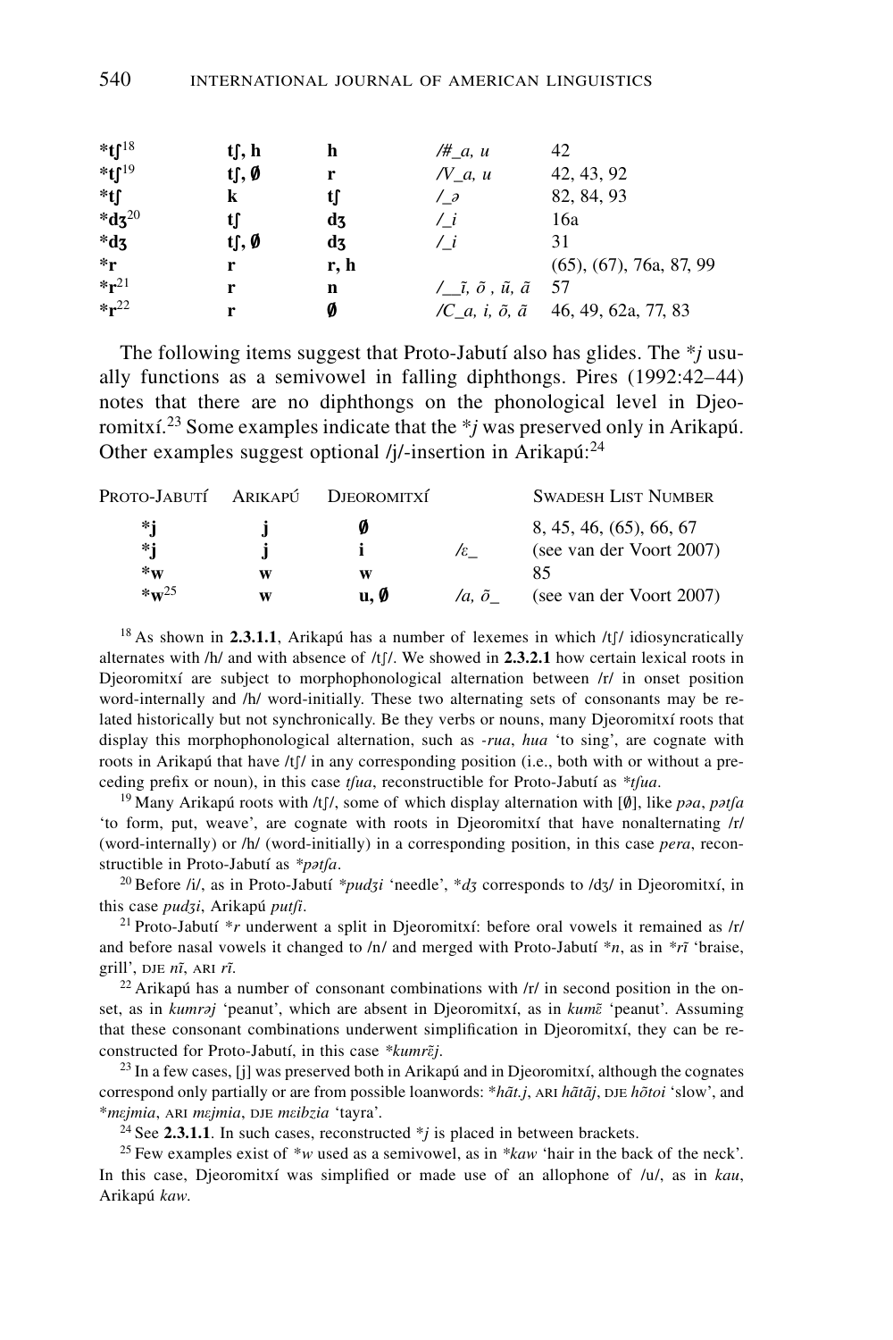| | | | | |
|---|---|---|---|---|
| **\*tʃ**[18] | **tʃ, h** | **h** | */#_a, u* | 42 |
| **\*tʃ**[19] | **tʃ, ∅** | **r** | */V_a, u* | 42, 43, 92 |
| **\*tʃ** | **k** | **tʃ** | */_ə* | 82, 84, 93 |
| **\*dʒ**[20] | **tʃ** | **dʒ** | */_i* | 16a |
| **\*dʒ** | **tʃ, ∅** | **dʒ** | */_i* | 31 |
| **\*r** | **r** | **r, h** | | (65), (67), 76a, 87, 99 |
| **\*r**[21] | **r** | **n** | */__ĩ, õ , ũ, ã* | 57 |
| **\*r**[22] | **r** | **∅** | */C_a, i, õ, ã* | 46, 49, 62a, 77, 83 |

The following items suggest that Proto-Jabutí also has glides. The *\*j* usually functions as a semivowel in falling diphthongs. Pires (1992:42–44) notes that there are no diphthongs on the phonological level in Djeoromitxí.[23] Some examples indicate that the *\*j* was preserved only in Arikapú. Other examples suggest optional /j/-insertion in Arikapú:[24]

| Proto-Jabutí | Arikapú | Djeoromitxí | | Swadesh List Number |
|---|---|---|---|---|
| **\*j** | **j** | **∅** | | 8, 45, 46, (65), 66, 67 |
| **\*j** | **j** | **i** | */ɛ_* | (see van der Voort 2007) |
| **\*w** | **w** | **w** | | 85 |
| **\*w**[25] | **w** | **u, ∅** | */a, õ_* | (see van der Voort 2007) |

[18] As shown in **2.3.1.1**, Arikapú has a number of lexemes in which /tʃ/ idiosyncratically alternates with /h/ and with absence of /tʃ/. We showed in **2.3.2.1** how certain lexical roots in Djeoromitxí are subject to morphophonological alternation between /r/ in onset position word-internally and /h/ word-initially. These two alternating sets of consonants may be related historically but not synchronically. Be they verbs or nouns, many Djeoromitxí roots that display this morphophonological alternation, such as *-rua*, *hua* 'to sing', are cognate with roots in Arikapú that have /tʃ/ in any corresponding position (i.e., both with or without a preceding prefix or noun), in this case *tʃua*, reconstructible for Proto-Jabutí as *\*tʃua*.

[19] Many Arikapú roots with /tʃ/, some of which display alternation with [∅], like *pəa*, *pətʃa* 'to form, put, weave', are cognate with roots in Djeoromitxí that have nonalternating /r/ (word-internally) or /h/ (word-initially) in a corresponding position, in this case *pera*, reconstructible in Proto-Jabutí as *\*pətʃa*.

[20] Before /i/, as in Proto-Jabutí *\*pudʒi* 'needle', *\*dʒ* corresponds to /dʒ/ in Djeoromitxí, in this case *pudʒi*, Arikapú *putʃi*.

[21] Proto-Jabutí *\*r* underwent a split in Djeoromitxí: before oral vowels it remained as /r/ and before nasal vowels it changed to /n/ and merged with Proto-Jabutí *\*n*, as in *\*rĩ* 'braise, grill', DJE *nĩ*, ARI *rĩ*.

[22] Arikapú has a number of consonant combinations with /r/ in second position in the onset, as in *kumrəj* 'peanut', which are absent in Djeoromitxí, as in *kumɛ̃* 'peanut'. Assuming that these consonant combinations underwent simplification in Djeoromitxí, they can be reconstructed for Proto-Jabutí, in this case *\*kumrɛ̃j*.

[23] In a few cases, [j] was preserved both in Arikapú and in Djeoromitxí, although the cognates correspond only partially or are from possible loanwords: *\*hãt.j*, ARI *hãtãj*, DJE *hõtoi* 'slow', and *\*mɛjmia*, ARI *mɛjmia*, DJE *mɛibzia* 'tayra'.

[24] See **2.3.1.1**. In such cases, reconstructed *\*j* is placed in between brackets.

[25] Few examples exist of *\*w* used as a semivowel, as in *\*kaw* 'hair in the back of the neck'. In this case, Djeoromitxí was simplified or made use of an allophone of /u/, as in *kau*, Arikapú *kaw*.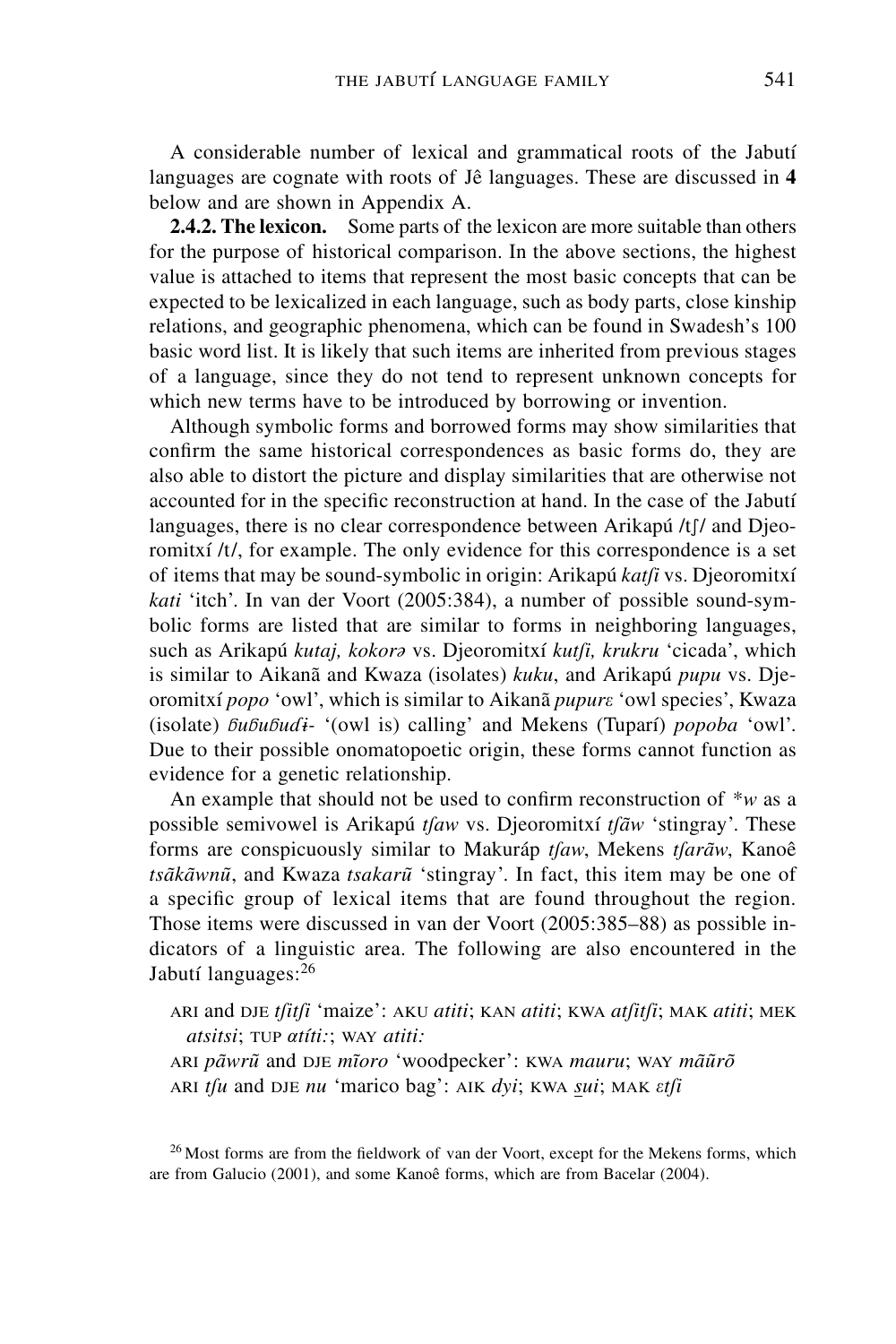A considerable number of lexical and grammatical roots of the Jabutí languages are cognate with roots of Jê languages. These are discussed in **4** below and are shown in Appendix A.

**2.4.2. The lexicon.** Some parts of the lexicon are more suitable than others for the purpose of historical comparison. In the above sections, the highest value is attached to items that represent the most basic concepts that can be expected to be lexicalized in each language, such as body parts, close kinship relations, and geographic phenomena, which can be found in Swadesh's 100 basic word list. It is likely that such items are inherited from previous stages of a language, since they do not tend to represent unknown concepts for which new terms have to be introduced by borrowing or invention.

Although symbolic forms and borrowed forms may show similarities that confirm the same historical correspondences as basic forms do, they are also able to distort the picture and display similarities that are otherwise not accounted for in the specific reconstruction at hand. In the case of the Jabutí languages, there is no clear correspondence between Arikapú /tʃ/ and Djeoromitxí /t/, for example. The only evidence for this correspondence is a set of items that may be sound-symbolic in origin: Arikapú *katʃi* vs. Djeoromitxí *kati* 'itch'. In van der Voort (2005:384), a number of possible sound-symbolic forms are listed that are similar to forms in neighboring languages, such as Arikapú *kutaj, kokorə* vs. Djeoromitxí *kutʃi, krukru* 'cicada', which is similar to Aikanã and Kwaza (isolates) *kuku*, and Arikapú *pupu* vs. Djeoromitxí *popo* 'owl', which is similar to Aikanã *pupurɛ* 'owl species', Kwaza (isolate) *ɓuɓuɓudɨ-* '(owl is) calling' and Mekens (Tuparí) *popoba* 'owl'. Due to their possible onomatopoetic origin, these forms cannot function as evidence for a genetic relationship.

An example that should not be used to confirm reconstruction of **w* as a possible semivowel is Arikapú *tʃaw* vs. Djeoromitxí *tʃãw* 'stingray'. These forms are conspicuously similar to Makuráp *tʃaw*, Mekens *tʃarãw*, Kanoê *tsãkãwnũ*, and Kwaza *tsakarũ* 'stingray'. In fact, this item may be one of a specific group of lexical items that are found throughout the region. Those items were discussed in van der Voort (2005:385–88) as possible indicators of a linguistic area. The following are also encountered in the Jabutí languages:[26]

ARI and DJE *tʃitʃi* 'maize': AKU *atiti*; KAN *atiti*; KWA *atʃitʃi*; MAK *atiti*; MEK *atsitsi*; TUP *atíti:*; WAY *atiti:*

ARI *pãwrũ* and DJE *mĩoro* 'woodpecker': KWA *mauru*; WAY *mãũrõ*

ARI *tʃu* and DJE *nu* 'marico bag': AIK *dyi*; KWA *sui*; MAK *ɛtʃi*

[26] Most forms are from the fieldwork of van der Voort, except for the Mekens forms, which are from Galucio (2001), and some Kanoê forms, which are from Bacelar (2004).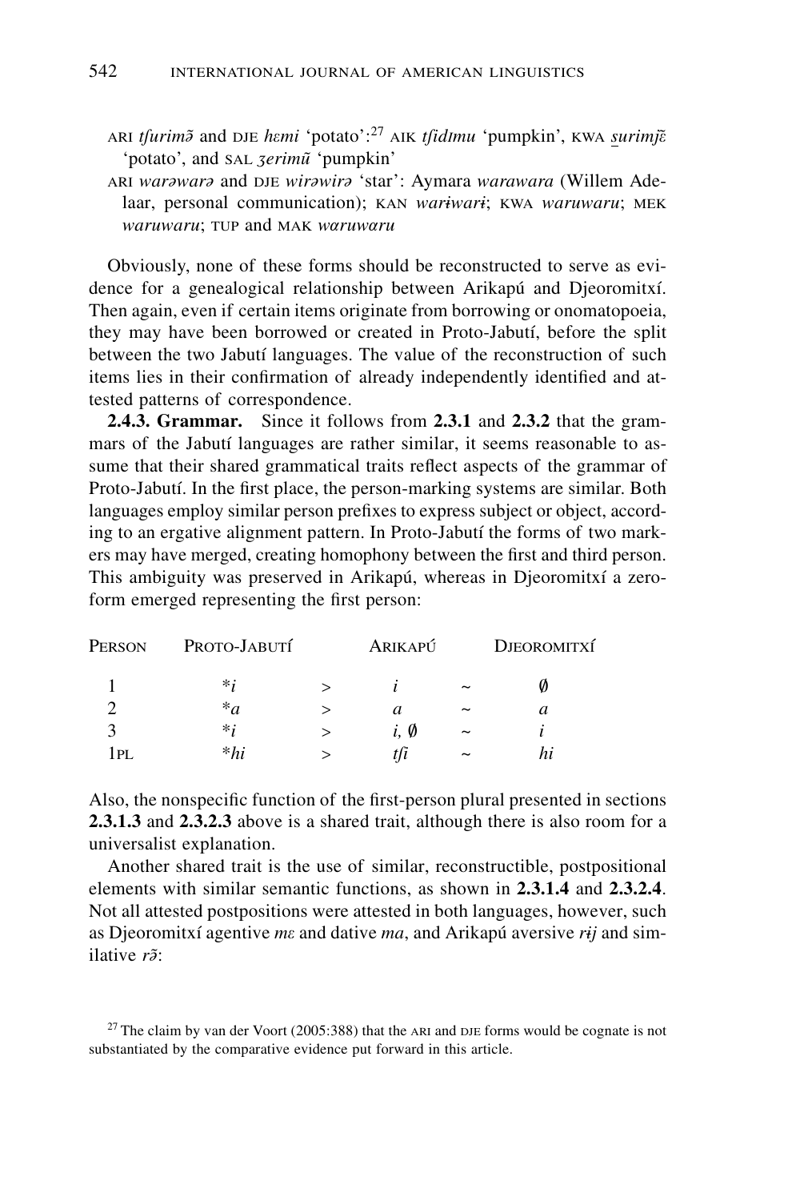ARI *tʃurimə̃* and DJE *hɛmi* 'potato':[27] AIK *tʃidɪmu* 'pumpkin', KWA *s̱urimj̃ɛ* 'potato', and SAL *ʒerimũ* 'pumpkin'

ARI *warəwarə* and DJE *wirəwirə* 'star': Aymara *warawara* (Willem Adelaar, personal communication); KAN *wariwari*; KWA *waruwaru*; MEK *waruwaru*; TUP and MAK *wɑruwɑru*

Obviously, none of these forms should be reconstructed to serve as evidence for a genealogical relationship between Arikapú and Djeoromitxí. Then again, even if certain items originate from borrowing or onomatopoeia, they may have been borrowed or created in Proto-Jabutí, before the split between the two Jabutí languages. The value of the reconstruction of such items lies in their confirmation of already independently identified and attested patterns of correspondence.

**2.4.3. Grammar.** Since it follows from **2.3.1** and **2.3.2** that the grammars of the Jabutí languages are rather similar, it seems reasonable to assume that their shared grammatical traits reflect aspects of the grammar of Proto-Jabutí. In the first place, the person-marking systems are similar. Both languages employ similar person prefixes to express subject or object, according to an ergative alignment pattern. In Proto-Jabutí the forms of two markers may have merged, creating homophony between the first and third person. This ambiguity was preserved in Arikapú, whereas in Djeoromitxí a zero-form emerged representing the first person:

| PERSON | PROTO-JABUTÍ | | ARIKAPÚ | | DJEOROMITXÍ |
|---|---|---|---|---|---|
| 1 | *i | > | *i* | ~ | ∅ |
| 2 | *a | > | *a* | ~ | *a* |
| 3 | *i | > | *i*, ∅ | ~ | *i* |
| 1PL | *hi | > | *tʃi* | ~ | *hi* |

Also, the nonspecific function of the first-person plural presented in sections **2.3.1.3** and **2.3.2.3** above is a shared trait, although there is also room for a universalist explanation.

Another shared trait is the use of similar, reconstructible, postpositional elements with similar semantic functions, as shown in **2.3.1.4** and **2.3.2.4**. Not all attested postpositions were attested in both languages, however, such as Djeoromitxí agentive *mɛ* and dative *ma*, and Arikapú aversive *rɨj* and similative *rə̃*:

[27] The claim by van der Voort (2005:388) that the ARI and DJE forms would be cognate is not substantiated by the comparative evidence put forward in this article.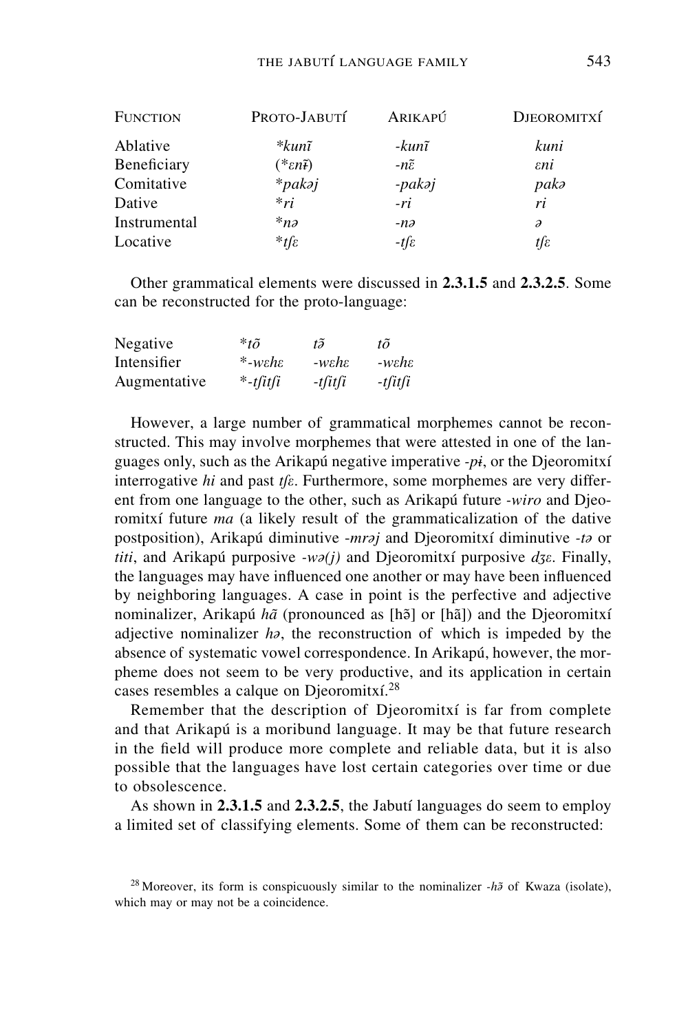| Function | Proto-Jabutí | Arikapú | Djeoromitxí |
| --- | --- | --- | --- |
| Ablative | *\*kunĩ* | *-kunĩ* | *kuni* |
| Beneficiary | (*\*ɛnɨ̃*) | *-nɛ̃* | *ɛni* |
| Comitative | *\*pakəj* | *-pakəj* | *pakə* |
| Dative | *\*ri* | *-ri* | *ri* |
| Instrumental | *\*nə* | *-nə* | *ə* |
| Locative | *\*tʃɛ* | *-tʃɛ* | *tʃɛ* |

Other grammatical elements were discussed in **2.3.1.5** and **2.3.2.5**. Some can be reconstructed for the proto-language:

| | | | |
| --- | --- | --- | --- |
| Negative | *\*tõ* | *tə̃* | *tõ* |
| Intensifier | *\*-wɛhɛ* | *-wɛhɛ* | *-wɛhɛ* |
| Augmentative | *\*-tʃitʃi* | *-tʃitʃi* | *-tʃitʃi* |

However, a large number of grammatical morphemes cannot be reconstructed. This may involve morphemes that were attested in one of the languages only, such as the Arikapú negative imperative *-pɨ*, or the Djeoromitxí interrogative *hi* and past *tʃɛ*. Furthermore, some morphemes are very different from one language to the other, such as Arikapú future *-wiro* and Djeoromitxí future *ma* (a likely result of the grammaticalization of the dative postposition), Arikapú diminutive *-mrəj* and Djeoromitxí diminutive *-tə* or *titi*, and Arikapú purposive *-wə(j)* and Djeoromitxí purposive *dʒɛ*. Finally, the languages may have influenced one another or may have been influenced by neighboring languages. A case in point is the perfective and adjective nominalizer, Arikapú *hã* (pronounced as [hə̃] or [hã]) and the Djeoromitxí adjective nominalizer *hə*, the reconstruction of which is impeded by the absence of systematic vowel correspondence. In Arikapú, however, the morpheme does not seem to be very productive, and its application in certain cases resembles a calque on Djeoromitxí.[28]

Remember that the description of Djeoromitxí is far from complete and that Arikapú is a moribund language. It may be that future research in the field will produce more complete and reliable data, but it is also possible that the languages have lost certain categories over time or due to obsolescence.

As shown in **2.3.1.5** and **2.3.2.5**, the Jabutí languages do seem to employ a limited set of classifying elements. Some of them can be reconstructed:

[28] Moreover, its form is conspicuously similar to the nominalizer *-hə̃* of Kwaza (isolate), which may or may not be a coincidence.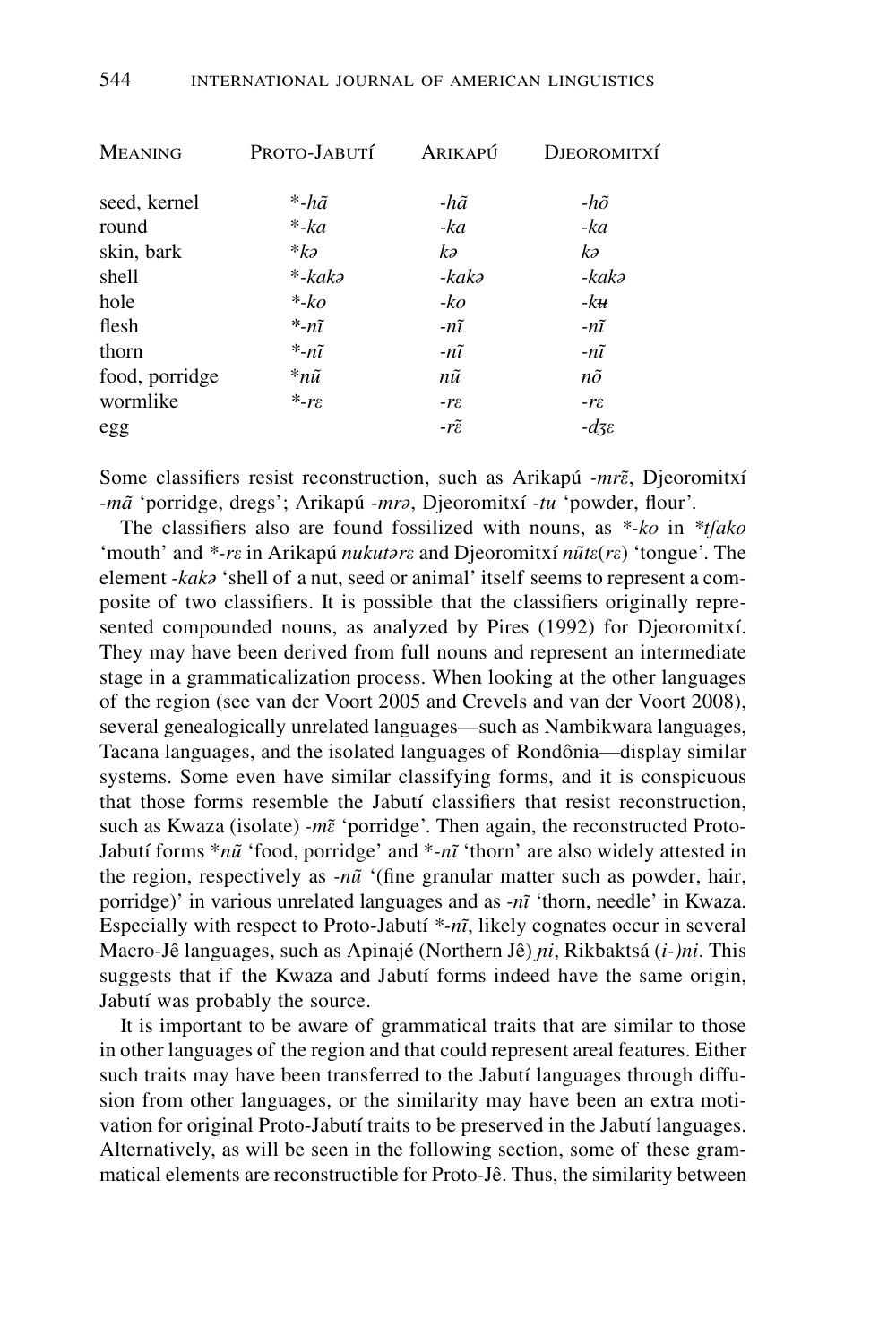| MEANING | PROTO-JABUTÍ | ARIKAPÚ | DJEOROMITXÍ |
|---|---|---|---|
| seed, kernel | *-*hã* | -*hã* | -*hõ* |
| round | *-*ka* | -*ka* | -*ka* |
| skin, bark | *kə* | *kə* | *kə* |
| shell | *-*kakə* | -*kakə* | -*kakə* |
| hole | *-*ko* | -*ko* | -*kʉ* |
| flesh | *-*nĩ* | -*nĩ* | -*nĩ* |
| thorn | *-*nĩ* | -*nĩ* | -*nĩ* |
| food, porridge | **nũ* | *nũ* | *nõ* |
| wormlike | *-*rɛ* | -*rɛ* | -*rɛ* |
| egg | | -*rɛ̃* | -*dʒɛ* |

Some classifiers resist reconstruction, such as Arikapú *-mrɛ̃*, Djeoromitxí *-mã* 'porridge, dregs'; Arikapú *-mrə*, Djeoromitxí *-tu* 'powder, flour'.

The classifiers also are found fossilized with nouns, as *-*ko* in **tʃako* 'mouth' and *-*rɛ* in Arikapú *nukutərɛ* and Djeoromitxí *nũtɛ(rɛ)* 'tongue'. The element *-kakə* 'shell of a nut, seed or animal' itself seems to represent a composite of two classifiers. It is possible that the classifiers originally represented compounded nouns, as analyzed by Pires (1992) for Djeoromitxí. They may have been derived from full nouns and represent an intermediate stage in a grammaticalization process. When looking at the other languages of the region (see van der Voort 2005 and Crevels and van der Voort 2008), several genealogically unrelated languages—such as Nambikwara languages, Tacana languages, and the isolated languages of Rondônia—display similar systems. Some even have similar classifying forms, and it is conspicuous that those forms resemble the Jabutí classifiers that resist reconstruction, such as Kwaza (isolate) *-mɛ̃* 'porridge'. Then again, the reconstructed Proto-Jabutí forms **nũ* 'food, porridge' and *-*nĩ* 'thorn' are also widely attested in the region, respectively as *-nũ* '(fine granular matter such as powder, hair, porridge)' in various unrelated languages and as *-nĩ* 'thorn, needle' in Kwaza. Especially with respect to Proto-Jabutí *-*nĩ*, likely cognates occur in several Macro-Jê languages, such as Apinajé (Northern Jê) *ɲi*, Rikbaktsá *(i-)ni*. This suggests that if the Kwaza and Jabutí forms indeed have the same origin, Jabutí was probably the source.

It is important to be aware of grammatical traits that are similar to those in other languages of the region and that could represent areal features. Either such traits may have been transferred to the Jabutí languages through diffusion from other languages, or the similarity may have been an extra motivation for original Proto-Jabutí traits to be preserved in the Jabutí languages. Alternatively, as will be seen in the following section, some of these grammatical elements are reconstructible for Proto-Jê. Thus, the similarity between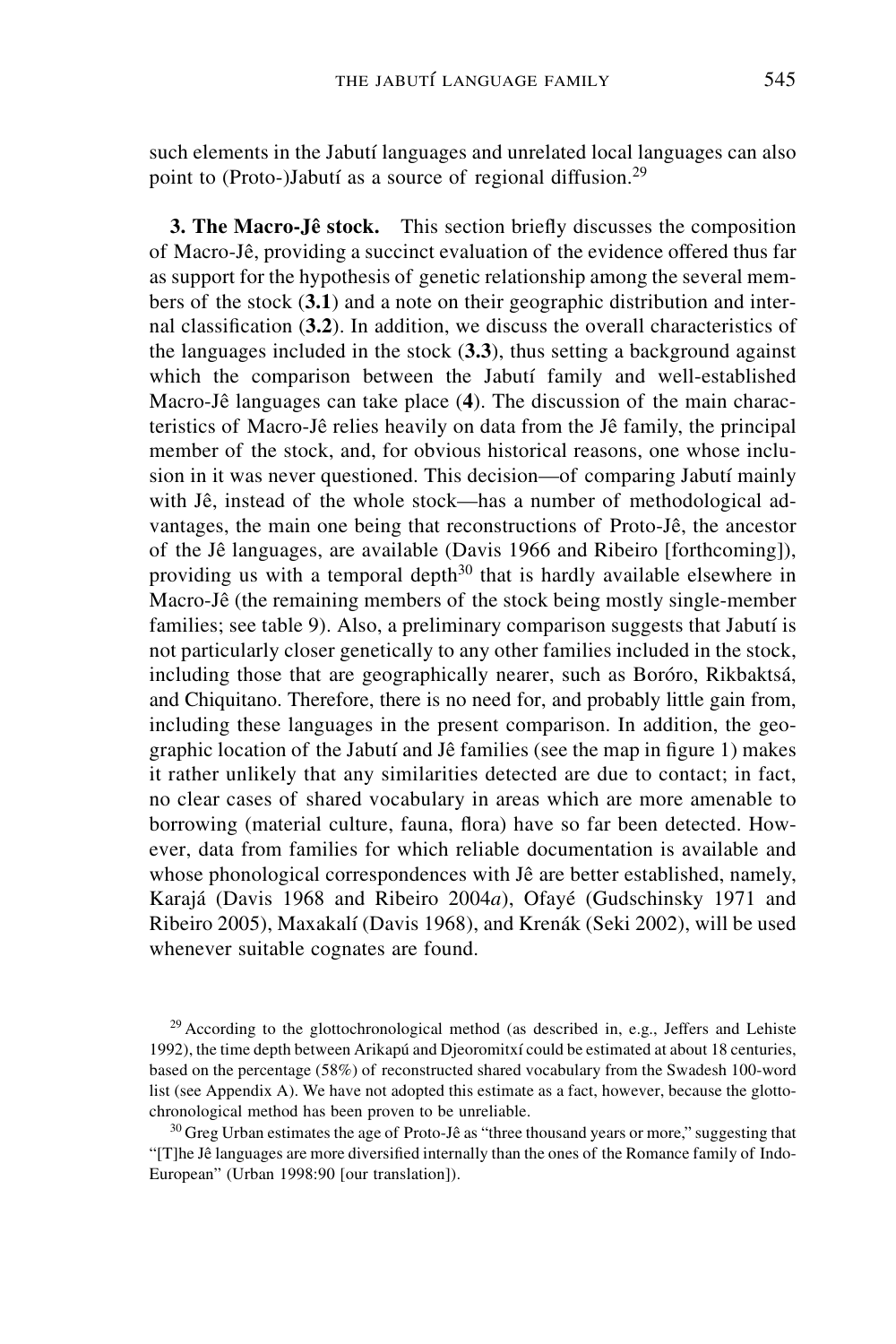such elements in the Jabutí languages and unrelated local languages can also point to (Proto-)Jabutí as a source of regional diffusion.[29]

**3. The Macro-Jê stock.** This section briefly discusses the composition of Macro-Jê, providing a succinct evaluation of the evidence offered thus far as support for the hypothesis of genetic relationship among the several members of the stock (**3.1**) and a note on their geographic distribution and internal classification (**3.2**). In addition, we discuss the overall characteristics of the languages included in the stock (**3.3**), thus setting a background against which the comparison between the Jabutí family and well-established Macro-Jê languages can take place (**4**). The discussion of the main characteristics of Macro-Jê relies heavily on data from the Jê family, the principal member of the stock, and, for obvious historical reasons, one whose inclusion in it was never questioned. This decision—of comparing Jabutí mainly with Jê, instead of the whole stock—has a number of methodological advantages, the main one being that reconstructions of Proto-Jê, the ancestor of the Jê languages, are available (Davis 1966 and Ribeiro [forthcoming]), providing us with a temporal depth[30] that is hardly available elsewhere in Macro-Jê (the remaining members of the stock being mostly single-member families; see table 9). Also, a preliminary comparison suggests that Jabutí is not particularly closer genetically to any other families included in the stock, including those that are geographically nearer, such as Boróro, Rikbaktsá, and Chiquitano. Therefore, there is no need for, and probably little gain from, including these languages in the present comparison. In addition, the geographic location of the Jabutí and Jê families (see the map in figure 1) makes it rather unlikely that any similarities detected are due to contact; in fact, no clear cases of shared vocabulary in areas which are more amenable to borrowing (material culture, fauna, flora) have so far been detected. However, data from families for which reliable documentation is available and whose phonological correspondences with Jê are better established, namely, Karajá (Davis 1968 and Ribeiro 2004*a*), Ofayé (Gudschinsky 1971 and Ribeiro 2005), Maxakalí (Davis 1968), and Krenák (Seki 2002), will be used whenever suitable cognates are found.

[29] According to the glottochronological method (as described in, e.g., Jeffers and Lehiste 1992), the time depth between Arikapú and Djeoromitxí could be estimated at about 18 centuries, based on the percentage (58%) of reconstructed shared vocabulary from the Swadesh 100-word list (see Appendix A). We have not adopted this estimate as a fact, however, because the glottochronological method has been proven to be unreliable.

[30] Greg Urban estimates the age of Proto-Jê as "three thousand years or more," suggesting that "[T]he Jê languages are more diversified internally than the ones of the Romance family of Indo-European" (Urban 1998:90 [our translation]).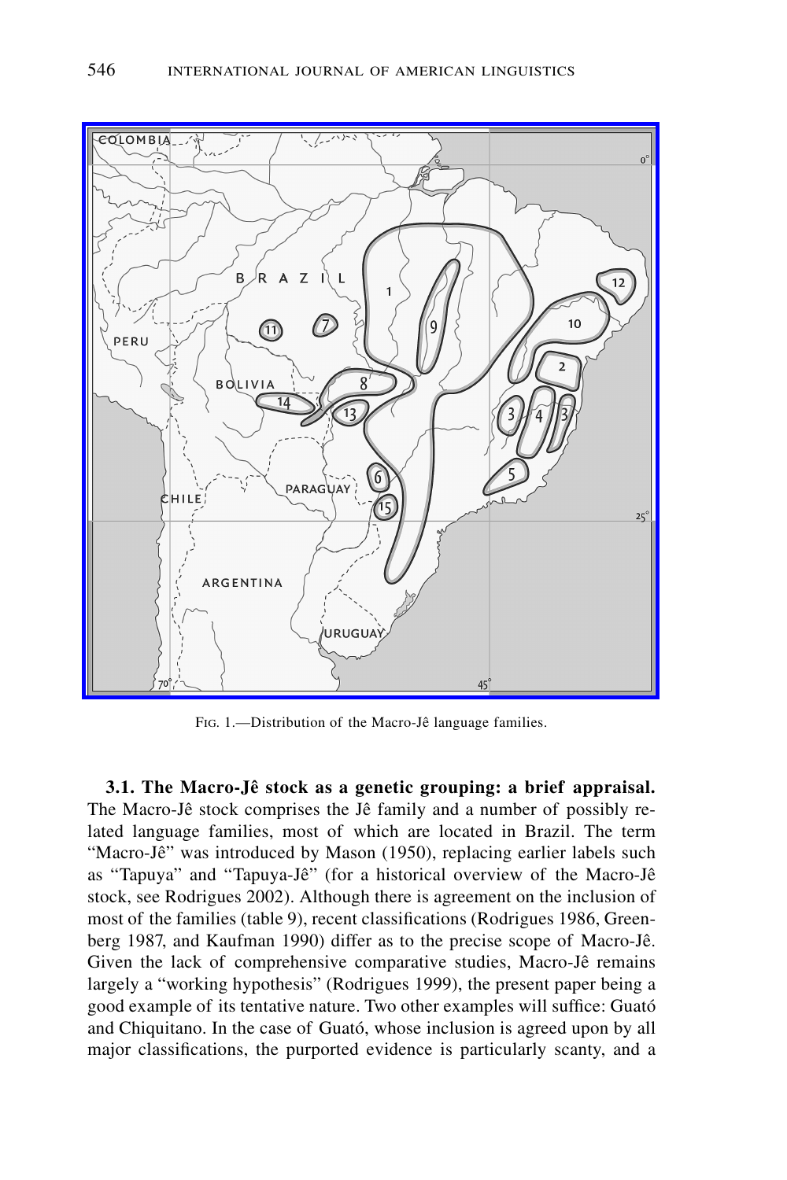FIG. 1.—Distribution of the Macro-Jê language families.

**3.1. The Macro-Jê stock as a genetic grouping: a brief appraisal.** The Macro-Jê stock comprises the Jê family and a number of possibly related language families, most of which are located in Brazil. The term "Macro-Jê" was introduced by Mason (1950), replacing earlier labels such as "Tapuya" and "Tapuya-Jê" (for a historical overview of the Macro-Jê stock, see Rodrigues 2002). Although there is agreement on the inclusion of most of the families (table 9), recent classifications (Rodrigues 1986, Greenberg 1987, and Kaufman 1990) differ as to the precise scope of Macro-Jê. Given the lack of comprehensive comparative studies, Macro-Jê remains largely a "working hypothesis" (Rodrigues 1999), the present paper being a good example of its tentative nature. Two other examples will suffice: Guató and Chiquitano. In the case of Guató, whose inclusion is agreed upon by all major classifications, the purported evidence is particularly scanty, and a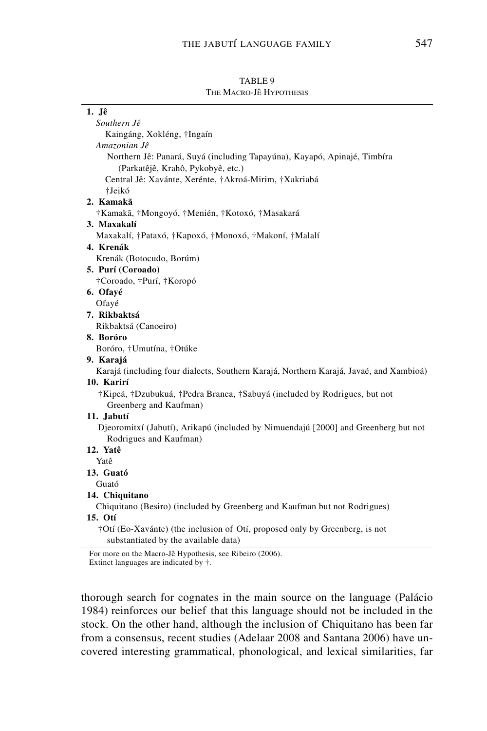TABLE 9
THE MACRO-JÊ HYPOTHESIS

| |
|---|
| **1. Jê** |
| *Southern Jê* |
| Kaingáng, Xokléng, †Ingaín |
| *Amazonian Jê* |
| Northern Jê: Panará, Suyá (including Tapayúna), Kayapó, Apinajé, Timbíra (Parkatêjê, Krahô, Pykobyê, etc.) |
| Central Jê: Xavánte, Xerénte, †Akroá-Mirim, †Xakriabá |
| †Jeikó |
| **2. Kamakã** |
| †Kamakã, †Mongoyó, †Menién, †Kotoxó, †Masakará |
| **3. Maxakalí** |
| Maxakalí, †Pataxó, †Kapoxó, †Monoxó, †Makoní, †Malalí |
| **4. Krenák** |
| Krenák (Botocudo, Borúm) |
| **5. Purí (Coroado)** |
| †Coroado, †Purí, †Koropó |
| **6. Ofayé** |
| Ofayé |
| **7. Rikbaktsá** |
| Rikbaktsá (Canoeiro) |
| **8. Boróro** |
| Boróro, †Umutína, †Otúke |
| **9. Karajá** |
| Karajá (including four dialects, Southern Karajá, Northern Karajá, Javaé, and Xambioá) |
| **10. Kariri** |
| †Kipeá, †Dzubukuá, †Pedra Branca, †Sabuyá (included by Rodrigues, but not Greenberg and Kaufman) |
| **11. Jabutí** |
| Djeoromitxí (Jabutí), Arikapú (included by Nimuendajú [2000] and Greenberg but not Rodrigues and Kaufman) |
| **12. Yatê** |
| Yatê |
| **13. Guató** |
| Guató |
| **14. Chiquitano** |
| Chiquitano (Besiro) (included by Greenberg and Kaufman but not Rodrigues) |
| **15. Otí** |
| †Otí (Eo-Xavánte) (the inclusion of Otí, proposed only by Greenberg, is not substantiated by the available data) |

For more on the Macro-Jê Hypothesis, see Ribeiro (2006).
Extinct languages are indicated by †.

thorough search for cognates in the main source on the language (Palácio 1984) reinforces our belief that this language should not be included in the stock. On the other hand, although the inclusion of Chiquitano has been far from a consensus, recent studies (Adelaar 2008 and Santana 2006) have uncovered interesting grammatical, phonological, and lexical similarities, far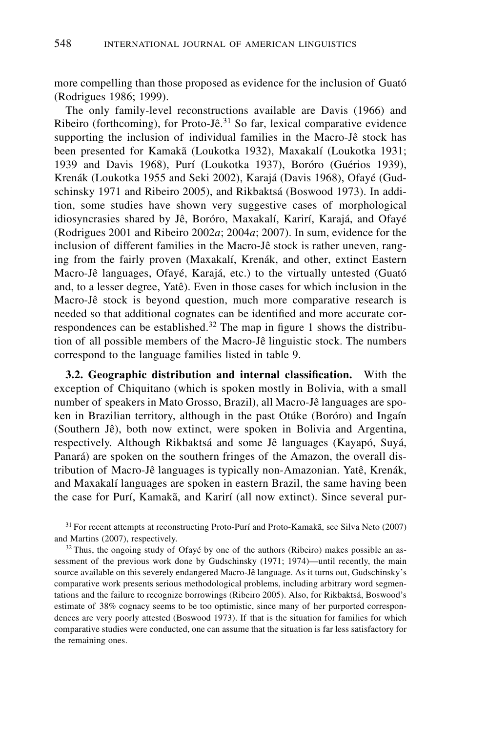more compelling than those proposed as evidence for the inclusion of Guató (Rodrigues 1986; 1999).

The only family-level reconstructions available are Davis (1966) and Ribeiro (forthcoming), for Proto-Jê.[31] So far, lexical comparative evidence supporting the inclusion of individual families in the Macro-Jê stock has been presented for Kamakã (Loukotka 1932), Maxakalí (Loukotka 1931; 1939 and Davis 1968), Purí (Loukotka 1937), Boróro (Guérios 1939), Krenák (Loukotka 1955 and Seki 2002), Karajá (Davis 1968), Ofayé (Gudschinsky 1971 and Ribeiro 2005), and Rikbaktsá (Boswood 1973). In addition, some studies have shown very suggestive cases of morphological idiosyncrasies shared by Jê, Boróro, Maxakalí, Karirí, Karajá, and Ofayé (Rodrigues 2001 and Ribeiro 2002*a*; 2004*a*; 2007). In sum, evidence for the inclusion of different families in the Macro-Jê stock is rather uneven, ranging from the fairly proven (Maxakalí, Krenák, and other, extinct Eastern Macro-Jê languages, Ofayé, Karajá, etc.) to the virtually untested (Guató and, to a lesser degree, Yatê). Even in those cases for which inclusion in the Macro-Jê stock is beyond question, much more comparative research is needed so that additional cognates can be identified and more accurate correspondences can be established.[32] The map in figure 1 shows the distribution of all possible members of the Macro-Jê linguistic stock. The numbers correspond to the language families listed in table 9.

**3.2. Geographic distribution and internal classification.** With the exception of Chiquitano (which is spoken mostly in Bolivia, with a small number of speakers in Mato Grosso, Brazil), all Macro-Jê languages are spoken in Brazilian territory, although in the past Otúke (Boróro) and Ingaín (Southern Jê), both now extinct, were spoken in Bolivia and Argentina, respectively. Although Rikbaktsá and some Jê languages (Kayapó, Suyá, Panará) are spoken on the southern fringes of the Amazon, the overall distribution of Macro-Jê languages is typically non-Amazonian. Yatê, Krenák, and Maxakalí languages are spoken in eastern Brazil, the same having been the case for Purí, Kamakã, and Karirí (all now extinct). Since several pur-

[31] For recent attempts at reconstructing Proto-Purí and Proto-Kamakã, see Silva Neto (2007) and Martins (2007), respectively.

[32] Thus, the ongoing study of Ofayé by one of the authors (Ribeiro) makes possible an assessment of the previous work done by Gudschinsky (1971; 1974)—until recently, the main source available on this severely endangered Macro-Jê language. As it turns out, Gudschinsky's comparative work presents serious methodological problems, including arbitrary word segmentations and the failure to recognize borrowings (Ribeiro 2005). Also, for Rikbaktsá, Boswood's estimate of 38% cognacy seems to be too optimistic, since many of her purported correspondences are very poorly attested (Boswood 1973). If that is the situation for families for which comparative studies were conducted, one can assume that the situation is far less satisfactory for the remaining ones.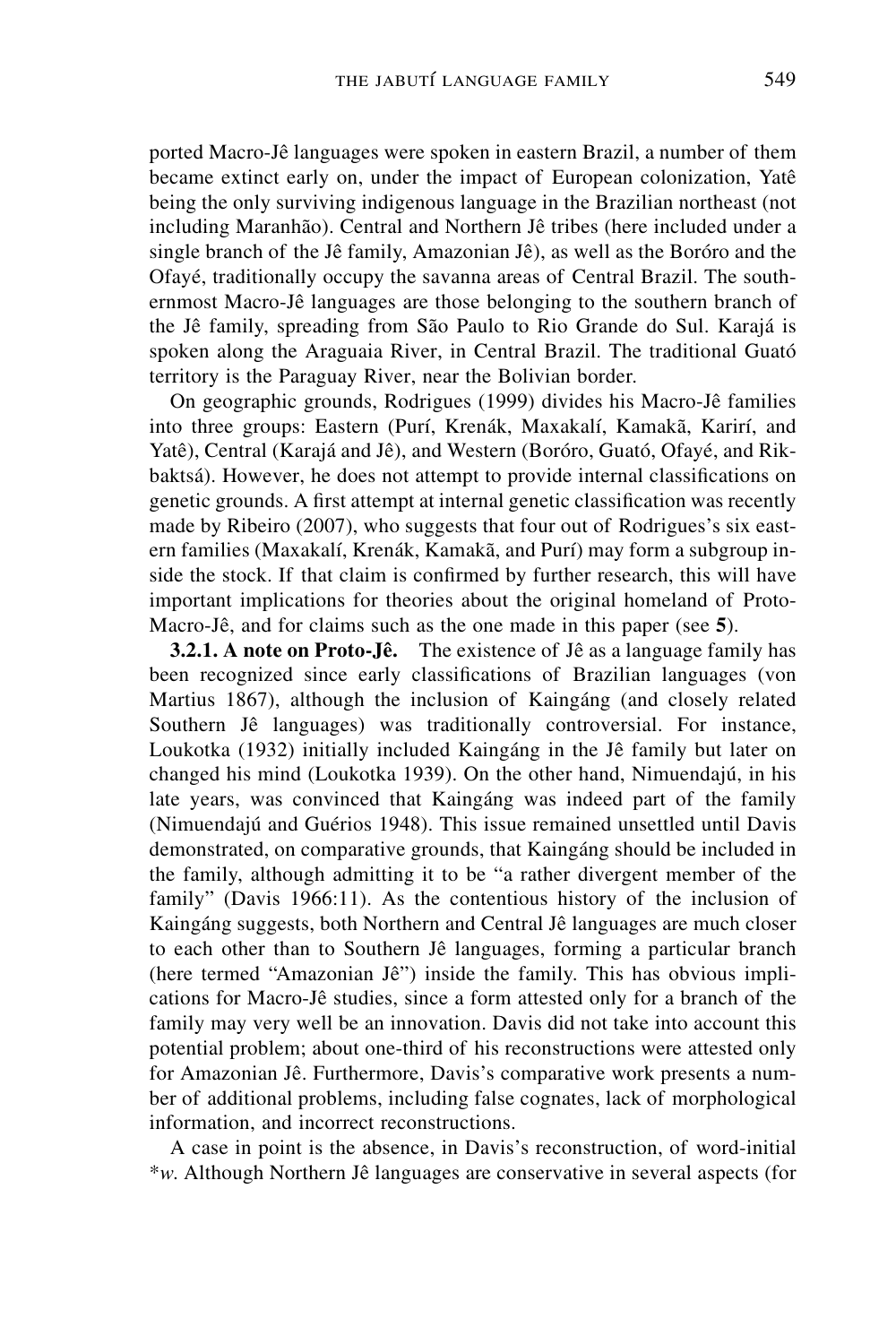ported Macro-Jê languages were spoken in eastern Brazil, a number of them became extinct early on, under the impact of European colonization, Yatê being the only surviving indigenous language in the Brazilian northeast (not including Maranhão). Central and Northern Jê tribes (here included under a single branch of the Jê family, Amazonian Jê), as well as the Boróro and the Ofayé, traditionally occupy the savanna areas of Central Brazil. The southernmost Macro-Jê languages are those belonging to the southern branch of the Jê family, spreading from São Paulo to Rio Grande do Sul. Karajá is spoken along the Araguaia River, in Central Brazil. The traditional Guató territory is the Paraguay River, near the Bolivian border.

On geographic grounds, Rodrigues (1999) divides his Macro-Jê families into three groups: Eastern (Purí, Krenák, Maxakalí, Kamakã, Karirí, and Yatê), Central (Karajá and Jê), and Western (Boróro, Guató, Ofayé, and Rikbaktsá). However, he does not attempt to provide internal classifications on genetic grounds. A first attempt at internal genetic classification was recently made by Ribeiro (2007), who suggests that four out of Rodrigues's six eastern families (Maxakalí, Krenák, Kamakã, and Purí) may form a subgroup inside the stock. If that claim is confirmed by further research, this will have important implications for theories about the original homeland of Proto-Macro-Jê, and for claims such as the one made in this paper (see **5**).

**3.2.1. A note on Proto-Jê.** The existence of Jê as a language family has been recognized since early classifications of Brazilian languages (von Martius 1867), although the inclusion of Kaingáng (and closely related Southern Jê languages) was traditionally controversial. For instance, Loukotka (1932) initially included Kaingáng in the Jê family but later on changed his mind (Loukotka 1939). On the other hand, Nimuendajú, in his late years, was convinced that Kaingáng was indeed part of the family (Nimuendajú and Guérios 1948). This issue remained unsettled until Davis demonstrated, on comparative grounds, that Kaingáng should be included in the family, although admitting it to be "a rather divergent member of the family" (Davis 1966:11). As the contentious history of the inclusion of Kaingáng suggests, both Northern and Central Jê languages are much closer to each other than to Southern Jê languages, forming a particular branch (here termed "Amazonian Jê") inside the family. This has obvious implications for Macro-Jê studies, since a form attested only for a branch of the family may very well be an innovation. Davis did not take into account this potential problem; about one-third of his reconstructions were attested only for Amazonian Jê. Furthermore, Davis's comparative work presents a number of additional problems, including false cognates, lack of morphological information, and incorrect reconstructions.

A case in point is the absence, in Davis's reconstruction, of word-initial *\*w*. Although Northern Jê languages are conservative in several aspects (for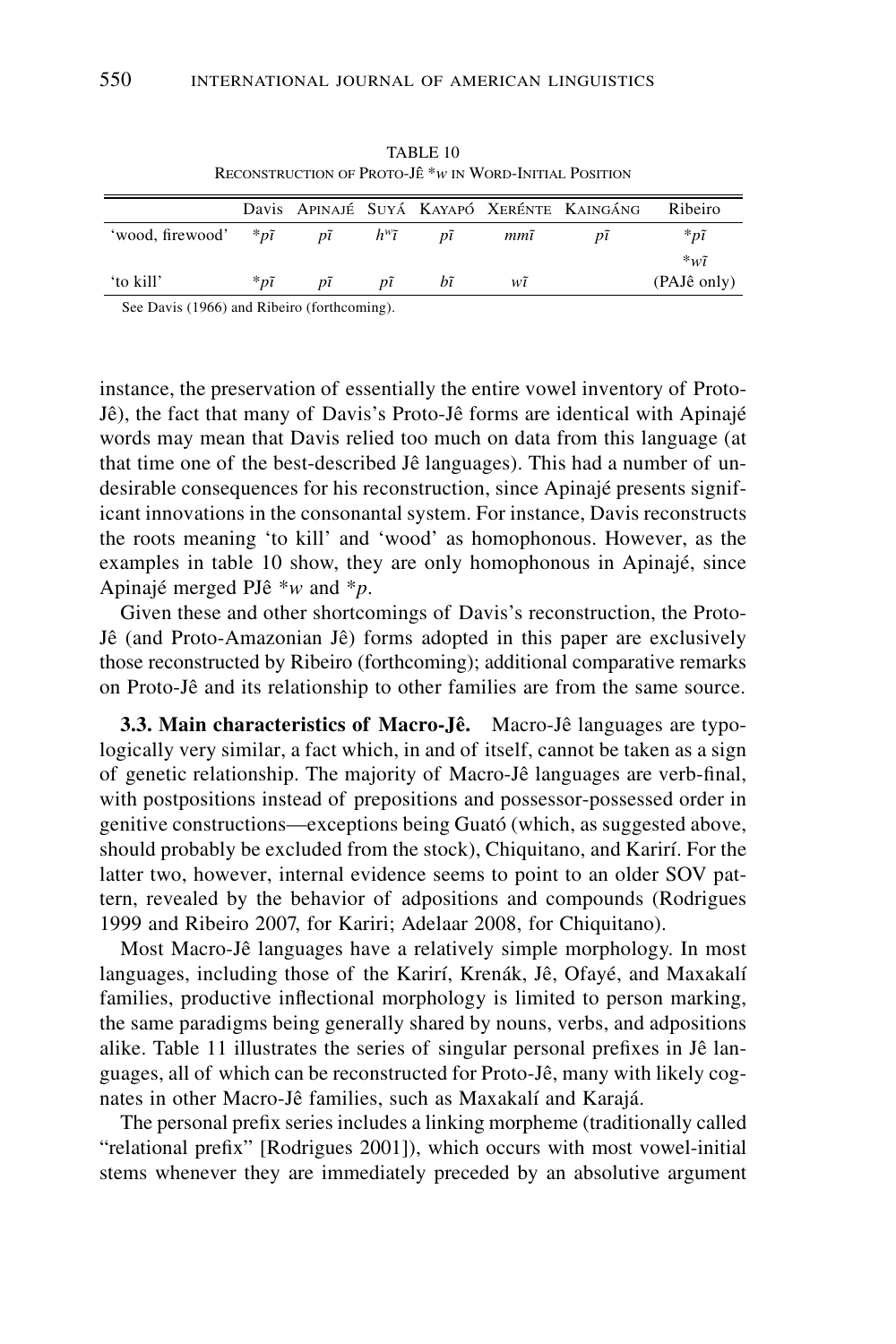TABLE 10
RECONSTRUCTION OF PROTO-JÊ *w IN WORD-INITIAL POSITION

| | Davis | APINAJÉ | SUYÁ | KAYAPÓ | XERÉNTE | KAINGÁNG | Ribeiro |
|---|---|---|---|---|---|---|---|
| 'wood, firewood' | *pĩ | pĩ | hʷĩ | pĩ | mmĩ | pĩ | *pĩ |
| 'to kill' | *pĩ | pĩ | pĩ | bĩ | wĩ | | *wĩ (PAJê only) |

See Davis (1966) and Ribeiro (forthcoming).

instance, the preservation of essentially the entire vowel inventory of Proto-Jê), the fact that many of Davis's Proto-Jê forms are identical with Apinajé words may mean that Davis relied too much on data from this language (at that time one of the best-described Jê languages). This had a number of undesirable consequences for his reconstruction, since Apinajé presents significant innovations in the consonantal system. For instance, Davis reconstructs the roots meaning 'to kill' and 'wood' as homophonous. However, as the examples in table 10 show, they are only homophonous in Apinajé, since Apinajé merged PJê *w and *p.

Given these and other shortcomings of Davis's reconstruction, the Proto-Jê (and Proto-Amazonian Jê) forms adopted in this paper are exclusively those reconstructed by Ribeiro (forthcoming); additional comparative remarks on Proto-Jê and its relationship to other families are from the same source.

**3.3. Main characteristics of Macro-Jê.** Macro-Jê languages are typologically very similar, a fact which, in and of itself, cannot be taken as a sign of genetic relationship. The majority of Macro-Jê languages are verb-final, with postpositions instead of prepositions and possessor-possessed order in genitive constructions—exceptions being Guató (which, as suggested above, should probably be excluded from the stock), Chiquitano, and Karirí. For the latter two, however, internal evidence seems to point to an older SOV pattern, revealed by the behavior of adpositions and compounds (Rodrigues 1999 and Ribeiro 2007, for Kariri; Adelaar 2008, for Chiquitano).

Most Macro-Jê languages have a relatively simple morphology. In most languages, including those of the Karirí, Krenák, Jê, Ofayé, and Maxakalí families, productive inflectional morphology is limited to person marking, the same paradigms being generally shared by nouns, verbs, and adpositions alike. Table 11 illustrates the series of singular personal prefixes in Jê languages, all of which can be reconstructed for Proto-Jê, many with likely cognates in other Macro-Jê families, such as Maxakalí and Karajá.

The personal prefix series includes a linking morpheme (traditionally called "relational prefix" [Rodrigues 2001]), which occurs with most vowel-initial stems whenever they are immediately preceded by an absolutive argument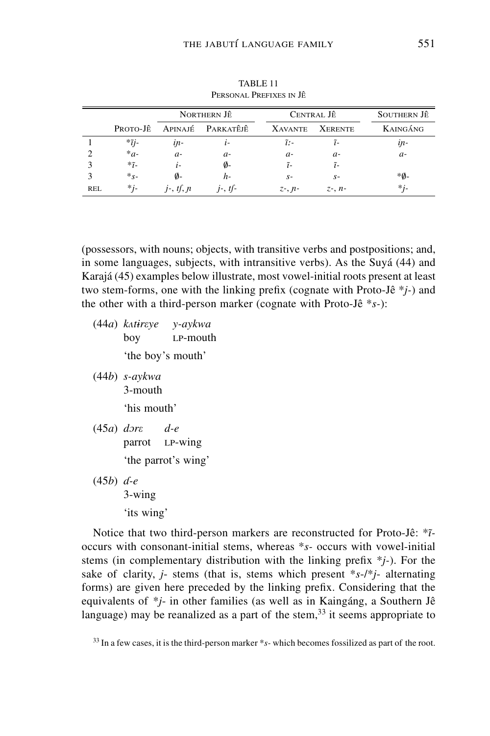TABLE 11
PERSONAL PREFIXES IN JÊ

| | | NORTHERN JÊ | | CENTRAL JÊ | | SOUTHERN JÊ |
|---|---|---|---|---|---|---|
| | PROTO-JÊ | APINAJÉ | PARKATÊJÊ | XAVANTE | XERENTE | KAINGÁNG |
| 1 | *ĩj- | iɲ- | i- | ĩː- | ĩ- | iɲ- |
| 2 | *a- | a- | a- | a- | a- | a- |
| 3 | *ĩ- | i- | ∅- | ĩ- | ĩ- | |
| 3 | *s- | ∅- | h- | s- | s- | *∅- |
| REL | *j- | j-, tʃ, ɲ | j-, tʃ- | z-, ɲ- | z-, n- | *j- |

(possessors, with nouns; objects, with transitive verbs and postpositions; and, in some languages, subjects, with intransitive verbs). As the Suyá (44) and Karajá (45) examples below illustrate, most vowel-initial roots present at least two stem-forms, one with the linking prefix (cognate with Proto-Jê **j*-) and the other with a third-person marker (cognate with Proto-Jê **s*-):

(44*a*) *kʌtɨrɛye* *y-aykwa*
boy LP-mouth
'the boy's mouth'

(44*b*) *s-aykwa*
3-mouth
'his mouth'

(45*a*) *dɔrɛ* *d-e*
parrot LP-wing
'the parrot's wing'

(45*b*) *d-e*
3-wing
'its wing'

Notice that two third-person markers are reconstructed for Proto-Jê: **ĩ*- occurs with consonant-initial stems, whereas **s*- occurs with vowel-initial stems (in complementary distribution with the linking prefix **j*-). For the sake of clarity, *j*- stems (that is, stems which present **s*-/**j*- alternating forms) are given here preceded by the linking prefix. Considering that the equivalents of **j*- in other families (as well as in Kaingáng, a Southern Jê language) may be reanalized as a part of the stem,[33] it seems appropriate to

[33] In a few cases, it is the third-person marker **s*- which becomes fossilized as part of the root.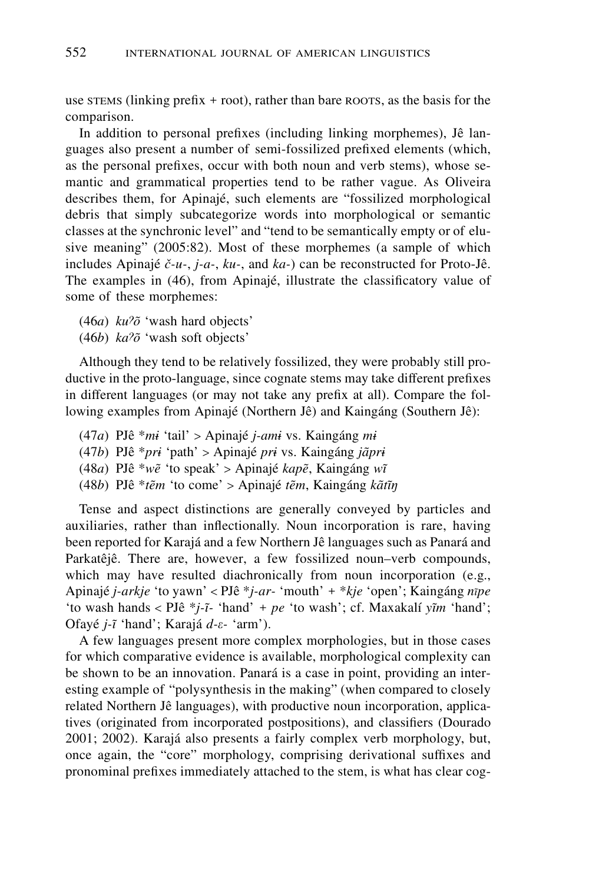use STEMS (linking prefix + root), rather than bare ROOTS, as the basis for the comparison.

In addition to personal prefixes (including linking morphemes), Jê languages also present a number of semi-fossilized prefixed elements (which, as the personal prefixes, occur with both noun and verb stems), whose semantic and grammatical properties tend to be rather vague. As Oliveira describes them, for Apinajé, such elements are "fossilized morphological debris that simply subcategorize words into morphological or semantic classes at the synchronic level" and "tend to be semantically empty or of elusive meaning" (2005:82). Most of these morphemes (a sample of which includes Apinajé *č-u-*, *j-a-*, *ku-*, and *ka-*) can be reconstructed for Proto-Jê. The examples in (46), from Apinajé, illustrate the classificatory value of some of these morphemes:

(46*a*) *kuʔõ* 'wash hard objects'
(46*b*) *kaʔõ* 'wash soft objects'

Although they tend to be relatively fossilized, they were probably still productive in the proto-language, since cognate stems may take different prefixes in different languages (or may not take any prefix at all). Compare the following examples from Apinajé (Northern Jê) and Kaingáng (Southern Jê):

(47*a*) PJê \**mɨ* 'tail' > Apinajé *j-amɨ* vs. Kaingáng *mɨ*
(47*b*) PJê \**prɨ* 'path' > Apinajé *prɨ* vs. Kaingáng *jãprɨ*
(48*a*) PJê \**wẽ* 'to speak' > Apinajé *kapẽ*, Kaingáng *wĩ*
(48*b*) PJê \**tẽm* 'to come' > Apinajé *tẽm*, Kaingáng *kãtĩŋ*

Tense and aspect distinctions are generally conveyed by particles and auxiliaries, rather than inflectionally. Noun incorporation is rare, having been reported for Karajá and a few Northern Jê languages such as Panará and Parkatêjê. There are, however, a few fossilized noun–verb compounds, which may have resulted diachronically from noun incorporation (e.g., Apinajé *j-arkje* 'to yawn' < PJê \**j-ar-* 'mouth' + \**kje* 'open'; Kaingáng *nĩpe* 'to wash hands < PJê \**j-ĩ-* 'hand' + *pe* 'to wash'; cf. Maxakalí *yĩm* 'hand'; Ofayé *j-ĩ* 'hand'; Karajá *d-ɛ-* 'arm').

A few languages present more complex morphologies, but in those cases for which comparative evidence is available, morphological complexity can be shown to be an innovation. Panará is a case in point, providing an interesting example of "polysynthesis in the making" (when compared to closely related Northern Jê languages), with productive noun incorporation, applicatives (originated from incorporated postpositions), and classifiers (Dourado 2001; 2002). Karajá also presents a fairly complex verb morphology, but, once again, the "core" morphology, comprising derivational suffixes and pronominal prefixes immediately attached to the stem, is what has clear cog-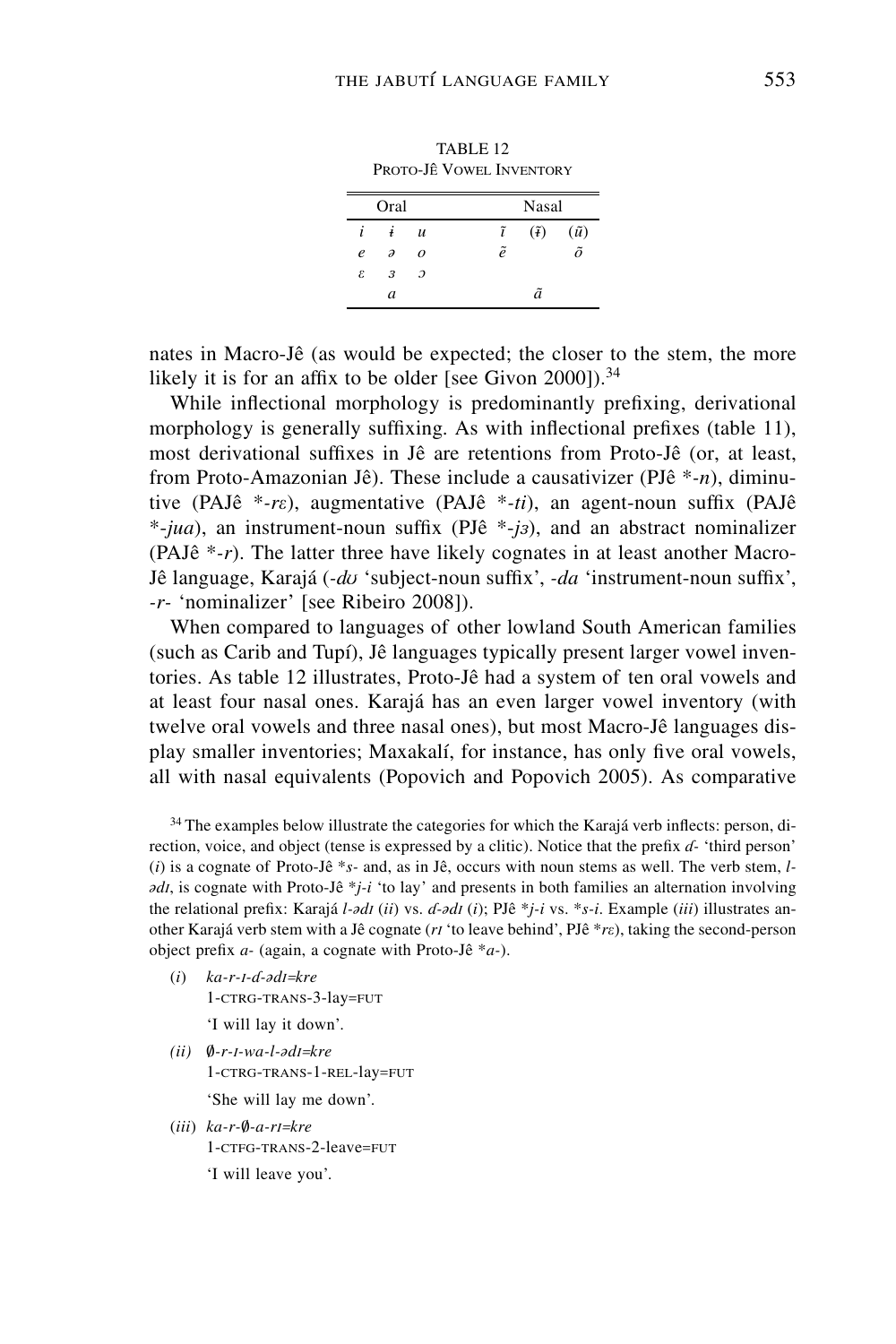TABLE 12
PROTO-JÊ VOWEL INVENTORY

| Oral | | | Nasal | | |
|---|---|---|---|---|---|
| *i* | *ɨ* | *u* | *ĩ* | (*ɨ̃*) | (*ũ*) |
| *e* | *ə* | *o* | *ẽ* | | *õ* |
| *ɛ* | *ɜ* | *ɔ* | | | |
| | *a* | | | *ã* | |

nates in Macro-Jê (as would be expected; the closer to the stem, the more likely it is for an affix to be older [see Givon 2000]).[34]

While inflectional morphology is predominantly prefixing, derivational morphology is generally suffixing. As with inflectional prefixes (table 11), most derivational suffixes in Jê are retentions from Proto-Jê (or, at least, from Proto-Amazonian Jê). These include a causativizer (PJê *-*n*), diminutive (PAJê *-*rɛ*), augmentative (PAJê *-*ti*), an agent-noun suffix (PAJê *-*jua*), an instrument-noun suffix (PJê *-*jɜ*), and an abstract nominalizer (PAJê *-*r*). The latter three have likely cognates in at least another Macro-Jê language, Karajá (-*dʊ* 'subject-noun suffix', -*da* 'instrument-noun suffix', -*r*- 'nominalizer' [see Ribeiro 2008]).

When compared to languages of other lowland South American families (such as Carib and Tupí), Jê languages typically present larger vowel inventories. As table 12 illustrates, Proto-Jê had a system of ten oral vowels and at least four nasal ones. Karajá has an even larger vowel inventory (with twelve oral vowels and three nasal ones), but most Macro-Jê languages display smaller inventories; Maxakalí, for instance, has only five oral vowels, all with nasal equivalents (Popovich and Popovich 2005). As comparative

[34] The examples below illustrate the categories for which the Karajá verb inflects: person, direction, voice, and object (tense is expressed by a clitic). Notice that the prefix *ɗ*- 'third person' (*i*) is a cognate of Proto-Jê *\*s*- and, as in Jê, occurs with noun stems as well. The verb stem, *l-ədɪ*, is cognate with Proto-Jê *\*j-i* 'to lay' and presents in both families an alternation involving the relational prefix: Karajá *l-ədɪ* (*ii*) vs. *ɗ-ədɪ* (*i*); PJê *\*j-i* vs. *\*s-i*. Example (*iii*) illustrates another Karajá verb stem with a Jê cognate (*rɪ* 'to leave behind', PJê *\*rɛ*), taking the second-person object prefix *a*- (again, a cognate with Proto-Jê *\*a*-).

(*i*) *ka-r-ɪ-ɗ-ədɪ=kre*
1-CTRG-TRANS-3-lay=FUT
'I will lay it down'.

(*ii*) *∅-r-ɪ-wa-l-ədɪ=kre*
1-CTRG-TRANS-1-REL-lay=FUT
'She will lay me down'.

(*iii*) *ka-r-∅-a-rɪ=kre*
1-CTFG-TRANS-2-leave=FUT
'I will leave you'.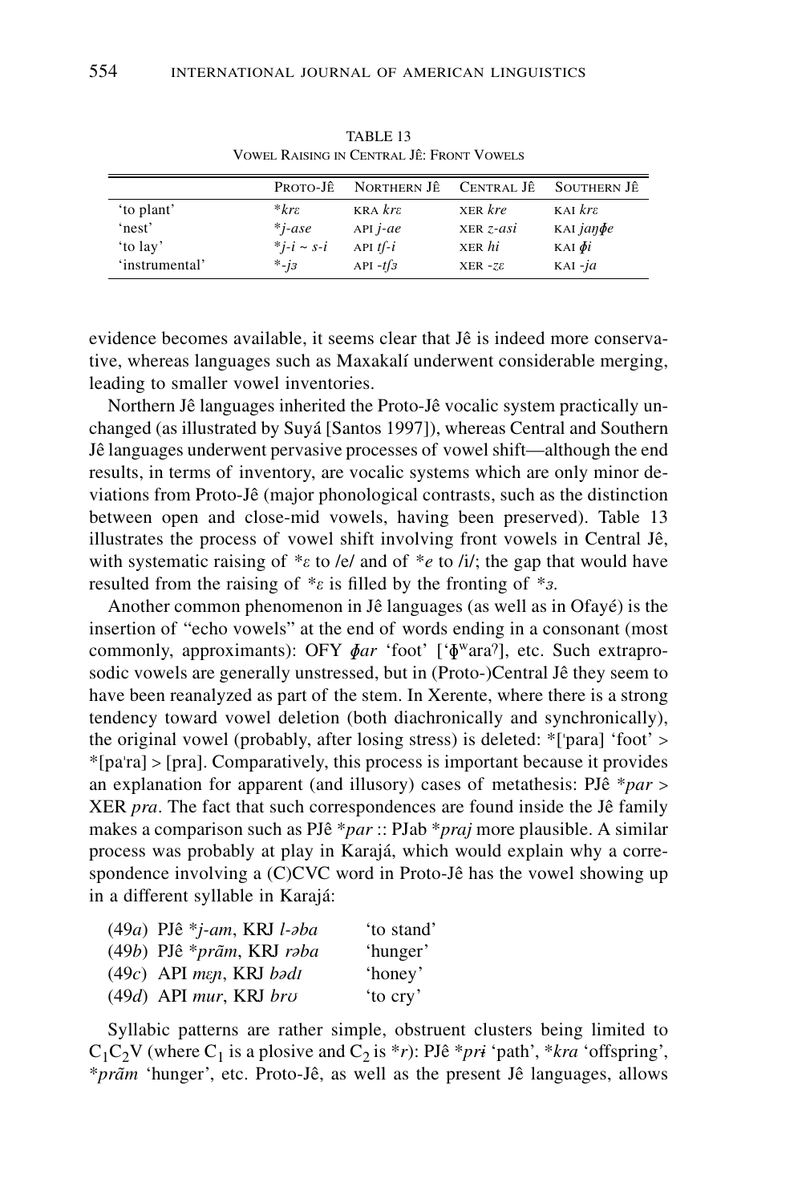TABLE 13
VOWEL RAISING IN CENTRAL JÊ: FRONT VOWELS

| | PROTO-JÊ | NORTHERN JÊ | CENTRAL JÊ | SOUTHERN JÊ |
|---|---|---|---|---|
| 'to plant' | *\*krɛ* | KRA *krɛ* | XER *kre* | KAI *krɛ* |
| 'nest' | *\*j-ase* | API *j-ae* | XER *z-asi* | KAI *jaŋɸe* |
| 'to lay' | *\*j-i ~ s-i* | API *tʃ-i* | XER *hi* | KAI *ɸi* |
| 'instrumental' | *\*-jɜ* | API *-tʃɜ* | XER *-zɛ* | KAI *-ja* |

evidence becomes available, it seems clear that Jê is indeed more conservative, whereas languages such as Maxakalí underwent considerable merging, leading to smaller vowel inventories.

Northern Jê languages inherited the Proto-Jê vocalic system practically unchanged (as illustrated by Suyá [Santos 1997]), whereas Central and Southern Jê languages underwent pervasive processes of vowel shift—although the end results, in terms of inventory, are vocalic systems which are only minor deviations from Proto-Jê (major phonological contrasts, such as the distinction between open and close-mid vowels, having been preserved). Table 13 illustrates the process of vowel shift involving front vowels in Central Jê, with systematic raising of *\*ɛ* to /e/ and of *\*e* to /i/; the gap that would have resulted from the raising of *\*ɛ* is filled by the fronting of *\*ɜ*.

Another common phenomenon in Jê languages (as well as in Ofayé) is the insertion of "echo vowels" at the end of words ending in a consonant (most commonly, approximants): OFY *ɸar* 'foot' [ˈɸʷaraʔ], etc. Such extraprosodic vowels are generally unstressed, but in (Proto-)Central Jê they seem to have been reanalyzed as part of the stem. In Xerente, where there is a strong tendency toward vowel deletion (both diachronically and synchronically), the original vowel (probably, after losing stress) is deleted: *[ˈpara] 'foot' > *[paˈra] > [pra]. Comparatively, this process is important because it provides an explanation for apparent (and illusory) cases of metathesis: PJê *\*par* > XER *pra*. The fact that such correspondences are found inside the Jê family makes a comparison such as PJê *\*par* :: PJab *\*praj* more plausible. A similar process was probably at play in Karajá, which would explain why a correspondence involving a (C)CVC word in Proto-Jê has the vowel showing up in a different syllable in Karajá:

(49*a*) PJê *\*j-am*, KRJ *l-əba* 'to stand'
(49*b*) PJê *\*prãm*, KRJ *rəba* 'hunger'
(49*c*) API *mɛɲ*, KRJ *bədɪ* 'honey'
(49*d*) API *mur*, KRJ *brʊ* 'to cry'

Syllabic patterns are rather simple, obstruent clusters being limited to $C_1C_2V$ (where $C_1$ is a plosive and $C_2$ is *\*r*): PJê *\*prɨ* 'path', *\*kra* 'offspring', *\*prãm* 'hunger', etc. Proto-Jê, as well as the present Jê languages, allows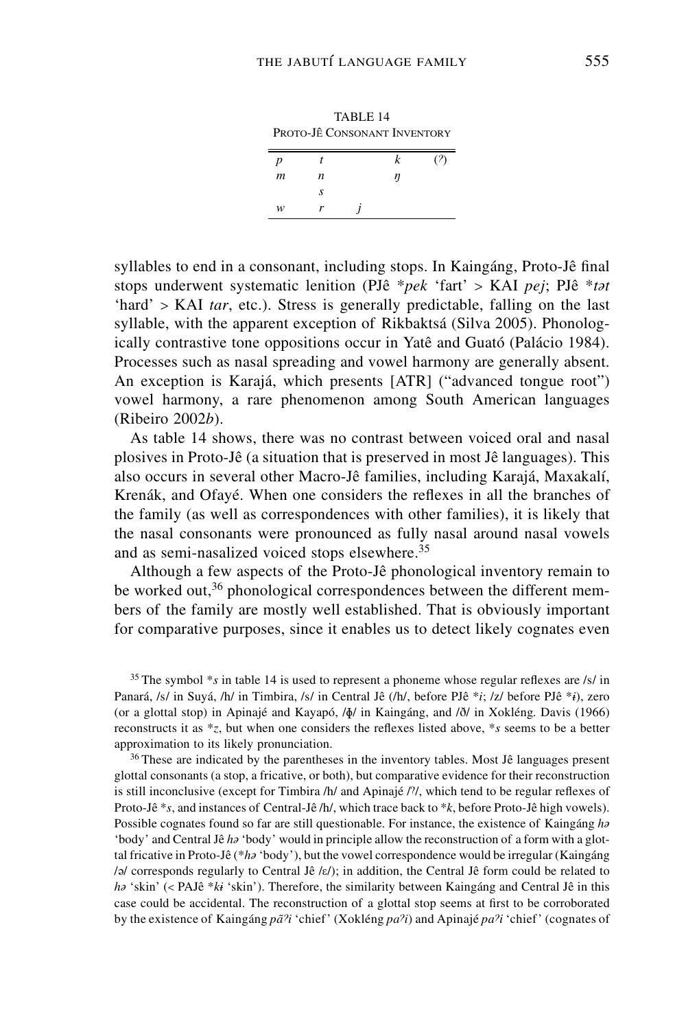TABLE 14
PROTO-JÊ CONSONANT INVENTORY

| | | | | |
|---|---|---|---|---|
| *p* | *t* | | *k* | (*ʔ*) |
| *m* | *n* | | *ŋ* | |
| | *s* | | | |
| *w* | *r* | *j* | | |

syllables to end in a consonant, including stops. In Kaingáng, Proto-Jê final stops underwent systematic lenition (PJê *\*pek* 'fart' > KAI *pej*; PJê *\*tət* 'hard' > KAI *tar*, etc.). Stress is generally predictable, falling on the last syllable, with the apparent exception of Rikbaktsá (Silva 2005). Phonologically contrastive tone oppositions occur in Yatê and Guató (Palácio 1984). Processes such as nasal spreading and vowel harmony are generally absent. An exception is Karajá, which presents [ATR] ("advanced tongue root") vowel harmony, a rare phenomenon among South American languages (Ribeiro 2002*b*).

As table 14 shows, there was no contrast between voiced oral and nasal plosives in Proto-Jê (a situation that is preserved in most Jê languages). This also occurs in several other Macro-Jê families, including Karajá, Maxakalí, Krenák, and Ofayé. When one considers the reflexes in all the branches of the family (as well as correspondences with other families), it is likely that the nasal consonants were pronounced as fully nasal around nasal vowels and as semi-nasalized voiced stops elsewhere.[35]

Although a few aspects of the Proto-Jê phonological inventory remain to be worked out,[36] phonological correspondences between the different members of the family are mostly well established. That is obviously important for comparative purposes, since it enables us to detect likely cognates even

[35] The symbol *\*s* in table 14 is used to represent a phoneme whose regular reflexes are /s/ in Panará, /s/ in Suyá, /h/ in Timbira, /s/ in Central Jê (/h/, before PJê *\*i*; /z/ before PJê *\*ɨ*), zero (or a glottal stop) in Apinajé and Kayapó, /ɸ/ in Kaingáng, and /ð/ in Xokléng. Davis (1966) reconstructs it as *\*z*, but when one considers the reflexes listed above, *\*s* seems to be a better approximation to its likely pronunciation.

[36] These are indicated by the parentheses in the inventory tables. Most Jê languages present glottal consonants (a stop, a fricative, or both), but comparative evidence for their reconstruction is still inconclusive (except for Timbira /h/ and Apinajé /ʔ/, which tend to be regular reflexes of Proto-Jê *\*s*, and instances of Central-Jê /h/, which trace back to *\*k*, before Proto-Jê high vowels). Possible cognates found so far are still questionable. For instance, the existence of Kaingáng *hə* 'body' and Central Jê *hə* 'body' would in principle allow the reconstruction of a form with a glottal fricative in Proto-Jê (*\*hə* 'body'), but the vowel correspondence would be irregular (Kaingáng /ə/ corresponds regularly to Central Jê /ɛ/); in addition, the Central Jê form could be related to *hə* 'skin' (< PAJê *\*kɨ* 'skin'). Therefore, the similarity between Kaingáng and Central Jê in this case could be accidental. The reconstruction of a glottal stop seems at first to be corroborated by the existence of Kaingáng *pãʔi* 'chief' (Xokléng *paʔi*) and Apinajé *paʔi* 'chief' (cognates of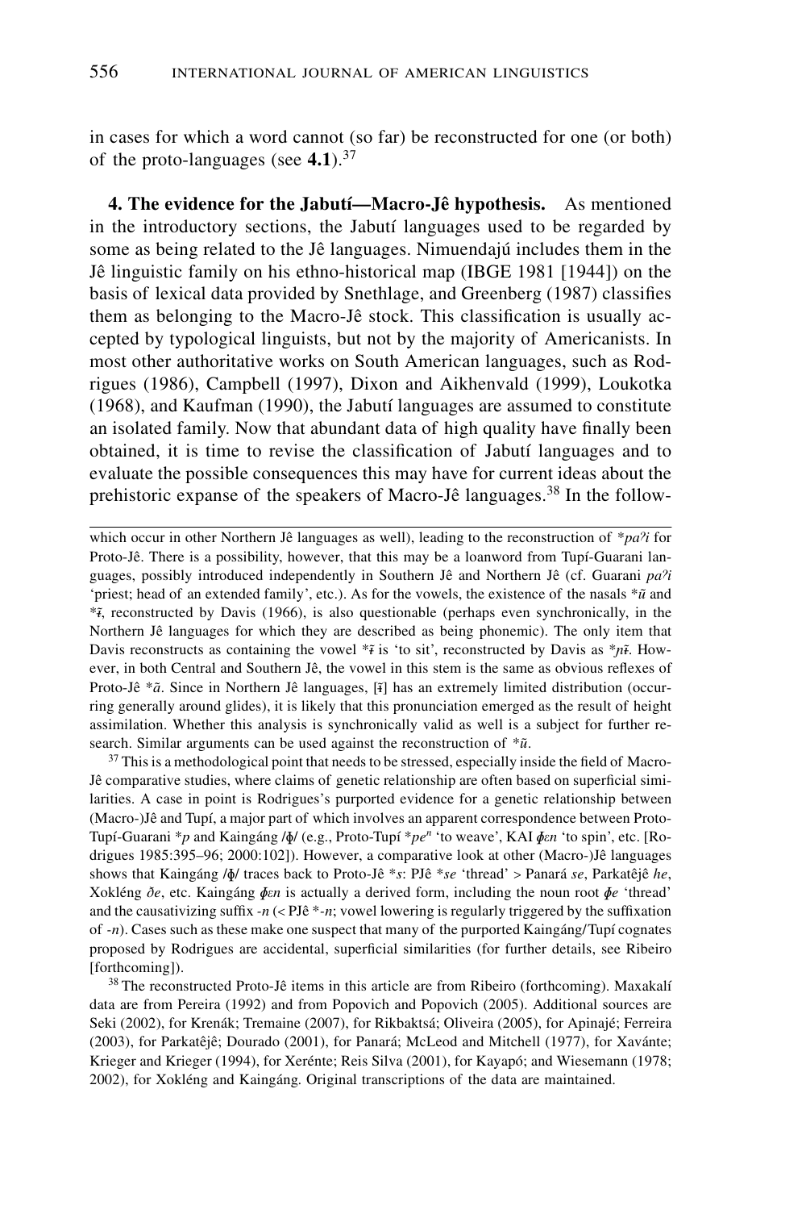in cases for which a word cannot (so far) be reconstructed for one (or both) of the proto-languages (see **4.1**).[37]

**4. The evidence for the Jabutí—Macro-Jê hypothesis.** As mentioned in the introductory sections, the Jabutí languages used to be regarded by some as being related to the Jê languages. Nimuendajú includes them in the Jê linguistic family on his ethno-historical map (IBGE 1981 [1944]) on the basis of lexical data provided by Snethlage, and Greenberg (1987) classifies them as belonging to the Macro-Jê stock. This classification is usually accepted by typological linguists, but not by the majority of Americanists. In most other authoritative works on South American languages, such as Rodrigues (1986), Campbell (1997), Dixon and Aikhenvald (1999), Loukotka (1968), and Kaufman (1990), the Jabutí languages are assumed to constitute an isolated family. Now that abundant data of high quality have finally been obtained, it is time to revise the classification of Jabutí languages and to evaluate the possible consequences this may have for current ideas about the prehistoric expanse of the speakers of Macro-Jê languages.[38] In the follow-

---

which occur in other Northern Jê languages as well), leading to the reconstruction of **paʔi* for Proto-Jê. There is a possibility, however, that this may be a loanword from Tupí-Guarani languages, possibly introduced independently in Southern Jê and Northern Jê (cf. Guarani *paʔi* 'priest; head of an extended family', etc.). As for the vowels, the existence of the nasals *ũ and *ɨ̃, reconstructed by Davis (1966), is also questionable (perhaps even synchronically, in the Northern Jê languages for which they are described as being phonemic). The only item that Davis reconstructs as containing the vowel *ɨ̃ is 'to sit', reconstructed by Davis as **ɲɨ̃*. However, in both Central and Southern Jê, the vowel in this stem is the same as obvious reflexes of Proto-Jê *ã. Since in Northern Jê languages, [ɨ̃] has an extremely limited distribution (occurring generally around glides), it is likely that this pronunciation emerged as the result of height assimilation. Whether this analysis is synchronically valid as well is a subject for further research. Similar arguments can be used against the reconstruction of *ũ.

[37] This is a methodological point that needs to be stressed, especially inside the field of Macro-Jê comparative studies, where claims of genetic relationship are often based on superficial similarities. A case in point is Rodrigues's purported evidence for a genetic relationship between (Macro-)Jê and Tupí, a major part of which involves an apparent correspondence between Proto-Tupí-Guarani **p* and Kaingáng /ɸ/ (e.g., Proto-Tupí **peⁿ* 'to weave', KAI *ɸɛn* 'to spin', etc. [Rodrigues 1985:395–96; 2000:102]). However, a comparative look at other (Macro-)Jê languages shows that Kaingáng /ɸ/ traces back to Proto-Jê **s*: PJê **se* 'thread' > Panará *se*, Parkatêjê *he*, Xokléng *ðe*, etc. Kaingáng *ɸɛn* is actually a derived form, including the noun root *ɸe* 'thread' and the causativizing suffix *-n* (< PJê *-*n*; vowel lowering is regularly triggered by the suffixation of *-n*). Cases such as these make one suspect that many of the purported Kaingáng/Tupí cognates proposed by Rodrigues are accidental, superficial similarities (for further details, see Ribeiro [forthcoming]).

[38] The reconstructed Proto-Jê items in this article are from Ribeiro (forthcoming). Maxakalí data are from Pereira (1992) and from Popovich and Popovich (2005). Additional sources are Seki (2002), for Krenák; Tremaine (2007), for Rikbaktsá; Oliveira (2005), for Apinajé; Ferreira (2003), for Parkatêjê; Dourado (2001), for Panará; McLeod and Mitchell (1977), for Xavánte; Krieger and Krieger (1994), for Xerénte; Reis Silva (2001), for Kayapó; and Wiesemann (1978; 2002), for Xokléng and Kaingáng. Original transcriptions of the data are maintained.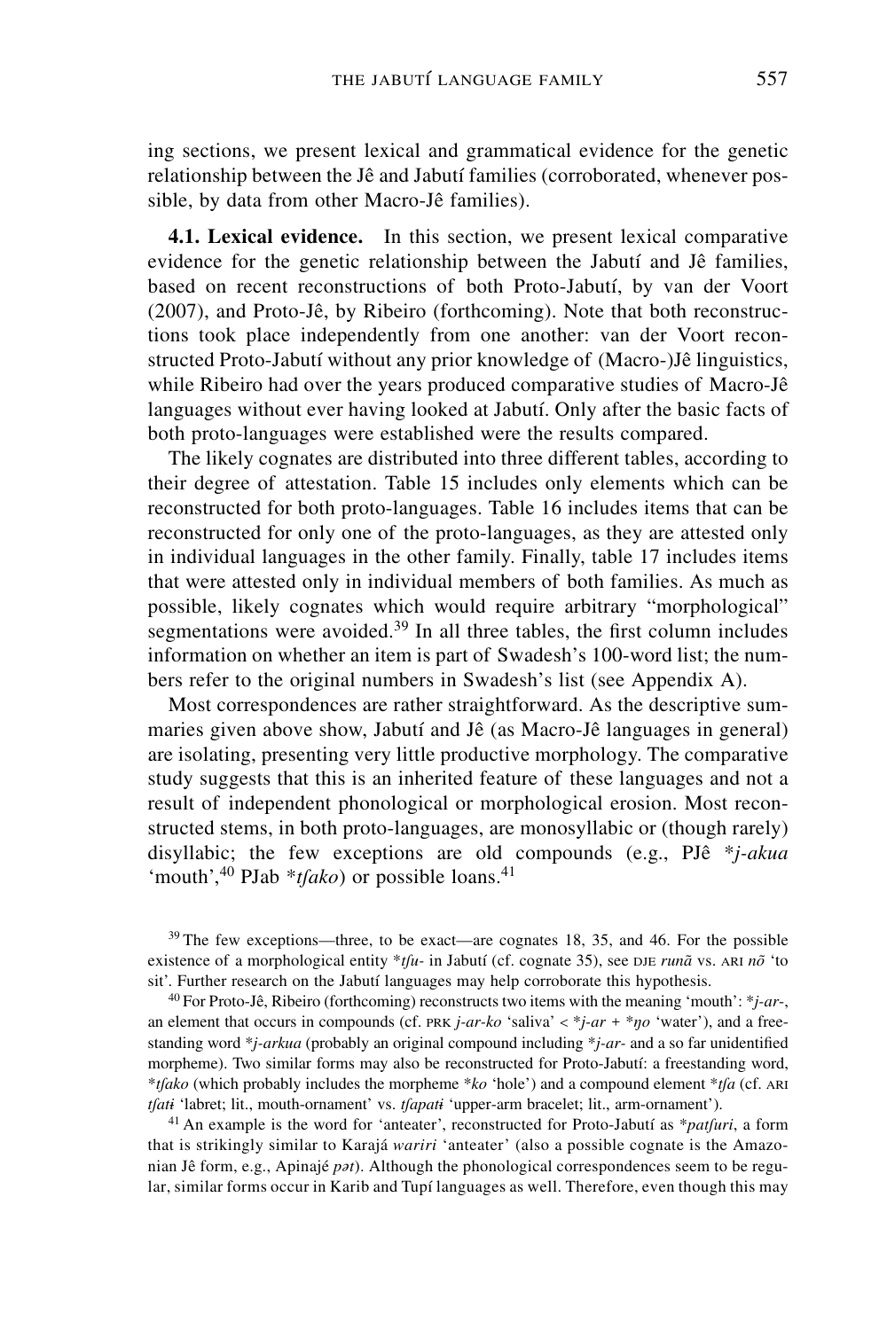ing sections, we present lexical and grammatical evidence for the genetic relationship between the Jê and Jabutí families (corroborated, whenever possible, by data from other Macro-Jê families).

**4.1. Lexical evidence.** In this section, we present lexical comparative evidence for the genetic relationship between the Jabutí and Jê families, based on recent reconstructions of both Proto-Jabutí, by van der Voort (2007), and Proto-Jê, by Ribeiro (forthcoming). Note that both reconstructions took place independently from one another: van der Voort reconstructed Proto-Jabutí without any prior knowledge of (Macro-)Jê linguistics, while Ribeiro had over the years produced comparative studies of Macro-Jê languages without ever having looked at Jabutí. Only after the basic facts of both proto-languages were established were the results compared.

The likely cognates are distributed into three different tables, according to their degree of attestation. Table 15 includes only elements which can be reconstructed for both proto-languages. Table 16 includes items that can be reconstructed for only one of the proto-languages, as they are attested only in individual languages in the other family. Finally, table 17 includes items that were attested only in individual members of both families. As much as possible, likely cognates which would require arbitrary "morphological" segmentations were avoided.[39] In all three tables, the first column includes information on whether an item is part of Swadesh's 100-word list; the numbers refer to the original numbers in Swadesh's list (see Appendix A).

Most correspondences are rather straightforward. As the descriptive summaries given above show, Jabutí and Jê (as Macro-Jê languages in general) are isolating, presenting very little productive morphology. The comparative study suggests that this is an inherited feature of these languages and not a result of independent phonological or morphological erosion. Most reconstructed stems, in both proto-languages, are monosyllabic or (though rarely) disyllabic; the few exceptions are old compounds (e.g., PJê *\*j-akua* 'mouth',[40] PJab *\*tʃako*) or possible loans.[41]

---

[39] The few exceptions—three, to be exact—are cognates 18, 35, and 46. For the possible existence of a morphological entity *\*tʃu-* in Jabutí (cf. cognate 35), see DJE *runã* vs. ARI *nõ* 'to sit'. Further research on the Jabutí languages may help corroborate this hypothesis.

[40] For Proto-Jê, Ribeiro (forthcoming) reconstructs two items with the meaning 'mouth': *\*j-ar-*, an element that occurs in compounds (cf. PRK *j-ar-ko* 'saliva' < *\*j-ar* + *\*ŋo* 'water'), and a freestanding word *\*j-arkua* (probably an original compound including *\*j-ar-* and a so far unidentified morpheme). Two similar forms may also be reconstructed for Proto-Jabutí: a freestanding word, *\*tʃako* (which probably includes the morpheme *\*ko* 'hole') and a compound element *\*tʃa* (cf. ARI *tʃatɨ* 'labret; lit., mouth-ornament' vs. *tʃapatɨ* 'upper-arm bracelet; lit., arm-ornament').

[41] An example is the word for 'anteater', reconstructed for Proto-Jabutí as *\*patʃuri*, a form that is strikingly similar to Karajá *wariri* 'anteater' (also a possible cognate is the Amazonian Jê form, e.g., Apinajé *pət*). Although the phonological correspondences seem to be regular, similar forms occur in Karib and Tupí languages as well. Therefore, even though this may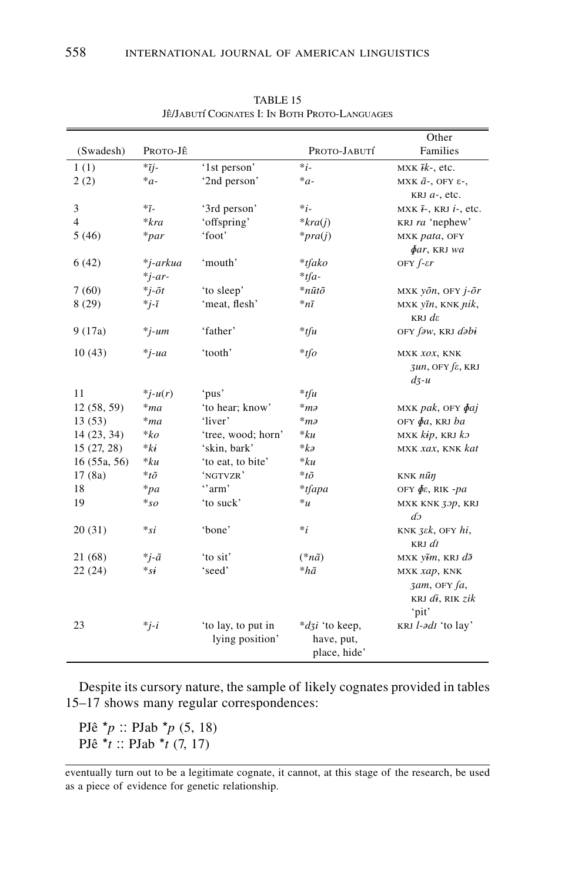TABLE 15
JÊ/JABUTÍ COGNATES I: IN BOTH PROTO-LANGUAGES

| (Swadesh) | PROTO-JÊ | | PROTO-JABUTÍ | Other Families |
|---|---|---|---|---|
| 1 (1) | *ĩj- | '1st person' | *i- | MXK ɨ̃k-, etc. |
| 2 (2) | *a- | '2nd person' | *a- | MXK ã-, OFY ɛ-, KRJ a-, etc. |
| 3 | *ĩ- | '3rd person' | *i- | MXK ɨ̃-, KRJ i-, etc. |
| 4 | *kra | 'offspring' | *kra(j) | KRJ ra 'nephew' |
| 5 (46) | *par | 'foot' | *pra(j) | MXK pata, OFY ɸar, KRJ wa |
| 6 (42) | *j-arkua *j-ar- | 'mouth' | *tʃako *tʃa- | OFY ʃ-ɛr |
| 7 (60) | *j-õt | 'to sleep' | *nũtõ | MXK yõn, OFY j-õr |
| 8 (29) | *j-ĩ | 'meat, flesh' | *nĩ | MXK yĩn, KNK ɲik, KRJ dɛ |
| 9 (17a) | *j-um | 'father' | *tʃu | OFY ʃəw, KRJ dəbɨ |
| 10 (43) | *j-ua | 'tooth' | *tʃo | MXK xox, KNK ʒun, OFY ʃɛ, KRJ dʒ-u |
| 11 | *j-u(r) | 'pus' | *tʃu | |
| 12 (58, 59) | *ma | 'to hear; know' | *mə | MXK pak, OFY ɸaj |
| 13 (53) | *ma | 'liver' | *mə | OFY ɸa, KRJ ba |
| 14 (23, 34) | *ko | 'tree, wood; horn' | *ku | MXK kɨp, KRJ kɔ |
| 15 (27, 28) | *kɨ | 'skin, bark' | *kə | MXK xax, KNK kat |
| 16 (55a, 56) | *ku | 'to eat, to bite' | *ku | |
| 17 (8a) | *tõ | 'NGTVZR' | *tõ | KNK nũŋ |
| 18 | *pa | ''arm' | *tʃapa | OFY ɸɛ, RIK -pa |
| 19 | *so | 'to suck' | *u | MXK KNK ʒɔp, KRJ dɔ |
| 20 (31) | *si | 'bone' | *i | KNK ʒɛk, OFY hi, KRJ dɪ |
| 21 (68) | *j-ã | 'to sit' | (*nã) | MXK yɨ̃m, KRJ dɜ̃ |
| 22 (24) | *sɨ | 'seed' | *hã | MXK xap, KNK ʒam, OFY ʃa, KRJ dɨ, RIK zik 'pit' |
| 23 | *j-i | 'to lay, to put in lying position' | *dʒi 'to keep, have, put, place, hide' | KRJ l-ədɪ 'to lay' |

Despite its cursory nature, the sample of likely cognates provided in tables 15–17 shows many regular correspondences:

PJê *p :: PJab *p (5, 18)
PJê *t :: PJab *t (7, 17)

---

eventually turn out to be a legitimate cognate, it cannot, at this stage of the research, be used as a piece of evidence for genetic relationship.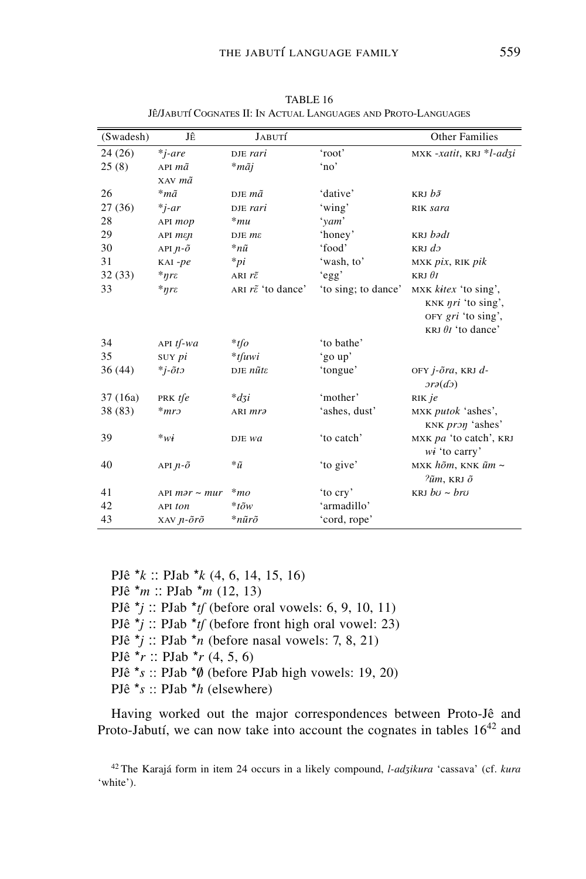TABLE 16
Jê/Jabutí Cognates II: In Actual Languages and Proto-Languages

| (Swadesh) | Jê | Jabutí | | Other Families |
|---|---|---|---|---|
| 24 (26) | *\*j-are* | DJE *rari* | 'root' | MXK *-xatit*, KRJ *\*l-adʒi* |
| 25 (8) | API *mã* XAV *mã* | *\*mãj* | 'no' | |
| 26 | *\*mã* | DJE *mã* | 'dative' | KRJ *bə̃* |
| 27 (36) | *\*j-ar* | DJE *rari* | 'wing' | RIK *sara* |
| 28 | API *mop* | *\*mu* | '*yam*' | |
| 29 | API *mɛɲ* | DJE *mɛ* | 'honey' | KRJ *bədɪ* |
| 30 | API *ɲ-õ* | *\*nũ* | 'food' | KRJ *dɔ* |
| 31 | KAI *-pe* | *\*pi* | 'wash, to' | MXK *pix*, RIK *pik* |
| 32 (33) | *\*ŋrɛ* | ARI *rɛ̃* | 'egg' | KRJ *θɪ* |
| 33 | *\*ŋrɛ* | ARI *rɛ̃* 'to dance' | 'to sing; to dance' | MXK *kɨtex* 'to sing', KNK *ŋri* 'to sing', OFY *gri* 'to sing', KRJ *θɪ* 'to dance' |
| 34 | API *tʃ-wa* | *\*tʃo* | 'to bathe' | |
| 35 | SUY *pi* | *\*tʃuwi* | 'go up' | |
| 36 (44) | *\*j-õtɔ* | DJE *nũtɛ* | 'tongue' | OFY *j-õra*, KRJ *d-ɔrə(dɔ)* |
| 37 (16a) | PRK *tʃe* | *\*dʒi* | 'mother' | RIK *je* |
| 38 (83) | *\*mrɔ* | ARI *mrə* | 'ashes, dust' | MXK *putok* 'ashes', KNK *prɔŋ* 'ashes' |
| 39 | *\*wɨ* | DJE *wa* | 'to catch' | MXK *pa* 'to catch', KRJ *wɨ* 'to carry' |
| 40 | API *ɲ-õ* | *\*ũ* | 'to give' | MXK *hõm*, KNK *ũm ~ ʔũm*, KRJ *õ* |
| 41 | API *mər ~ mur* | *\*mo* | 'to cry' | KRJ *bʊ ~ brʊ* |
| 42 | API *ton* | *\*tõw* | 'armadillo' | |
| 43 | XAV *ɲ-õrõ* | *\*nũrõ* | 'cord, rope' | |

PJê *\*k* :: PJab *\*k* (4, 6, 14, 15, 16)
PJê *\*m* :: PJab *\*m* (12, 13)
PJê *\*j* :: PJab *\*tʃ* (before oral vowels: 6, 9, 10, 11)
PJê *\*j* :: PJab *\*tʃ* (before front high oral vowel: 23)
PJê *\*j* :: PJab *\*n* (before nasal vowels: 7, 8, 21)
PJê *\*r* :: PJab *\*r* (4, 5, 6)
PJê *\*s* :: PJab *\*∅* (before PJab high vowels: 19, 20)
PJê *\*s* :: PJab *\*h* (elsewhere)

Having worked out the major correspondences between Proto-Jê and Proto-Jabutí, we can now take into account the cognates in tables 16[42] and

[42] The Karajá form in item 24 occurs in a likely compound, *l-adʒikura* 'cassava' (cf. *kura* 'white').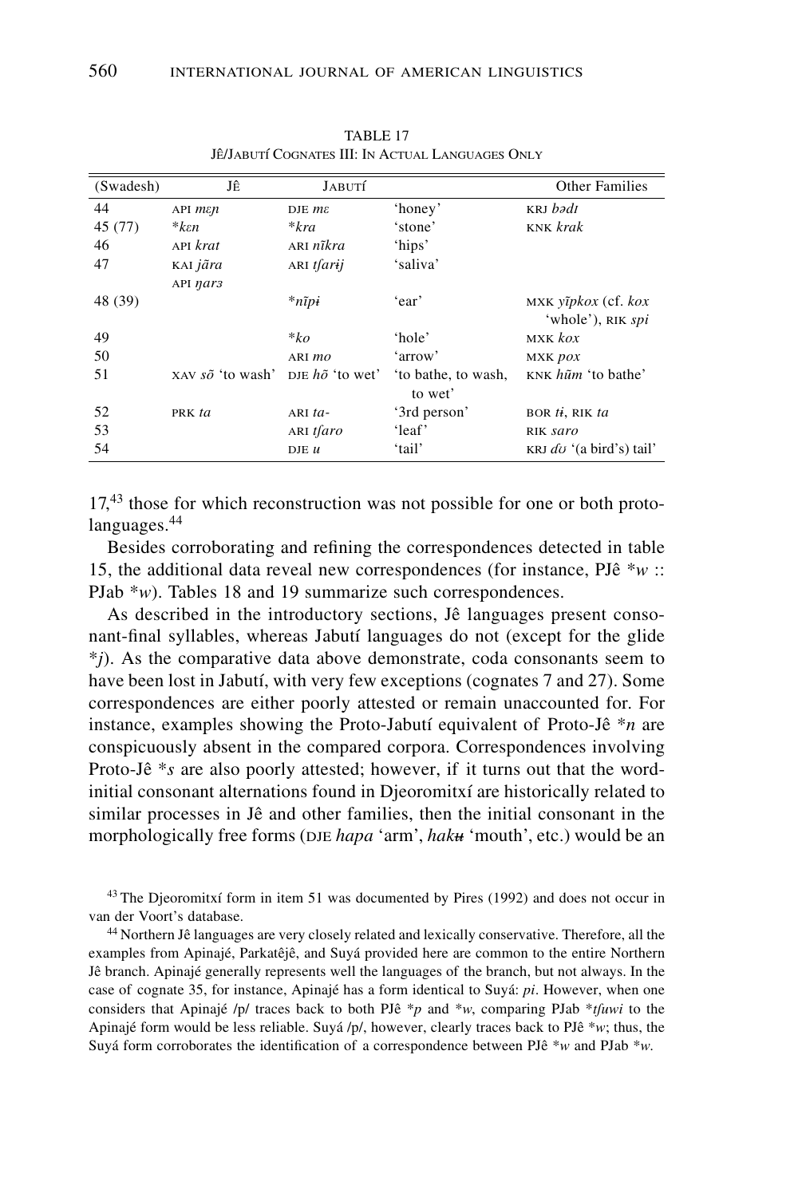TABLE 17
JÊ/JABUTÍ COGNATES III: IN ACTUAL LANGUAGES ONLY

| (Swadesh) | Jê | Jabutí | | Other Families |
|---|---|---|---|---|
| 44 | API *mɛɲ* | DJE *mɛ* | 'honey' | KRJ *bədɪ* |
| 45 (77) | **kɛn* | **kra* | 'stone' | KNK *krak* |
| 46 | API *krat* | ARI *nĩkra* | 'hips' | |
| 47 | KAI *jãra*<br>API *ŋarɜ* | ARI *tʃarɨj* | 'saliva' | |
| 48 (39) | | **nĩpɨ* | 'ear' | MXK *yĩpkox* (cf. *kox* 'whole'), RIK *spi* |
| 49 | | **ko* | 'hole' | MXK *kox* |
| 50 | | ARI *mo* | 'arrow' | MXK *pox* |
| 51 | XAV *sõ* 'to wash' | DJE *hõ* 'to wet' | 'to bathe, to wash, to wet' | KNK *hũm* 'to bathe' |
| 52 | PRK *ta* | ARI *ta-* | '3rd person' | BOR *tɨ*, RIK *ta* |
| 53 | | ARI *tʃaro* | 'leaf' | RIK *saro* |
| 54 | | DJE *u* | 'tail' | KRJ *dʊ* '(a bird's) tail' |

17,[43] those for which reconstruction was not possible for one or both proto-languages.[44]

Besides corroborating and refining the correspondences detected in table 15, the additional data reveal new correspondences (for instance, PJê \*w :: PJab \*w). Tables 18 and 19 summarize such correspondences.

As described in the introductory sections, Jê languages present consonant-final syllables, whereas Jabutí languages do not (except for the glide \*j). As the comparative data above demonstrate, coda consonants seem to have been lost in Jabutí, with very few exceptions (cognates 7 and 27). Some correspondences are either poorly attested or remain unaccounted for. For instance, examples showing the Proto-Jabutí equivalent of Proto-Jê \*n are conspicuously absent in the compared corpora. Correspondences involving Proto-Jê \*s are also poorly attested; however, if it turns out that the word-initial consonant alternations found in Djeoromitxí are historically related to similar processes in Jê and other families, then the initial consonant in the morphologically free forms (DJE *hapa* 'arm', *hakʉ* 'mouth', etc.) would be an

[43] The Djeoromitxí form in item 51 was documented by Pires (1992) and does not occur in van der Voort's database.

[44] Northern Jê languages are very closely related and lexically conservative. Therefore, all the examples from Apinajé, Parkatêjê, and Suyá provided here are common to the entire Northern Jê branch. Apinajé generally represents well the languages of the branch, but not always. In the case of cognate 35, for instance, Apinajé has a form identical to Suyá: *pi*. However, when one considers that Apinajé /p/ traces back to both PJê \*p and \*w, comparing PJab \*tʃuwi to the Apinajé form would be less reliable. Suyá /p/, however, clearly traces back to PJê \*w; thus, the Suyá form corroborates the identification of a correspondence between PJê \*w and PJab \*w.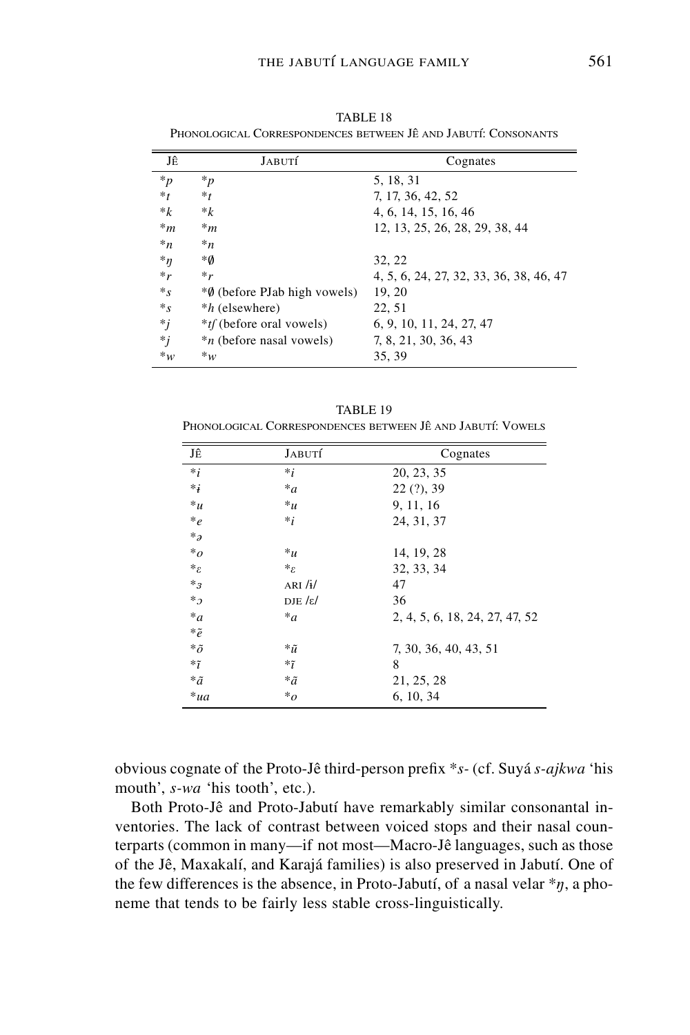TABLE 18
PHONOLOGICAL CORRESPONDENCES BETWEEN JÊ AND JABUTÍ: CONSONANTS

| Jê | Jabutí | Cognates |
|---|---|---|
| *p | *p | 5, 18, 31 |
| *t | *t | 7, 17, 36, 42, 52 |
| *k | *k | 4, 6, 14, 15, 16, 46 |
| *m | *m | 12, 13, 25, 26, 28, 29, 38, 44 |
| *n | *n | |
| *ŋ | *∅ | 32, 22 |
| *r | *r | 4, 5, 6, 24, 27, 32, 33, 36, 38, 46, 47 |
| *s | *∅ (before PJab high vowels) | 19, 20 |
| *s | *h (elsewhere) | 22, 51 |
| *j | *tʃ (before oral vowels) | 6, 9, 10, 11, 24, 27, 47 |
| *j | *n (before nasal vowels) | 7, 8, 21, 30, 36, 43 |
| *w | *w | 35, 39 |

TABLE 19
PHONOLOGICAL CORRESPONDENCES BETWEEN JÊ AND JABUTÍ: VOWELS

| Jê | Jabutí | Cognates |
|---|---|---|
| *i | *i | 20, 23, 35 |
| *ɨ | *a | 22 (?), 39 |
| *u | *u | 9, 11, 16 |
| *e | *i | 24, 31, 37 |
| *ə | | |
| *o | *u | 14, 19, 28 |
| *ɛ | *ɛ | 32, 33, 34 |
| *ɜ | ARI /ɨ/ | 47 |
| *ɔ | DJE /ɛ/ | 36 |
| *a | *a | 2, 4, 5, 18, 24, 27, 47, 52 |
| *ẽ | | |
| *õ | *ũ | 7, 30, 36, 40, 43, 51 |
| *ĩ | *ĩ | 8 |
| *ã | *ã | 21, 25, 28 |
| *ua | *o | 6, 10, 34 |

obvious cognate of the Proto-Jê third-person prefix *s- (cf. Suyá *s-ajkwa* 'his mouth', *s-wa* 'his tooth', etc.).

Both Proto-Jê and Proto-Jabutí have remarkably similar consonantal inventories. The lack of contrast between voiced stops and their nasal counterparts (common in many—if not most—Macro-Jê languages, such as those of the Jê, Maxakalí, and Karajá families) is also preserved in Jabutí. One of the few differences is the absence, in Proto-Jabutí, of a nasal velar *ŋ, a phoneme that tends to be fairly less stable cross-linguistically.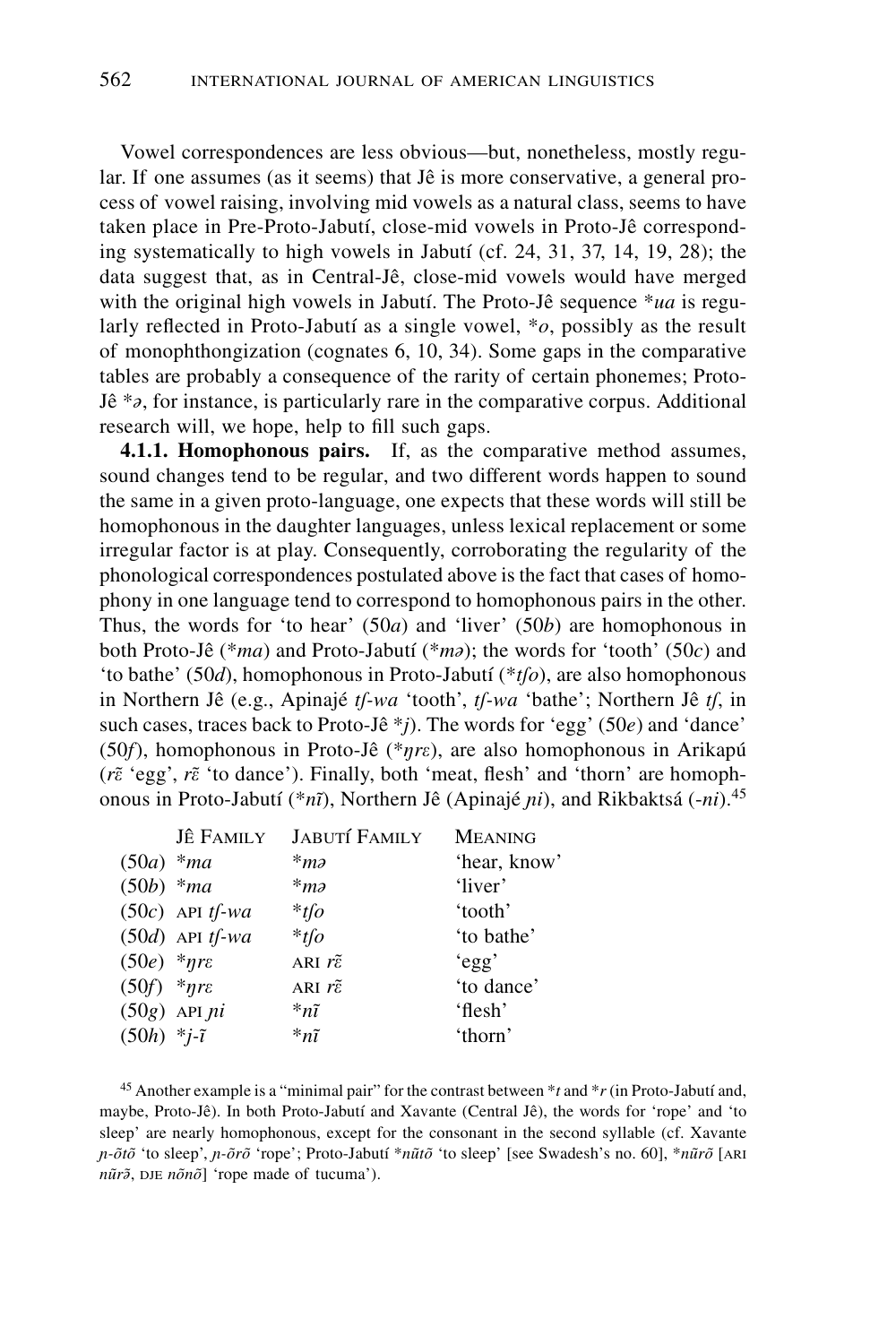Vowel correspondences are less obvious—but, nonetheless, mostly regular. If one assumes (as it seems) that Jê is more conservative, a general process of vowel raising, involving mid vowels as a natural class, seems to have taken place in Pre-Proto-Jabutí, close-mid vowels in Proto-Jê corresponding systematically to high vowels in Jabutí (cf. 24, 31, 37, 14, 19, 28); the data suggest that, as in Central-Jê, close-mid vowels would have merged with the original high vowels in Jabutí. The Proto-Jê sequence **ua* is regularly reflected in Proto-Jabutí as a single vowel, **o*, possibly as the result of monophthongization (cognates 6, 10, 34). Some gaps in the comparative tables are probably a consequence of the rarity of certain phonemes; Proto-Jê **ə*, for instance, is particularly rare in the comparative corpus. Additional research will, we hope, help to fill such gaps.

**4.1.1. Homophonous pairs.** If, as the comparative method assumes, sound changes tend to be regular, and two different words happen to sound the same in a given proto-language, one expects that these words will still be homophonous in the daughter languages, unless lexical replacement or some irregular factor is at play. Consequently, corroborating the regularity of the phonological correspondences postulated above is the fact that cases of homophony in one language tend to correspond to homophonous pairs in the other. Thus, the words for 'to hear' (50*a*) and 'liver' (50*b*) are homophonous in both Proto-Jê (**ma*) and Proto-Jabutí (**mə*); the words for 'tooth' (50*c*) and 'to bathe' (50*d*), homophonous in Proto-Jabutí (**tʃo*), are also homophonous in Northern Jê (e.g., Apinajé *tʃ-wa* 'tooth', *tʃ-wa* 'bathe'; Northern Jê *tʃ*, in such cases, traces back to Proto-Jê **j*). The words for 'egg' (50*e*) and 'dance' (50*f*), homophonous in Proto-Jê (**ŋrɛ*), are also homophonous in Arikapú (*rɛ̃* 'egg', *rɛ̃* 'to dance'). Finally, both 'meat, flesh' and 'thorn' are homophonous in Proto-Jabutí (**nĩ*), Northern Jê (Apinajé *ɲi*), and Rikbaktsá (*-ni*).[45]

| | Jê Family | Jabutí Family | Meaning |
|---|---|---|---|
| (50*a*) | **ma* | **mə* | 'hear, know' |
| (50*b*) | **ma* | **mə* | 'liver' |
| (50*c*) | API *tʃ-wa* | **tʃo* | 'tooth' |
| (50*d*) | API *tʃ-wa* | **tʃo* | 'to bathe' |
| (50*e*) | **ŋrɛ* | ARI *rɛ̃* | 'egg' |
| (50*f*) | **ŋrɛ* | ARI *rɛ̃* | 'to dance' |
| (50*g*) | API *ɲi* | **nĩ* | 'flesh' |
| (50*h*) | **j-ĩ* | **nĩ* | 'thorn' |

[45] Another example is a "minimal pair" for the contrast between **t* and **r* (in Proto-Jabutí and, maybe, Proto-Jê). In both Proto-Jabutí and Xavante (Central Jê), the words for 'rope' and 'to sleep' are nearly homophonous, except for the consonant in the second syllable (cf. Xavante *ɲ-õtõ* 'to sleep', *ɲ-õrõ* 'rope'; Proto-Jabutí **nũtõ* 'to sleep' [see Swadesh's no. 60], **nũrõ* [ARI *nũrə̃*, DJE *nõnõ*] 'rope made of tucuma').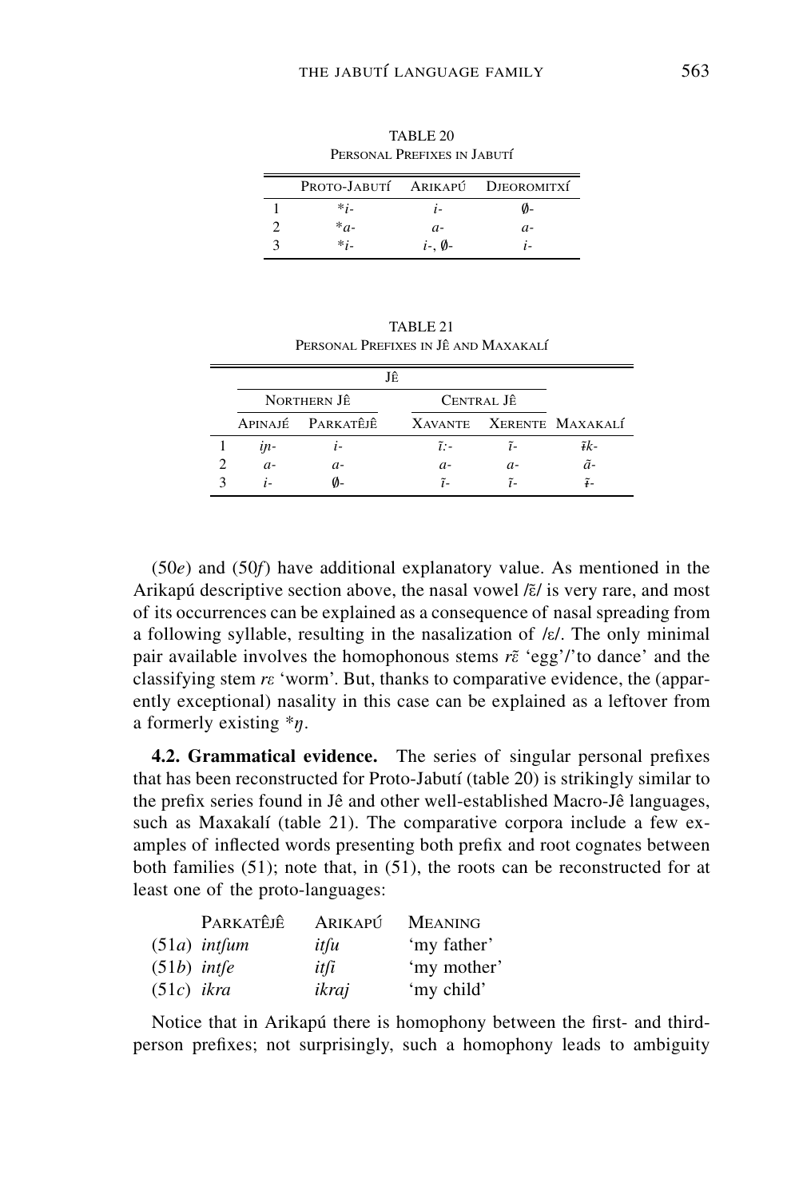TABLE 20
PERSONAL PREFIXES IN JABUTÍ

| | PROTO-JABUTÍ | ARIKAPÚ | DJEOROMITXÍ |
|---|---|---|---|
| 1 | **i-* | *i-* | ∅- |
| 2 | **a-* | *a-* | *a-* |
| 3 | **i-* | *i-*, ∅- | *i-* |

TABLE 21
PERSONAL PREFIXES IN JÊ AND MAXAKALÍ

| | JÊ | | | | |
|---|---|---|---|---|---|
| | NORTHERN JÊ | | CENTRAL JÊ | | |
| | APINAJÉ | PARKATÊJÊ | XAVANTE | XERENTE | MAXAKALÍ |
| 1 | *iɲ-* | *i-* | *ĩ:-* | *ĩ-* | *ɨ̃k-* |
| 2 | *a-* | *a-* | *a-* | *a-* | *ã-* |
| 3 | *i-* | ∅- | *ĩ-* | *ĩ-* | *ɨ̃-* |

(50*e*) and (50*f*) have additional explanatory value. As mentioned in the Arikapú descriptive section above, the nasal vowel /ɛ̃/ is very rare, and most of its occurrences can be explained as a consequence of nasal spreading from a following syllable, resulting in the nasalization of /ɛ/. The only minimal pair available involves the homophonous stems *rɛ̃* 'egg'/'to dance' and the classifying stem *rɛ* 'worm'. But, thanks to comparative evidence, the (apparently exceptional) nasality in this case can be explained as a leftover from a formerly existing **ŋ*.

**4.2. Grammatical evidence.** The series of singular personal prefixes that has been reconstructed for Proto-Jabutí (table 20) is strikingly similar to the prefix series found in Jê and other well-established Macro-Jê languages, such as Maxakalí (table 21). The comparative corpora include a few examples of inflected words presenting both prefix and root cognates between both families (51); note that, in (51), the roots can be reconstructed for at least one of the proto-languages:

| | PARKATÊJÊ | ARIKAPÚ | MEANING |
|---|---|---|---|
| (51*a*) | *intʃum* | *itʃu* | 'my father' |
| (51*b*) | *intʃe* | *itʃi* | 'my mother' |
| (51*c*) | *ikra* | *ikraj* | 'my child' |

Notice that in Arikapú there is homophony between the first- and third-person prefixes; not surprisingly, such a homophony leads to ambiguity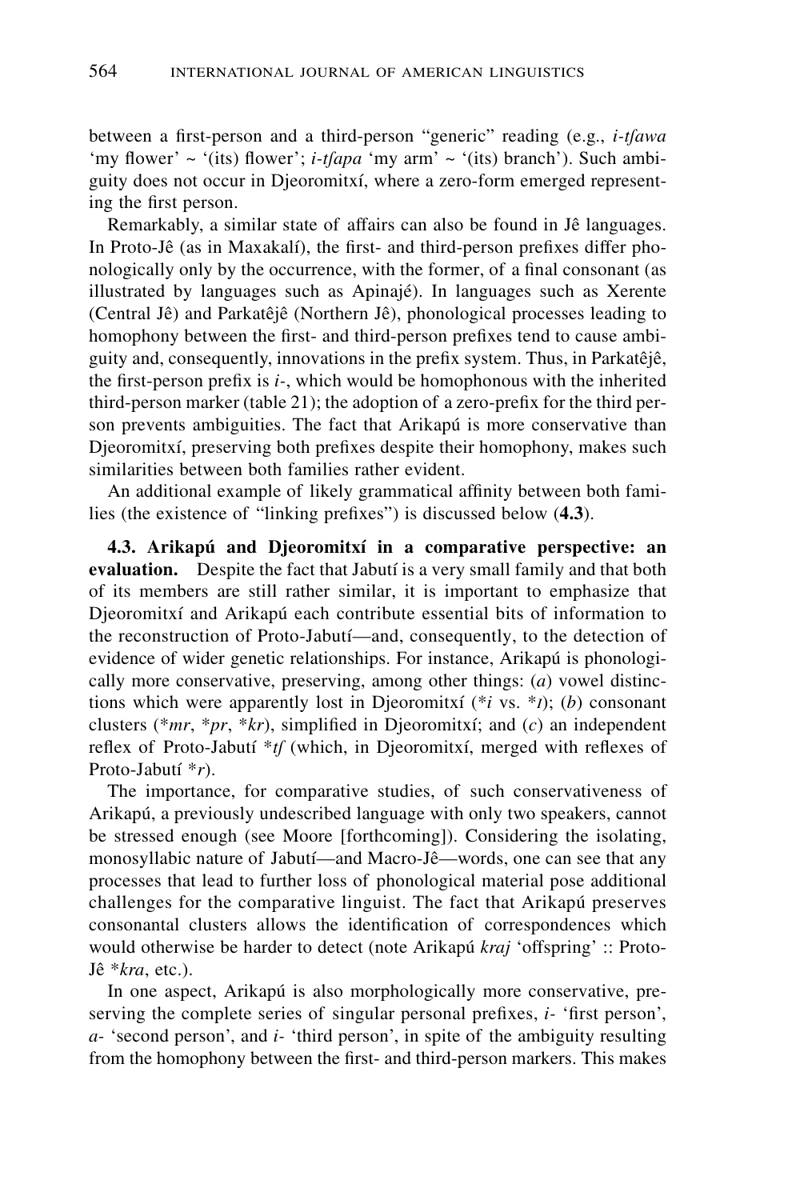between a first-person and a third-person "generic" reading (e.g., *i-tʃawa* 'my flower' ~ '(its) flower'; *i-tʃapa* 'my arm' ~ '(its) branch'). Such ambiguity does not occur in Djeoromitxí, where a zero-form emerged representing the first person.

Remarkably, a similar state of affairs can also be found in Jê languages. In Proto-Jê (as in Maxakalí), the first- and third-person prefixes differ phonologically only by the occurrence, with the former, of a final consonant (as illustrated by languages such as Apinajé). In languages such as Xerente (Central Jê) and Parkatêjê (Northern Jê), phonological processes leading to homophony between the first- and third-person prefixes tend to cause ambiguity and, consequently, innovations in the prefix system. Thus, in Parkatêjê, the first-person prefix is *i-*, which would be homophonous with the inherited third-person marker (table 21); the adoption of a zero-prefix for the third person prevents ambiguities. The fact that Arikapú is more conservative than Djeoromitxí, preserving both prefixes despite their homophony, makes such similarities between both families rather evident.

An additional example of likely grammatical affinity between both families (the existence of "linking prefixes") is discussed below (**4.3**).

**4.3. Arikapú and Djeoromitxí in a comparative perspective: an evaluation.** Despite the fact that Jabutí is a very small family and that both of its members are still rather similar, it is important to emphasize that Djeoromitxí and Arikapú each contribute essential bits of information to the reconstruction of Proto-Jabutí—and, consequently, to the detection of evidence of wider genetic relationships. For instance, Arikapú is phonologically more conservative, preserving, among other things: (*a*) vowel distinctions which were apparently lost in Djeoromitxí (*\*i* vs. *\*ɪ*); (*b*) consonant clusters (*\*mr*, *\*pr*, *\*kr*), simplified in Djeoromitxí; and (*c*) an independent reflex of Proto-Jabutí *\*tʃ* (which, in Djeoromitxí, merged with reflexes of Proto-Jabutí *\*r*).

The importance, for comparative studies, of such conservativeness of Arikapú, a previously undescribed language with only two speakers, cannot be stressed enough (see Moore [forthcoming]). Considering the isolating, monosyllabic nature of Jabutí—and Macro-Jê—words, one can see that any processes that lead to further loss of phonological material pose additional challenges for the comparative linguist. The fact that Arikapú preserves consonantal clusters allows the identification of correspondences which would otherwise be harder to detect (note Arikapú *kraj* 'offspring' :: Proto-Jê *\*kra*, etc.).

In one aspect, Arikapú is also morphologically more conservative, preserving the complete series of singular personal prefixes, *i-* 'first person', *a-* 'second person', and *i-* 'third person', in spite of the ambiguity resulting from the homophony between the first- and third-person markers. This makes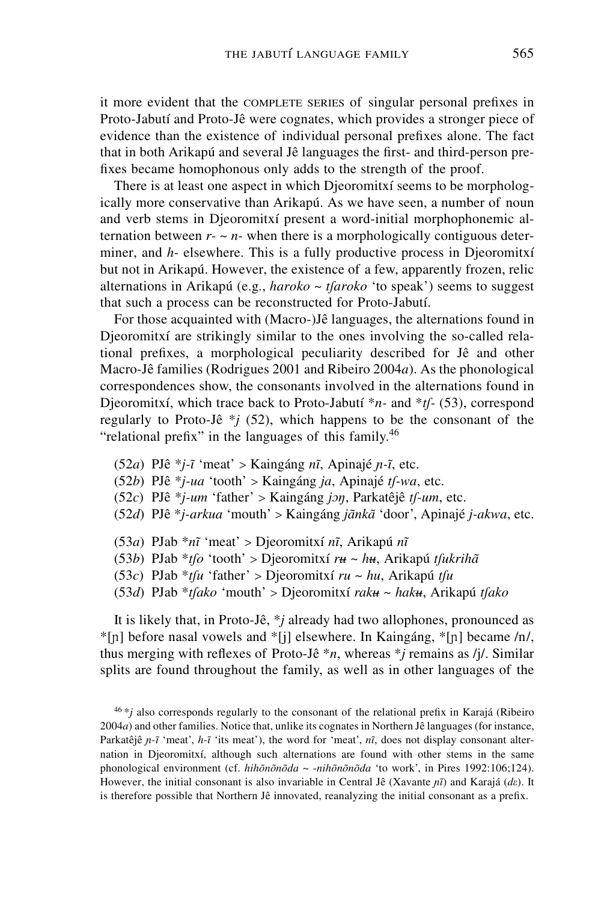it more evident that the COMPLETE SERIES of singular personal prefixes in Proto-Jabutí and Proto-Jê were cognates, which provides a stronger piece of evidence than the existence of individual personal prefixes alone. The fact that in both Arikapú and several Jê languages the first- and third-person prefixes became homophonous only adds to the strength of the proof.

There is at least one aspect in which Djeoromitxí seems to be morphologically more conservative than Arikapú. As we have seen, a number of noun and verb stems in Djeoromitxí present a word-initial morphophonemic alternation between *r-* ~ *n-* when there is a morphologically contiguous determiner, and *h-* elsewhere. This is a fully productive process in Djeoromitxí but not in Arikapú. However, the existence of a few, apparently frozen, relic alternations in Arikapú (e.g., *haroko* ~ *tʃaroko* 'to speak') seems to suggest that such a process can be reconstructed for Proto-Jabutí.

For those acquainted with (Macro-)Jê languages, the alternations found in Djeoromitxí are strikingly similar to the ones involving the so-called relational prefixes, a morphological peculiarity described for Jê and other Macro-Jê families (Rodrigues 2001 and Ribeiro 2004*a*). As the phonological correspondences show, the consonants involved in the alternations found in Djeoromitxí, which trace back to Proto-Jabutí \**n-* and \**tʃ-* (53), correspond regularly to Proto-Jê \**j* (52), which happens to be the consonant of the "relational prefix" in the languages of this family.[46]

(52*a*) PJê \**j-ĩ* 'meat' > Kaingáng *nĩ*, Apinajé *ɲ-ĩ*, etc.
(52*b*) PJê \**j-ua* 'tooth' > Kaingáng *ja*, Apinajé *tʃ-wa*, etc.
(52*c*) PJê \**j-um* 'father' > Kaingáng *jɔŋ*, Parkatêjê *tʃ-um*, etc.
(52*d*) PJê \**j-arkua* 'mouth' > Kaingáng *jãnkã* 'door', Apinajé *j-akwa*, etc.

(53*a*) PJab \**nĩ* 'meat' > Djeoromitxí *nĩ*, Arikapú *nĩ*
(53*b*) PJab \**tʃo* 'tooth' > Djeoromitxí *rʉ* ~ *hʉ*, Arikapú *tʃukrihã*
(53*c*) PJab \**tʃu* 'father' > Djeoromitxí *ru* ~ *hu*, Arikapú *tʃu*
(53*d*) PJab \**tʃako* 'mouth' > Djeoromitxí *rakʉ* ~ *hakʉ*, Arikapú *tʃako*

It is likely that, in Proto-Jê, \**j* already had two allophones, pronounced as \*[ɲ] before nasal vowels and \*[j] elsewhere. In Kaingáng, \*[ɲ] became /n/, thus merging with reflexes of Proto-Jê \**n*, whereas \**j* remains as /j/. Similar splits are found throughout the family, as well as in other languages of the

[46] \**j* also corresponds regularly to the consonant of the relational prefix in Karajá (Ribeiro 2004*a*) and other families. Notice that, unlike its cognates in Northern Jê languages (for instance, Parkatêjê *ɲ-ĩ* 'meat', *h-ĩ* 'its meat'), the word for 'meat', *nĩ*, does not display consonant alternation in Djeoromitxí, although such alternations are found with other stems in the same phonological environment (cf. *hihõnõnõda* ~ *-nihõnõnõda* 'to work', in Pires 1992:106;124). However, the initial consonant is also invariable in Central Jê (Xavante *ɲĩ*) and Karajá (*dɛ*). It is therefore possible that Northern Jê innovated, reanalyzing the initial consonant as a prefix.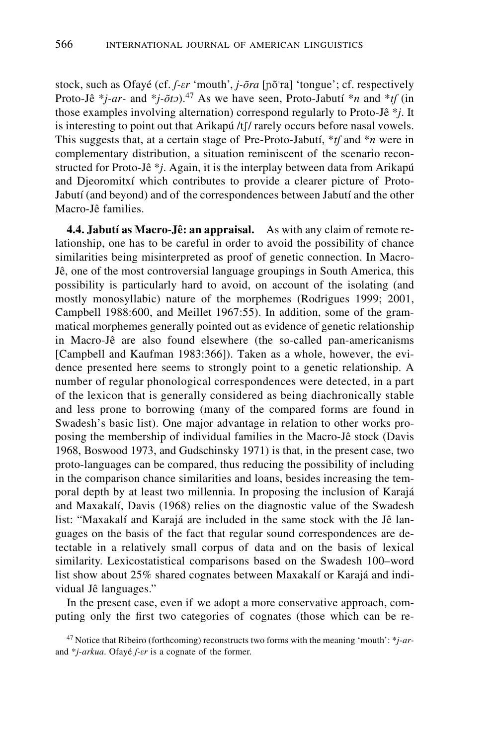stock, such as Ofayé (cf. *ʃ-ɛr* 'mouth', *j-õra* [ɲõˈra] 'tongue'; cf. respectively Proto-Jê **j-ar-* and **j-õtɔ*).[47] As we have seen, Proto-Jabutí **n* and **tʃ* (in those examples involving alternation) correspond regularly to Proto-Jê **j*. It is interesting to point out that Arikapú /tʃ/ rarely occurs before nasal vowels. This suggests that, at a certain stage of Pre-Proto-Jabutí, **tʃ* and **n* were in complementary distribution, a situation reminiscent of the scenario reconstructed for Proto-Jê **j*. Again, it is the interplay between data from Arikapú and Djeoromitxí which contributes to provide a clearer picture of Proto-Jabutí (and beyond) and of the correspondences between Jabutí and the other Macro-Jê families.

**4.4. Jabutí as Macro-Jê: an appraisal.** As with any claim of remote relationship, one has to be careful in order to avoid the possibility of chance similarities being misinterpreted as proof of genetic connection. In Macro-Jê, one of the most controversial language groupings in South America, this possibility is particularly hard to avoid, on account of the isolating (and mostly monosyllabic) nature of the morphemes (Rodrigues 1999; 2001, Campbell 1988:600, and Meillet 1967:55). In addition, some of the grammatical morphemes generally pointed out as evidence of genetic relationship in Macro-Jê are also found elsewhere (the so-called pan-americanisms [Campbell and Kaufman 1983:366]). Taken as a whole, however, the evidence presented here seems to strongly point to a genetic relationship. A number of regular phonological correspondences were detected, in a part of the lexicon that is generally considered as being diachronically stable and less prone to borrowing (many of the compared forms are found in Swadesh's basic list). One major advantage in relation to other works proposing the membership of individual families in the Macro-Jê stock (Davis 1968, Boswood 1973, and Gudschinsky 1971) is that, in the present case, two proto-languages can be compared, thus reducing the possibility of including in the comparison chance similarities and loans, besides increasing the temporal depth by at least two millennia. In proposing the inclusion of Karajá and Maxakalí, Davis (1968) relies on the diagnostic value of the Swadesh list: "Maxakalí and Karajá are included in the same stock with the Jê languages on the basis of the fact that regular sound correspondences are detectable in a relatively small corpus of data and on the basis of lexical similarity. Lexicostatistical comparisons based on the Swadesh 100–word list show about 25% shared cognates between Maxakalí or Karajá and individual Jê languages."

In the present case, even if we adopt a more conservative approach, computing only the first two categories of cognates (those which can be re-

[47] Notice that Ribeiro (forthcoming) reconstructs two forms with the meaning 'mouth': **j-ar-* and **j-arkua*. Ofayé *ʃ-ɛr* is a cognate of the former.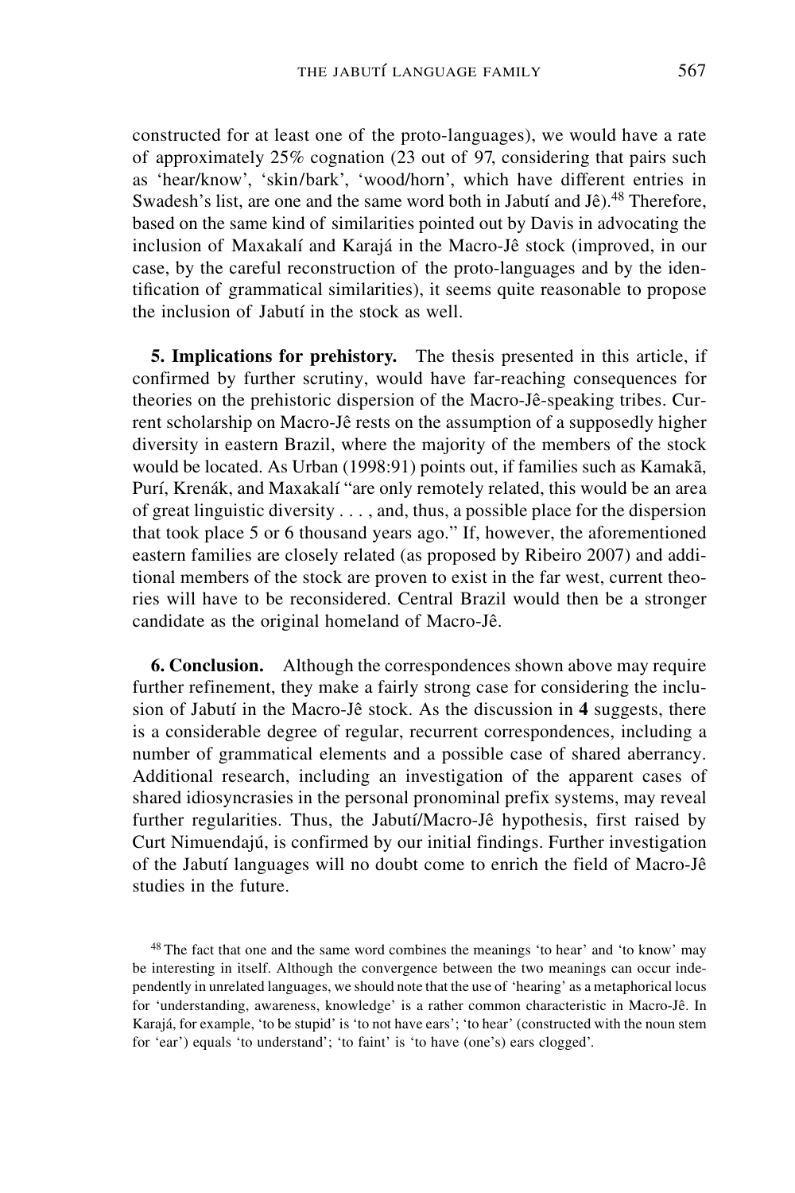constructed for at least one of the proto-languages), we would have a rate of approximately 25% cognation (23 out of 97, considering that pairs such as 'hear/know', 'skin/bark', 'wood/horn', which have different entries in Swadesh's list, are one and the same word both in Jabutí and Jê).[48] Therefore, based on the same kind of similarities pointed out by Davis in advocating the inclusion of Maxakalí and Karajá in the Macro-Jê stock (improved, in our case, by the careful reconstruction of the proto-languages and by the identification of grammatical similarities), it seems quite reasonable to propose the inclusion of Jabutí in the stock as well.

**5. Implications for prehistory.** The thesis presented in this article, if confirmed by further scrutiny, would have far-reaching consequences for theories on the prehistoric dispersion of the Macro-Jê-speaking tribes. Current scholarship on Macro-Jê rests on the assumption of a supposedly higher diversity in eastern Brazil, where the majority of the members of the stock would be located. As Urban (1998:91) points out, if families such as Kamakã, Purí, Krenák, and Maxakalí "are only remotely related, this would be an area of great linguistic diversity . . . , and, thus, a possible place for the dispersion that took place 5 or 6 thousand years ago." If, however, the aforementioned eastern families are closely related (as proposed by Ribeiro 2007) and additional members of the stock are proven to exist in the far west, current theories will have to be reconsidered. Central Brazil would then be a stronger candidate as the original homeland of Macro-Jê.

**6. Conclusion.** Although the correspondences shown above may require further refinement, they make a fairly strong case for considering the inclusion of Jabutí in the Macro-Jê stock. As the discussion in **4** suggests, there is a considerable degree of regular, recurrent correspondences, including a number of grammatical elements and a possible case of shared aberrancy. Additional research, including an investigation of the apparent cases of shared idiosyncrasies in the personal pronominal prefix systems, may reveal further regularities. Thus, the Jabutí/Macro-Jê hypothesis, first raised by Curt Nimuendajú, is confirmed by our initial findings. Further investigation of the Jabutí languages will no doubt come to enrich the field of Macro-Jê studies in the future.

[48] The fact that one and the same word combines the meanings 'to hear' and 'to know' may be interesting in itself. Although the convergence between the two meanings can occur independently in unrelated languages, we should note that the use of 'hearing' as a metaphorical locus for 'understanding, awareness, knowledge' is a rather common characteristic in Macro-Jê. In Karajá, for example, 'to be stupid' is 'to not have ears'; 'to hear' (constructed with the noun stem for 'ear') equals 'to understand'; 'to faint' is 'to have (one's) ears clogged'.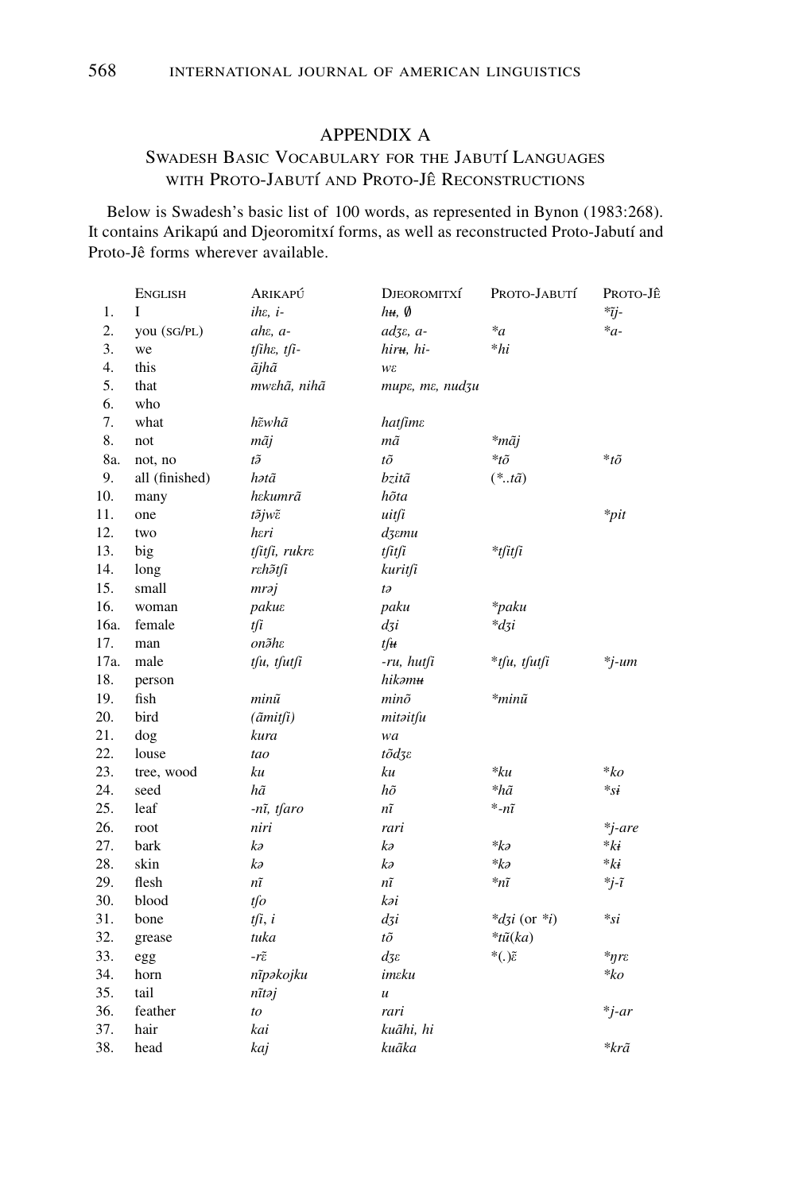## APPENDIX A

### Swadesh Basic Vocabulary for the Jabutí Languages with Proto-Jabutí and Proto-Jê Reconstructions

Below is Swadesh's basic list of 100 words, as represented in Bynon (1983:268). It contains Arikapú and Djeoromitxí forms, as well as reconstructed Proto-Jabutí and Proto-Jê forms wherever available.

| | English | Arikapú | Djeoromitxí | Proto-Jabutí | Proto-Jê |
|---|---|---|---|---|---|
| 1. | I | *ihɛ, i-* | *hʉ, ∅* | | *\*ĩj-* |
| 2. | you (sg/pl) | *ahɛ, a-* | *adʒɛ, a-* | *\*a* | *\*a-* |
| 3. | we | *tʃihɛ, tʃi-* | *hirʉ, hi-* | *\*hi* | |
| 4. | this | *ãjhã* | *wɛ* | | |
| 5. | that | *mwɛhã, nihã* | *mupɛ, mɛ, nudʒu* | | |
| 6. | who | | | | |
| 7. | what | *hɛ̃whã* | *hatʃimɛ* | | |
| 8. | not | *mãj* | *mã* | *\*mãj* | |
| 8a. | not, no | *tə̃* | *tõ* | *\*tõ* | *\*tõ* |
| 9. | all (finished) | *hətã* | *bzitã* | *(\*..tã)* | |
| 10. | many | *hɛkumrã* | *hõta* | | |
| 11. | one | *tə̃jwɛ̃* | *uitʃi* | | *\*pit* |
| 12. | two | *hɛri* | *dʒɛmu* | | |
| 13. | big | *tʃitʃi, rukrɛ* | *tʃitʃi* | *\*tʃitʃi* | |
| 14. | long | *rɛhə̃tʃi* | *kuritʃi* | | |
| 15. | small | *mrəj* | *tə* | | |
| 16. | woman | *pakuɛ* | *paku* | *\*paku* | |
| 16a. | female | *tʃi* | *dʒi* | *\*dʒi* | |
| 17. | man | *onə̃hɛ* | *tʃʉ* | | |
| 17a. | male | *tʃu, tʃutʃi* | *-ru, hutʃi* | *\*tʃu, tʃutʃi* | *\*j-um* |
| 18. | person | | *hikəmʉ* | | |
| 19. | fish | *minũ* | *minõ* | *\*minũ* | |
| 20. | bird | *(ãmitʃi)* | *mitəitʃu* | | |
| 21. | dog | *kura* | *wa* | | |
| 22. | louse | *tao* | *tõdʒɛ* | | |
| 23. | tree, wood | *ku* | *ku* | *\*ku* | *\*ko* |
| 24. | seed | *hã* | *hõ* | *\*hã* | *\*sɨ* |
| 25. | leaf | *-nĩ, tʃaro* | *nĩ* | *\*-nĩ* | |
| 26. | root | *niri* | *rari* | | *\*j-are* |
| 27. | bark | *kə* | *kə* | *\*kə* | *\*kɨ* |
| 28. | skin | *kə* | *kə* | *\*kə* | *\*kɨ* |
| 29. | flesh | *nĩ* | *nĩ* | *\*nĩ* | *\*j-ĩ* |
| 30. | blood | *tʃo* | *kəi* | | |
| 31. | bone | *tʃi, i* | *dʒi* | *\*dʒi* (or *\*i*) | *\*si* |
| 32. | grease | *tuka* | *tõ* | *\*tũ(ka)* | |
| 33. | egg | *-rɛ̃* | *dʒɛ* | *\*(.)ɛ̃* | *\*ŋrɛ* |
| 34. | horn | *nĩpəkojku* | *imɛku* | | *\*ko* |
| 35. | tail | *nĩtəj* | *u* | | |
| 36. | feather | *to* | *rari* | | *\*j-ar* |
| 37. | hair | *kai* | *kuãhi, hi* | | |
| 38. | head | *kaj* | *kuãka* | | *\*krã* |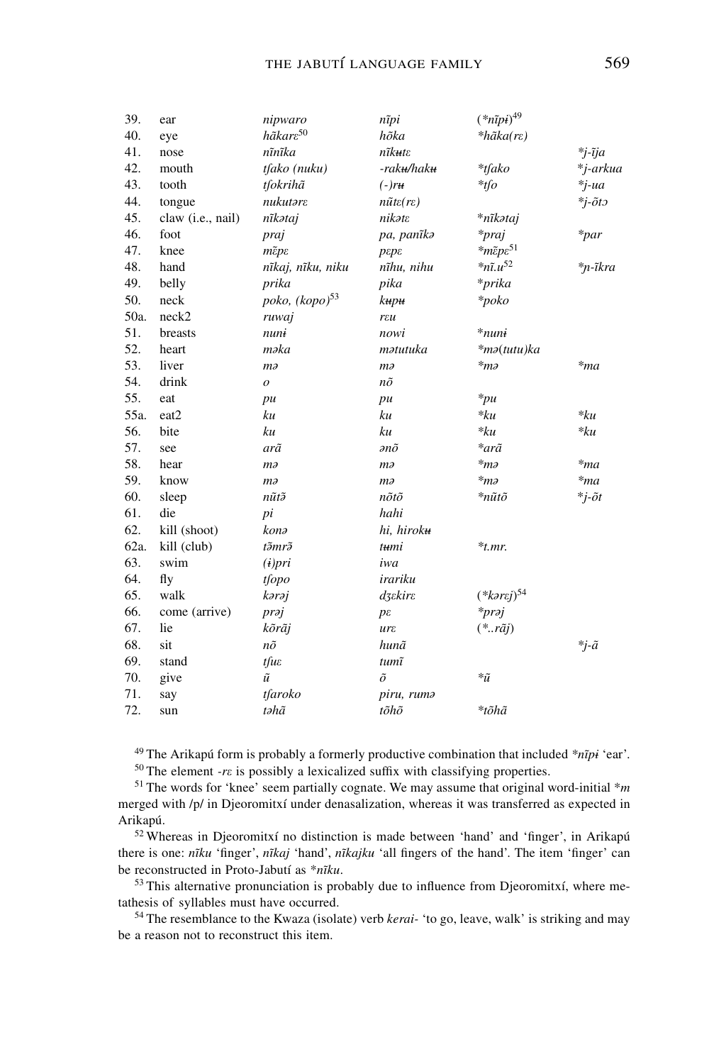| | | | | | |
|---|---|---|---|---|---|
| 39. | ear | *nipwaro* | *nĩpi* | (*\*nĩpɨ*)[49] | |
| 40. | eye | *hãkarɛ*[50] | *hõka* | *\*hãka(rɛ)* | |
| 41. | nose | *nĩnĩka* | *nĩkʉtɛ* | | *\*j-ĩja* |
| 42. | mouth | *tʃako (nuku)* | *-rakʉ/hakʉ* | *\*tʃako* | *\*j-arkua* |
| 43. | tooth | *tʃokrihã* | *(-)rʉ* | *\*tʃo* | *\*j-ua* |
| 44. | tongue | *nukutərɛ* | *nũtɛ(rɛ)* | | *\*j-õtɔ* |
| 45. | claw (i.e., nail) | *nĩkətaj* | *nikətɛ* | *\*nĩkətaj* | |
| 46. | foot | *praj* | *pa, panĩkə* | *\*praj* | *\*par* |
| 47. | knee | *mɛ̃pɛ* | *pɛpɛ* | *\*mɛ̃pɛ*[51] | |
| 48. | hand | *nĩkaj, nĩku, niku* | *nĩhu, nihu* | *\*nĩ.u*[52] | *\*ɲ-ĩkra* |
| 49. | belly | *prika* | *pika* | *\*prika* | |
| 50. | neck | *poko, (kopo)*[53] | *kʉpʉ* | *\*poko* | |
| 50a. | neck2 | *ruwaj* | *rɛu* | | |
| 51. | breasts | *nunɨ* | *nowi* | *\*nunɨ* | |
| 52. | heart | *məka* | *mətutuka* | *\*mə(tutu)ka* | |
| 53. | liver | *mə* | *mə* | *\*mə* | *\*ma* |
| 54. | drink | *o* | *nõ* | | |
| 55. | eat | *pu* | *pu* | *\*pu* | |
| 55a. | eat2 | *ku* | *ku* | *\*ku* | *\*ku* |
| 56. | bite | *ku* | *ku* | *\*ku* | *\*ku* |
| 57. | see | *arã* | *ənõ* | *\*arã* | |
| 58. | hear | *mə* | *mə* | *\*mə* | *\*ma* |
| 59. | know | *mə* | *mə* | *\*mə* | *\*ma* |
| 60. | sleep | *nũtə̃* | *nõtõ* | *\*nũtõ* | *\*j-õt* |
| 61. | die | *pi* | *hahi* | | |
| 62. | kill (shoot) | *konə* | *hi, hirokʉ* | | |
| 62a. | kill (club) | *tə̃mrə̃* | *tʉmi* | *\*t.mr.* | |
| 63. | swim | *(ɨ)pri* | *iwa* | | |
| 64. | fly | *tʃopo* | *irariku* | | |
| 65. | walk | *kərəj* | *dʒɛkirɛ* | (*\*kərɛj*)[54] | |
| 66. | come (arrive) | *prəj* | *pɛ* | *\*prəj* | |
| 67. | lie | *kõrãj* | *urɛ* | (*\*..rãj*) | |
| 68. | sit | *nõ* | *hunã* | | *\*j-ã* |
| 69. | stand | *tʃuɛ* | *tumĩ* | | |
| 70. | give | *ũ* | *õ* | *\*ũ* | |
| 71. | say | *tʃaroko* | *piru, rumə* | | |
| 72. | sun | *təhã* | *tõhõ* | *\*tõhã* | |

[49] The Arikapú form is probably a formerly productive combination that included *\*nĩpɨ* 'ear'.

[50] The element *-rɛ* is possibly a lexicalized suffix with classifying properties.

[51] The words for 'knee' seem partially cognate. We may assume that original word-initial *\*m* merged with /p/ in Djeoromitxí under denasalization, whereas it was transferred as expected in Arikapú.

[52] Whereas in Djeoromitxí no distinction is made between 'hand' and 'finger', in Arikapú there is one: *nĩku* 'finger', *nĩkaj* 'hand', *nĩkajku* 'all fingers of the hand'. The item 'finger' can be reconstructed in Proto-Jabutí as *\*nĩku*.

[53] This alternative pronunciation is probably due to influence from Djeoromitxí, where metathesis of syllables must have occurred.

[54] The resemblance to the Kwaza (isolate) verb *kerai-* 'to go, leave, walk' is striking and may be a reason not to reconstruct this item.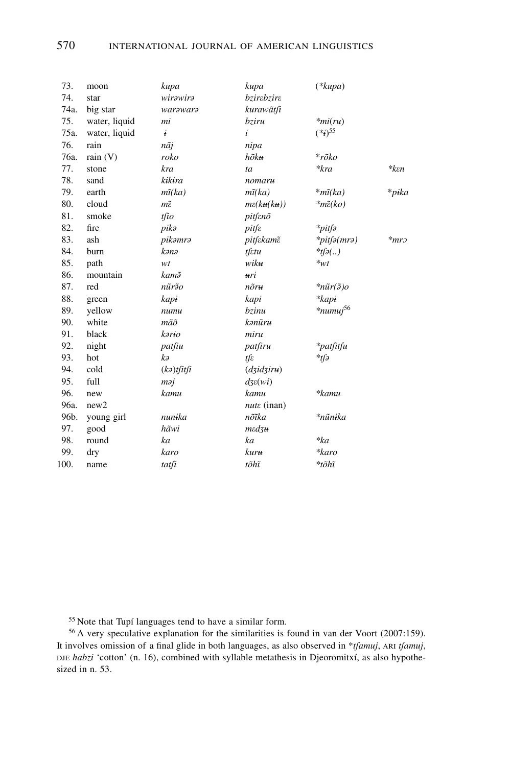| 73. | moon | *kupa* | *kupa* | (*\*kupa*) | |
|---|---|---|---|---|---|
| 74. | star | *wirəwirə* | *bzirɛbzirɛ* | | |
| 74a. | big star | *warəwarə* | *kurawãtʃi* | | |
| 75. | water, liquid | *mi* | *bziru* | *\*mi(ru)* | |
| 75a. | water, liquid | *ɨ* | *i* | (*\*ɨ*)[55] | |
| 76. | rain | *nãj* | *nipa* | | |
| 76a. | rain (V) | *roko* | *hõkʉ* | *\*rõko* | |
| 77. | stone | *kra* | *ta* | *\*kra* | *\*kɛn* |
| 78. | sand | *kɨkɨra* | *nomarʉ* | | |
| 79. | earth | *mĩ(ka)* | *mĩ(ka)* | *\*mĩ(ka)* | *\*pɨka* |
| 80. | cloud | *mɛ̃* | *mɛ(kʉ(kʉ))* | *\*mɛ̃(ko)* | |
| 81. | smoke | *tʃio* | *pitʃɛnõ* | | |
| 82. | fire | *pikə* | *pitʃɛ* | *\*pitʃə* | |
| 83. | ash | *pikəmrə* | *pitʃɛkamɛ̃* | *\*pitʃə(mrə)* | *\*mrɔ* |
| 84. | burn | *kənə* | *tʃɛtu* | *\*tʃə(..)* | |
| 85. | path | *wɪ* | *wikʉ* | *\*wɪ* | |
| 86. | mountain | *kamə̃* | *ʉri* | | |
| 87. | red | *nũrə̃o* | *nõrʉ* | *\*nũr(ə̃)o* | |
| 88. | green | *kapɨ* | *kapi* | *\*kapɨ* | |
| 89. | yellow | *numu* | *bzinu* | *\*numuj*[56] | |
| 90. | white | *mãõ* | *kənũrʉ* | | |
| 91. | black | *kərɨo* | *miru* | | |
| 92. | night | *patʃiu* | *patʃiru* | *\*patʃitʃu* | |
| 93. | hot | *kə* | *tʃɛ* | *\*tʃə* | |
| 94. | cold | (*kə*)*tʃitʃi* | (*dʒidʒirʉ*) | | |
| 95. | full | *məj* | *dʒɛ*(*wi*) | | |
| 96. | new | *kamu* | *kamu* | *\*kamu* | |
| 96a. | new2 | | *nutɛ* (inan) | | |
| 96b. | young girl | *nunɨka* | *nõĩka* | *\*nũnɨka* | |
| 97. | good | *hãwi* | *mɛdʒʉ* | | |
| 98. | round | *ka* | *ka* | *\*ka* | |
| 99. | dry | *karo* | *kurʉ* | *\*karo* | |
| 100. | name | *tatʃi* | *tõhĩ* | *\*tõhĩ* | |

[55] Note that Tupí languages tend to have a similar form.

[56] A very speculative explanation for the similarities is found in van der Voort (2007:159). It involves omission of a final glide in both languages, as also observed in *\*tʃamuj*, ARI *tʃamuj*, DJE *habzi* 'cotton' (n. 16), combined with syllable metathesis in Djeoromitxí, as also hypothesized in n. 53.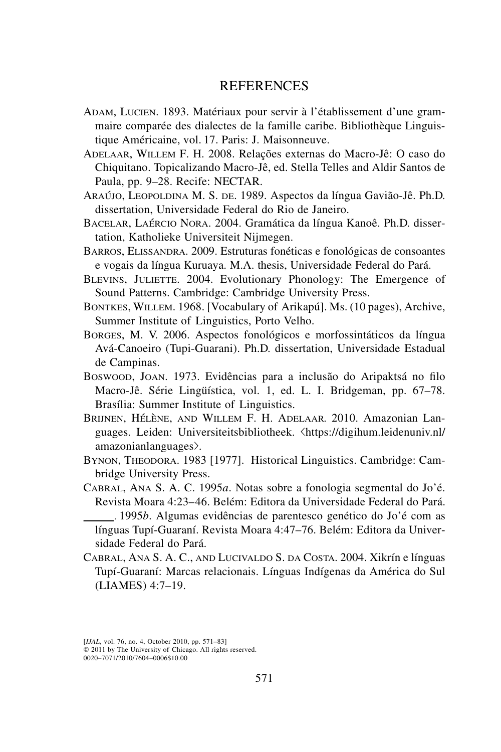# REFERENCES

Adam, Lucien. 1893. Matériaux pour servir à l'établissement d'une grammaire comparée des dialectes de la famille caribe. Bibliothèque Linguistique Américaine, vol. 17. Paris: J. Maisonneuve.

Adelaar, Willem F. H. 2008. Relações externas do Macro-Jê: O caso do Chiquitano. Topicalizando Macro-Jê, ed. Stella Telles and Aldir Santos de Paula, pp. 9–28. Recife: NECTAR.

Araújo, Leopoldina M. S. de. 1989. Aspectos da língua Gavião-Jê. Ph.D. dissertation, Universidade Federal do Rio de Janeiro.

Bacelar, Laércio Nora. 2004. Gramática da língua Kanoê. Ph.D. dissertation, Katholieke Universiteit Nijmegen.

Barros, Elissandra. 2009. Estruturas fonéticas e fonológicas de consoantes e vogais da língua Kuruaya. M.A. thesis, Universidade Federal do Pará.

Blevins, Juliette. 2004. Evolutionary Phonology: The Emergence of Sound Patterns. Cambridge: Cambridge University Press.

Bontkes, Willem. 1968. [Vocabulary of Arikapú]. Ms. (10 pages), Archive, Summer Institute of Linguistics, Porto Velho.

Borges, M. V. 2006. Aspectos fonológicos e morfossintáticos da língua Avá-Canoeiro (Tupi-Guarani). Ph.D. dissertation, Universidade Estadual de Campinas.

Boswood, Joan. 1973. Evidências para a inclusão do Aripaktsá no filo Macro-Jê. Série Lingüística, vol. 1, ed. L. I. Bridgeman, pp. 67–78. Brasília: Summer Institute of Linguistics.

Brijnen, Hélène, and Willem F. H. Adelaar. 2010. Amazonian Languages. Leiden: Universiteitsbibliotheek. ⟨https://digihum.leidenuniv.nl/amazonianlanguages⟩.

Bynon, Theodora. 1983 [1977]. Historical Linguistics. Cambridge: Cambridge University Press.

Cabral, Ana S. A. C. 1995*a*. Notas sobre a fonologia segmental do Jo'é. Revista Moara 4:23–46. Belém: Editora da Universidade Federal do Pará.

\_\_\_\_\_. 1995*b*. Algumas evidências de parentesco genético do Jo'é com as línguas Tupí-Guaraní. Revista Moara 4:47–76. Belém: Editora da Universidade Federal do Pará.

Cabral, Ana S. A. C., and Lucivaldo S. da Costa. 2004. Xikrín e línguas Tupí-Guaraní: Marcas relacionais. Línguas Indígenas da América do Sul (LIAMES) 4:7–19.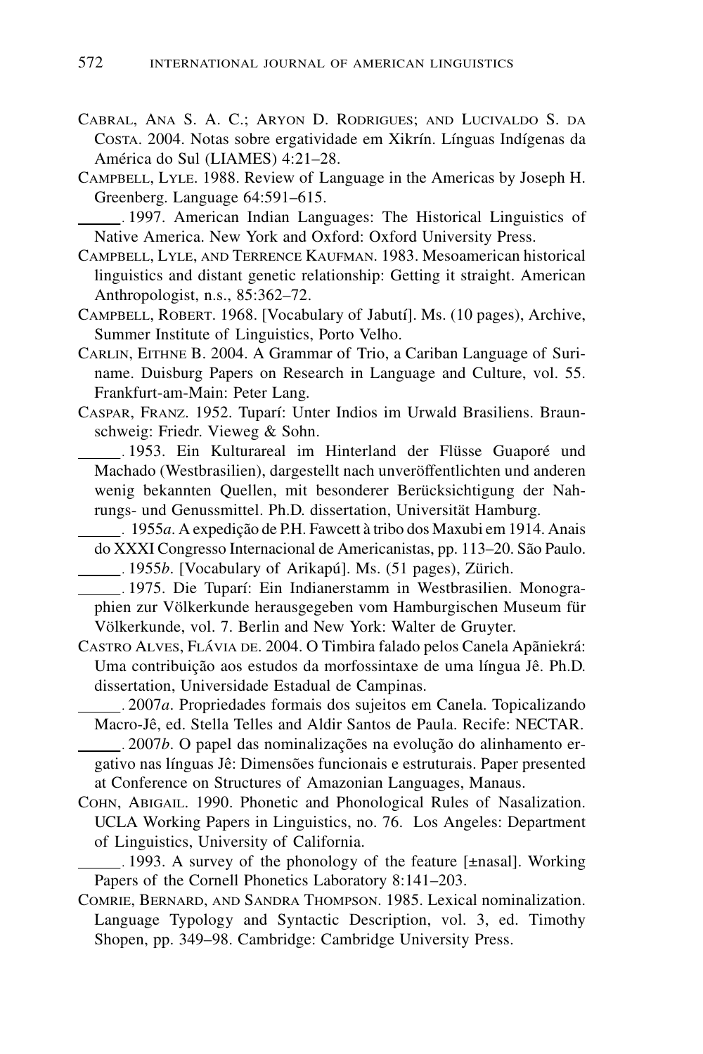Cabral, Ana S. A. C.; Aryon D. Rodrigues; and Lucivaldo S. da Costa. 2004. Notas sobre ergatividade em Xikrín. Línguas Indígenas da América do Sul (LIAMES) 4:21–28.

Campbell, Lyle. 1988. Review of Language in the Americas by Joseph H. Greenberg. Language 64:591–615.

______. 1997. American Indian Languages: The Historical Linguistics of Native America. New York and Oxford: Oxford University Press.

Campbell, Lyle, and Terrence Kaufman. 1983. Mesoamerican historical linguistics and distant genetic relationship: Getting it straight. American Anthropologist, n.s., 85:362–72.

Campbell, Robert. 1968. [Vocabulary of Jabutí]. Ms. (10 pages), Archive, Summer Institute of Linguistics, Porto Velho.

Carlin, Eithne B. 2004. A Grammar of Trio, a Cariban Language of Suriname. Duisburg Papers on Research in Language and Culture, vol. 55. Frankfurt-am-Main: Peter Lang.

Caspar, Franz. 1952. Tuparí: Unter Indios im Urwald Brasiliens. Braunschweig: Friedr. Vieweg & Sohn.

______. 1953. Ein Kulturareal im Hinterland der Flüsse Guaporé und Machado (Westbrasilien), dargestellt nach unveröffentlichten und anderen wenig bekannten Quellen, mit besonderer Berücksichtigung der Nahrungs- und Genussmittel. Ph.D. dissertation, Universität Hamburg.

______. 1955*a*. A expedição de P.H. Fawcett à tribo dos Maxubi em 1914. Anais do XXXI Congresso Internacional de Americanistas, pp. 113–20. São Paulo.

______. 1955*b*. [Vocabulary of Arikapú]. Ms. (51 pages), Zürich.

______. 1975. Die Tuparí: Ein Indianerstamm in Westbrasilien. Monographien zur Völkerkunde herausgegeben vom Hamburgischen Museum für Völkerkunde, vol. 7. Berlin and New York: Walter de Gruyter.

Castro Alves, Flávia de. 2004. O Timbira falado pelos Canela Apãniekrá: Uma contribuição aos estudos da morfossintaxe de uma língua Jê. Ph.D. dissertation, Universidade Estadual de Campinas.

______. 2007*a*. Propriedades formais dos sujeitos em Canela. Topicalizando Macro-Jê, ed. Stella Telles and Aldir Santos de Paula. Recife: NECTAR.

______. 2007*b*. O papel das nominalizações na evolução do alinhamento ergativo nas línguas Jê: Dimensões funcionais e estruturais. Paper presented at Conference on Structures of Amazonian Languages, Manaus.

Cohn, Abigail. 1990. Phonetic and Phonological Rules of Nasalization. UCLA Working Papers in Linguistics, no. 76. Los Angeles: Department of Linguistics, University of California.

______. 1993. A survey of the phonology of the feature [±nasal]. Working Papers of the Cornell Phonetics Laboratory 8:141–203.

Comrie, Bernard, and Sandra Thompson. 1985. Lexical nominalization. Language Typology and Syntactic Description, vol. 3, ed. Timothy Shopen, pp. 349–98. Cambridge: Cambridge University Press.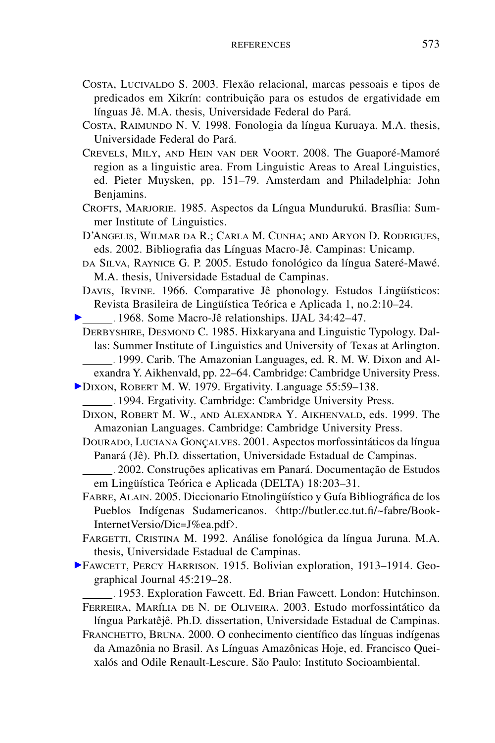Costa, Lucivaldo S. 2003. Flexão relacional, marcas pessoais e tipos de predicados em Xikrín: contribuição para os estudos de ergatividade em línguas Jê. M.A. thesis, Universidade Federal do Pará.

Costa, Raimundo N. V. 1998. Fonologia da língua Kuruaya. M.A. thesis, Universidade Federal do Pará.

Crevels, Mily, and Hein van der Voort. 2008. The Guaporé-Mamoré region as a linguistic area. From Linguistic Areas to Areal Linguistics, ed. Pieter Muysken, pp. 151–79. Amsterdam and Philadelphia: John Benjamins.

Crofts, Marjorie. 1985. Aspectos da Língua Mundurukú. Brasília: Summer Institute of Linguistics.

D'Angelis, Wilmar da R.; Carla M. Cunha; and Aryon D. Rodrigues, eds. 2002. Bibliografia das Línguas Macro-Jê. Campinas: Unicamp.

da Silva, Raynice G. P. 2005. Estudo fonológico da língua Sateré-Mawé. M.A. thesis, Universidade Estadual de Campinas.

Davis, Irvine. 1966. Comparative Jê phonology. Estudos Lingüísticos: Revista Brasileira de Lingüística Teórica e Aplicada 1, no.2:10–24.

______. 1968. Some Macro-Jê relationships. IJAL 34:42–47.

Derbyshire, Desmond C. 1985. Hixkaryana and Linguistic Typology. Dallas: Summer Institute of Linguistics and University of Texas at Arlington.

______. 1999. Carib. The Amazonian Languages, ed. R. M. W. Dixon and Alexandra Y. Aikhenvald, pp. 22–64. Cambridge: Cambridge University Press.

Dixon, Robert M. W. 1979. Ergativity. Language 55:59–138.

______. 1994. Ergativity. Cambridge: Cambridge University Press.

Dixon, Robert M. W., and Alexandra Y. Aikhenvald, eds. 1999. The Amazonian Languages. Cambridge: Cambridge University Press.

Dourado, Luciana Gonçalves. 2001. Aspectos morfossintáticos da língua Panará (Jê). Ph.D. dissertation, Universidade Estadual de Campinas.

______. 2002. Construções aplicativas em Panará. Documentação de Estudos em Lingüística Teórica e Aplicada (DELTA) 18:203–31.

Fabre, Alain. 2005. Diccionario Etnolingüístico y Guía Bibliográfica de los Pueblos Indígenas Sudamericanos. ⟨http://butler.cc.tut.fi/~fabre/BookInternetVersio/Dic=J%ea.pdf⟩.

Fargetti, Cristina M. 1992. Análise fonológica da língua Juruna. M.A. thesis, Universidade Estadual de Campinas.

Fawcett, Percy Harrison. 1915. Bolivian exploration, 1913–1914. Geographical Journal 45:219–28.

______. 1953. Exploration Fawcett. Ed. Brian Fawcett. London: Hutchinson.

Ferreira, Marília de N. de Oliveira. 2003. Estudo morfossintático da língua Parkatêjê. Ph.D. dissertation, Universidade Estadual de Campinas.

Franchetto, Bruna. 2000. O conhecimento científico das línguas indígenas da Amazônia no Brasil. As Línguas Amazônicas Hoje, ed. Francisco Queixalós and Odile Renault-Lescure. São Paulo: Instituto Socioambiental.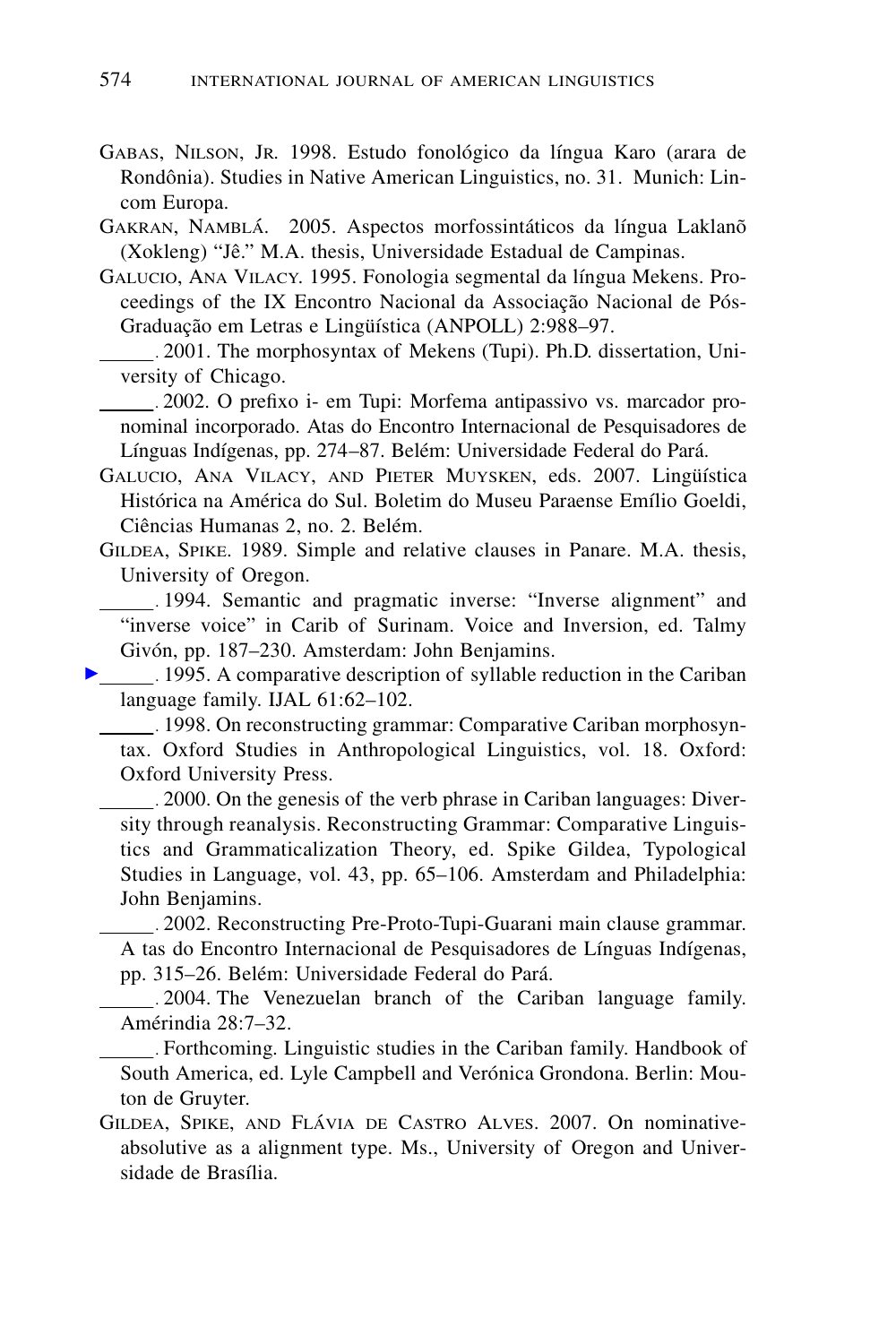Gabas, Nilson, Jr. 1998. Estudo fonológico da língua Karo (arara de Rondônia). Studies in Native American Linguistics, no. 31. Munich: Lincom Europa.

Gakran, Namblá. 2005. Aspectos morfossintáticos da língua Laklanõ (Xokleng) "Jê." M.A. thesis, Universidade Estadual de Campinas.

Galucio, Ana Vilacy. 1995. Fonologia segmental da língua Mekens. Proceedings of the IX Encontro Nacional da Associação Nacional de Pós-Graduação em Letras e Lingüística (ANPOLL) 2:988–97.

______. 2001. The morphosyntax of Mekens (Tupi). Ph.D. dissertation, University of Chicago.

______. 2002. O prefixo i- em Tupi: Morfema antipassivo vs. marcador pronominal incorporado. Atas do Encontro Internacional de Pesquisadores de Línguas Indígenas, pp. 274–87. Belém: Universidade Federal do Pará.

Galucio, Ana Vilacy, and Pieter Muysken, eds. 2007. Lingüística Histórica na América do Sul. Boletim do Museu Paraense Emílio Goeldi, Ciências Humanas 2, no. 2. Belém.

Gildea, Spike. 1989. Simple and relative clauses in Panare. M.A. thesis, University of Oregon.

______. 1994. Semantic and pragmatic inverse: "Inverse alignment" and "inverse voice" in Carib of Surinam. Voice and Inversion, ed. Talmy Givón, pp. 187–230. Amsterdam: John Benjamins.

______. 1995. A comparative description of syllable reduction in the Cariban language family. IJAL 61:62–102.

______. 1998. On reconstructing grammar: Comparative Cariban morphosyntax. Oxford Studies in Anthropological Linguistics, vol. 18. Oxford: Oxford University Press.

______. 2000. On the genesis of the verb phrase in Cariban languages: Diversity through reanalysis. Reconstructing Grammar: Comparative Linguistics and Grammaticalization Theory, ed. Spike Gildea, Typological Studies in Language, vol. 43, pp. 65–106. Amsterdam and Philadelphia: John Benjamins.

______. 2002. Reconstructing Pre-Proto-Tupi-Guarani main clause grammar. A tas do Encontro Internacional de Pesquisadores de Línguas Indígenas, pp. 315–26. Belém: Universidade Federal do Pará.

______. 2004. The Venezuelan branch of the Cariban language family. Amérindia 28:7–32.

______. Forthcoming. Linguistic studies in the Cariban family. Handbook of South America, ed. Lyle Campbell and Verónica Grondona. Berlin: Mouton de Gruyter.

Gildea, Spike, and Flávia de Castro Alves. 2007. On nominative-absolutive as a alignment type. Ms., University of Oregon and Universidade de Brasília.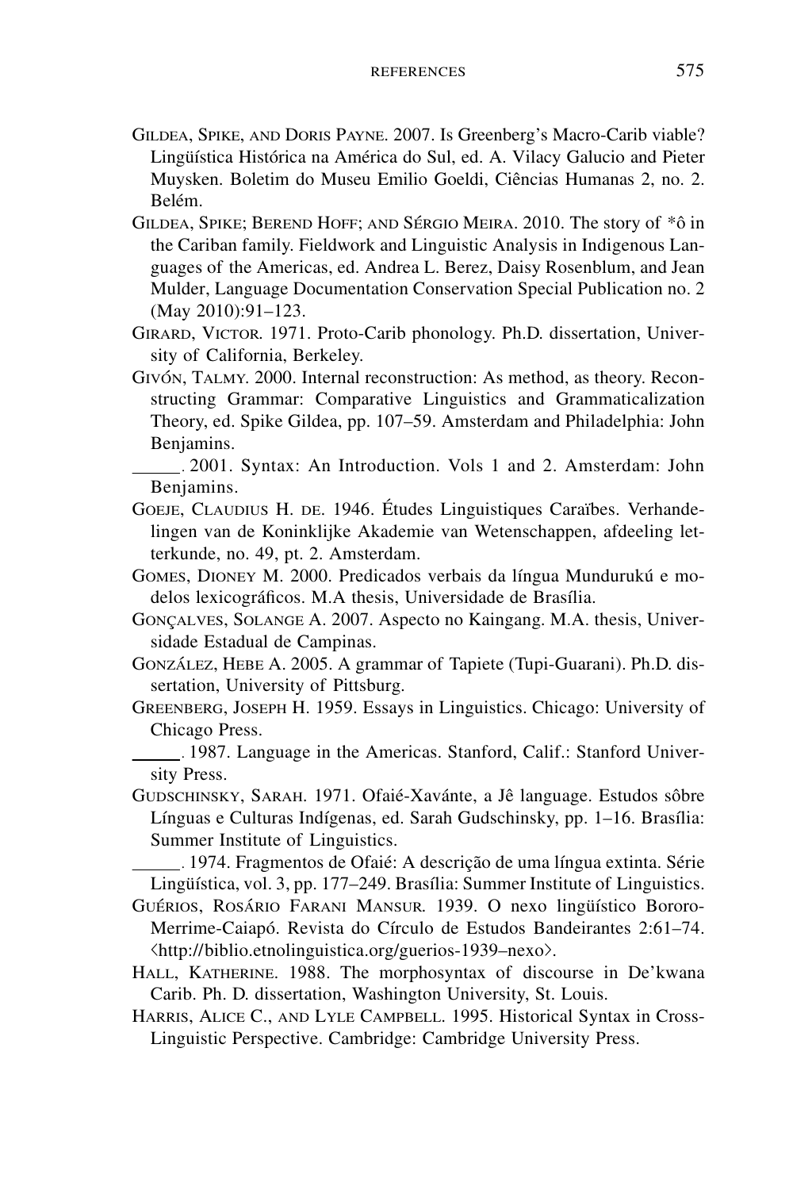Gildea, Spike, and Doris Payne. 2007. Is Greenberg's Macro-Carib viable? Lingüística Histórica na América do Sul, ed. A. Vilacy Galucio and Pieter Muysken. Boletim do Museu Emilio Goeldi, Ciências Humanas 2, no. 2. Belém.

Gildea, Spike; Berend Hoff; and Sérgio Meira. 2010. The story of *ô in the Cariban family. Fieldwork and Linguistic Analysis in Indigenous Languages of the Americas, ed. Andrea L. Berez, Daisy Rosenblum, and Jean Mulder, Language Documentation Conservation Special Publication no. 2 (May 2010):91–123.

Girard, Victor. 1971. Proto-Carib phonology. Ph.D. dissertation, University of California, Berkeley.

Givón, Talmy. 2000. Internal reconstruction: As method, as theory. Reconstructing Grammar: Comparative Linguistics and Grammaticalization Theory, ed. Spike Gildea, pp. 107–59. Amsterdam and Philadelphia: John Benjamins.

______. 2001. Syntax: An Introduction. Vols 1 and 2. Amsterdam: John Benjamins.

Goeje, Claudius H. de. 1946. Études Linguistiques Caraïbes. Verhandelingen van de Koninklijke Akademie van Wetenschappen, afdeeling letterkunde, no. 49, pt. 2. Amsterdam.

Gomes, Dioney M. 2000. Predicados verbais da língua Mundurukú e modelos lexicográficos. M.A thesis, Universidade de Brasília.

Gonçalves, Solange A. 2007. Aspecto no Kaingang. M.A. thesis, Universidade Estadual de Campinas.

González, Hebe A. 2005. A grammar of Tapiete (Tupi-Guarani). Ph.D. dissertation, University of Pittsburg.

Greenberg, Joseph H. 1959. Essays in Linguistics. Chicago: University of Chicago Press.

______. 1987. Language in the Americas. Stanford, Calif.: Stanford University Press.

Gudschinsky, Sarah. 1971. Ofaié-Xavánte, a Jê language. Estudos sôbre Línguas e Culturas Indígenas, ed. Sarah Gudschinsky, pp. 1–16. Brasília: Summer Institute of Linguistics.

______. 1974. Fragmentos de Ofaié: A descrição de uma língua extinta. Série Lingüística, vol. 3, pp. 177–249. Brasília: Summer Institute of Linguistics.

Guérios, Rosário Farani Mansur. 1939. O nexo lingüístico Bororo-Merrime-Caiapó. Revista do Círculo de Estudos Bandeirantes 2:61–74. ⟨http://biblio.etnolinguistica.org/guerios-1939–nexo⟩.

Hall, Katherine. 1988. The morphosyntax of discourse in De'kwana Carib. Ph. D. dissertation, Washington University, St. Louis.

Harris, Alice C., and Lyle Campbell. 1995. Historical Syntax in Cross-Linguistic Perspective. Cambridge: Cambridge University Press.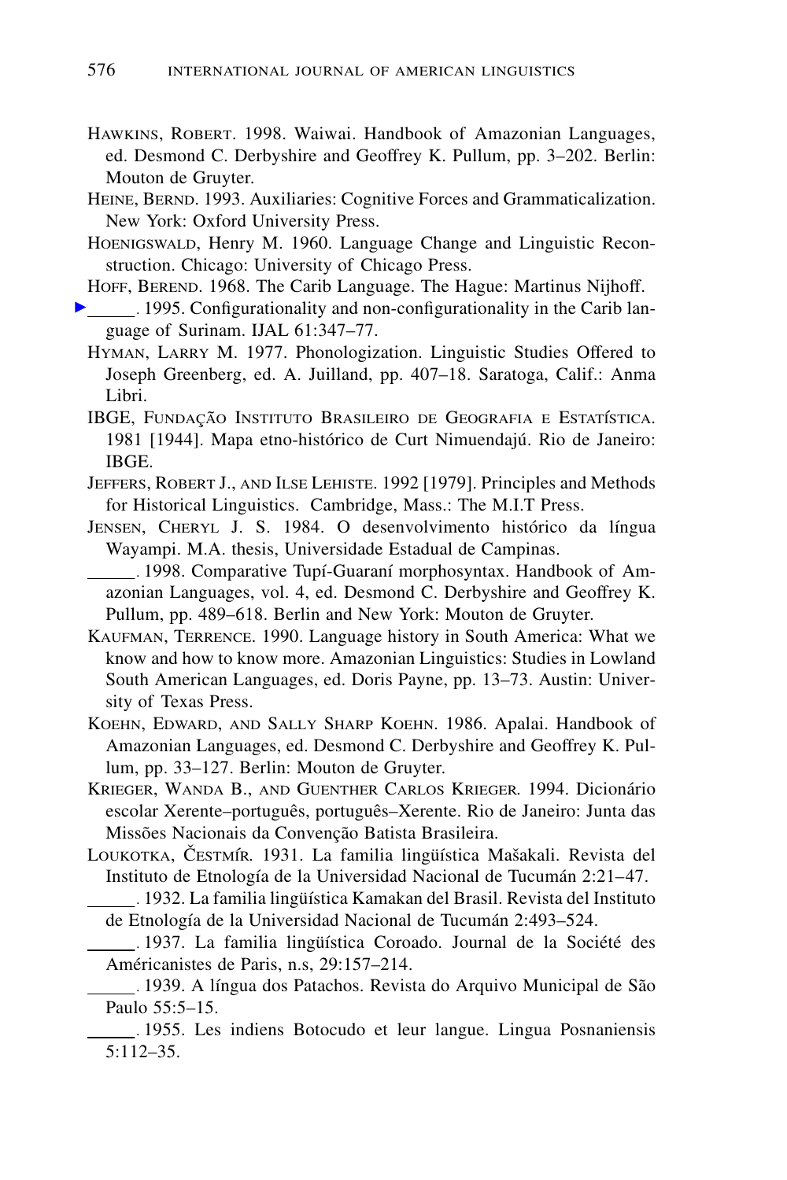Hawkins, Robert. 1998. Waiwai. Handbook of Amazonian Languages, ed. Desmond C. Derbyshire and Geoffrey K. Pullum, pp. 3–202. Berlin: Mouton de Gruyter.

Heine, Bernd. 1993. Auxiliaries: Cognitive Forces and Grammaticalization. New York: Oxford University Press.

Hoenigswald, Henry M. 1960. Language Change and Linguistic Reconstruction. Chicago: University of Chicago Press.

Hoff, Berend. 1968. The Carib Language. The Hague: Martinus Nijhoff.

______. 1995. Configurationality and non-configurationality in the Carib language of Surinam. IJAL 61:347–77.

Hyman, Larry M. 1977. Phonologization. Linguistic Studies Offered to Joseph Greenberg, ed. A. Juilland, pp. 407–18. Saratoga, Calif.: Anma Libri.

IBGE, Fundação Instituto Brasileiro de Geografia e Estatística. 1981 [1944]. Mapa etno-histórico de Curt Nimuendajú. Rio de Janeiro: IBGE.

Jeffers, Robert J., and Ilse Lehiste. 1992 [1979]. Principles and Methods for Historical Linguistics. Cambridge, Mass.: The M.I.T Press.

Jensen, Cheryl J. S. 1984. O desenvolvimento histórico da língua Wayampi. M.A. thesis, Universidade Estadual de Campinas.

______. 1998. Comparative Tupí-Guaraní morphosyntax. Handbook of Amazonian Languages, vol. 4, ed. Desmond C. Derbyshire and Geoffrey K. Pullum, pp. 489–618. Berlin and New York: Mouton de Gruyter.

Kaufman, Terrence. 1990. Language history in South America: What we know and how to know more. Amazonian Linguistics: Studies in Lowland South American Languages, ed. Doris Payne, pp. 13–73. Austin: University of Texas Press.

Koehn, Edward, and Sally Sharp Koehn. 1986. Apalai. Handbook of Amazonian Languages, ed. Desmond C. Derbyshire and Geoffrey K. Pullum, pp. 33–127. Berlin: Mouton de Gruyter.

Krieger, Wanda B., and Guenther Carlos Krieger. 1994. Dicionário escolar Xerente–português, português–Xerente. Rio de Janeiro: Junta das Missões Nacionais da Convenção Batista Brasileira.

Loukotka, Čestmír. 1931. La familia lingüística Mašakali. Revista del Instituto de Etnología de la Universidad Nacional de Tucumán 2:21–47.

______. 1932. La familia lingüística Kamakan del Brasil. Revista del Instituto de Etnología de la Universidad Nacional de Tucumán 2:493–524.

______. 1937. La familia lingüística Coroado. Journal de la Société des Américanistes de Paris, n.s, 29:157–214.

______. 1939. A língua dos Patachos. Revista do Arquivo Municipal de São Paulo 55:5–15.

______. 1955. Les indiens Botocudo et leur langue. Lingua Posnaniensis 5:112–35.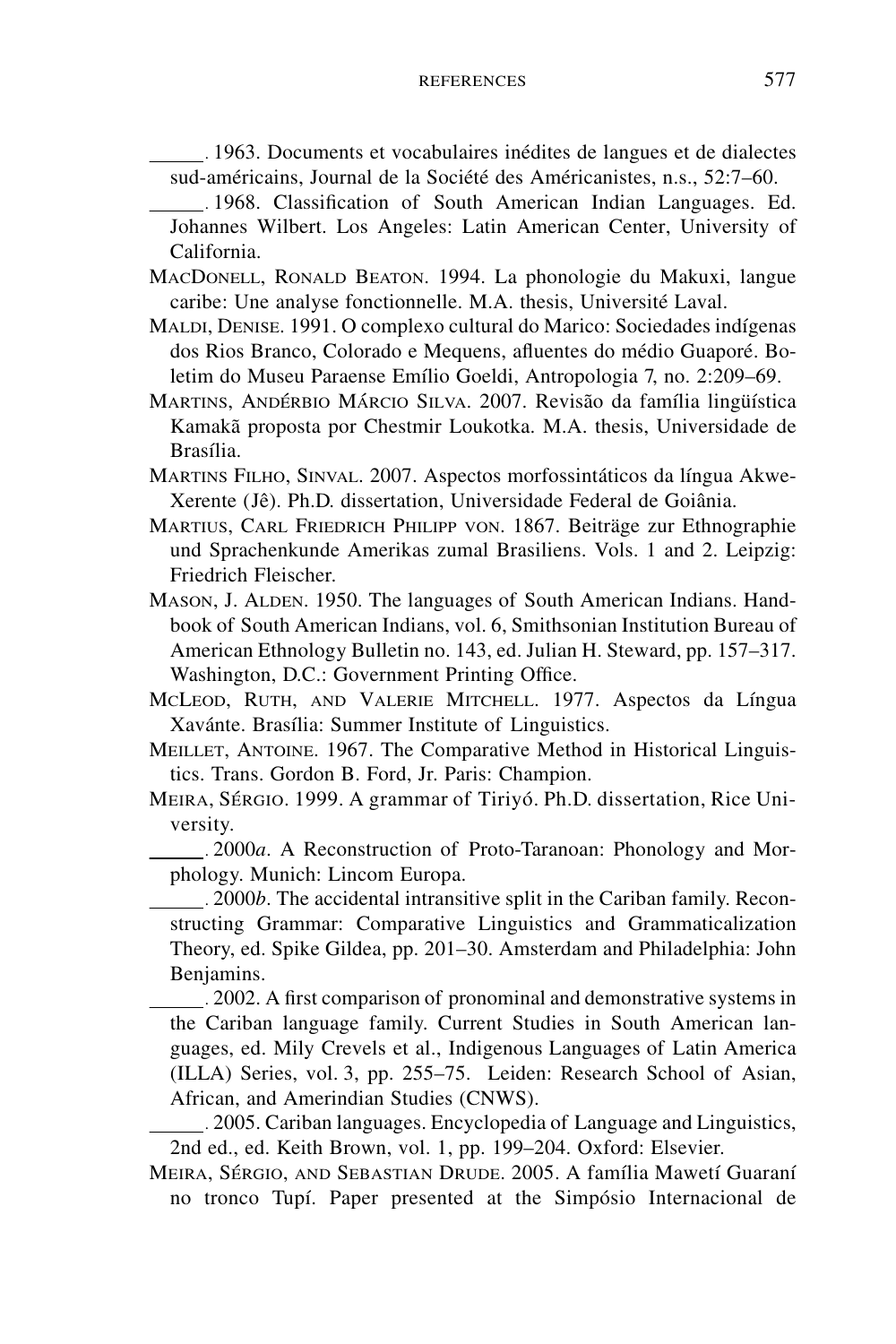\_\_\_\_\_. 1963. Documents et vocabulaires inédites de langues et de dialectes sud-américains, Journal de la Société des Américanistes, n.s., 52:7–60.

\_\_\_\_\_. 1968. Classification of South American Indian Languages. Ed. Johannes Wilbert. Los Angeles: Latin American Center, University of California.

MacDonell, Ronald Beaton. 1994. La phonologie du Makuxi, langue caribe: Une analyse fonctionnelle. M.A. thesis, Université Laval.

Maldi, Denise. 1991. O complexo cultural do Marico: Sociedades indígenas dos Rios Branco, Colorado e Mequens, afluentes do médio Guaporé. Boletim do Museu Paraense Emílio Goeldi, Antropologia 7, no. 2:209–69.

Martins, Andérbio Márcio Silva. 2007. Revisão da família lingüística Kamakã proposta por Chestmir Loukotka. M.A. thesis, Universidade de Brasília.

Martins Filho, Sinval. 2007. Aspectos morfossintáticos da língua Akwe-Xerente (Jê). Ph.D. dissertation, Universidade Federal de Goiânia.

Martius, Carl Friedrich Philipp von. 1867. Beiträge zur Ethnographie und Sprachenkunde Amerikas zumal Brasiliens. Vols. 1 and 2. Leipzig: Friedrich Fleischer.

Mason, J. Alden. 1950. The languages of South American Indians. Handbook of South American Indians, vol. 6, Smithsonian Institution Bureau of American Ethnology Bulletin no. 143, ed. Julian H. Steward, pp. 157–317. Washington, D.C.: Government Printing Office.

McLeod, Ruth, and Valerie Mitchell. 1977. Aspectos da Língua Xavánte. Brasília: Summer Institute of Linguistics.

Meillet, Antoine. 1967. The Comparative Method in Historical Linguistics. Trans. Gordon B. Ford, Jr. Paris: Champion.

Meira, Sérgio. 1999. A grammar of Tiriyó. Ph.D. dissertation, Rice University.

\_\_\_\_\_. 2000*a*. A Reconstruction of Proto-Taranoan: Phonology and Morphology. Munich: Lincom Europa.

\_\_\_\_\_. 2000*b*. The accidental intransitive split in the Cariban family. Reconstructing Grammar: Comparative Linguistics and Grammaticalization Theory, ed. Spike Gildea, pp. 201–30. Amsterdam and Philadelphia: John Benjamins.

\_\_\_\_\_. 2002. A first comparison of pronominal and demonstrative systems in the Cariban language family. Current Studies in South American languages, ed. Mily Crevels et al., Indigenous Languages of Latin America (ILLA) Series, vol. 3, pp. 255–75. Leiden: Research School of Asian, African, and Amerindian Studies (CNWS).

\_\_\_\_\_. 2005. Cariban languages. Encyclopedia of Language and Linguistics, 2nd ed., ed. Keith Brown, vol. 1, pp. 199–204. Oxford: Elsevier.

Meira, Sérgio, and Sebastian Drude. 2005. A família Mawetí Guaraní no tronco Tupí. Paper presented at the Simpósio Internacional de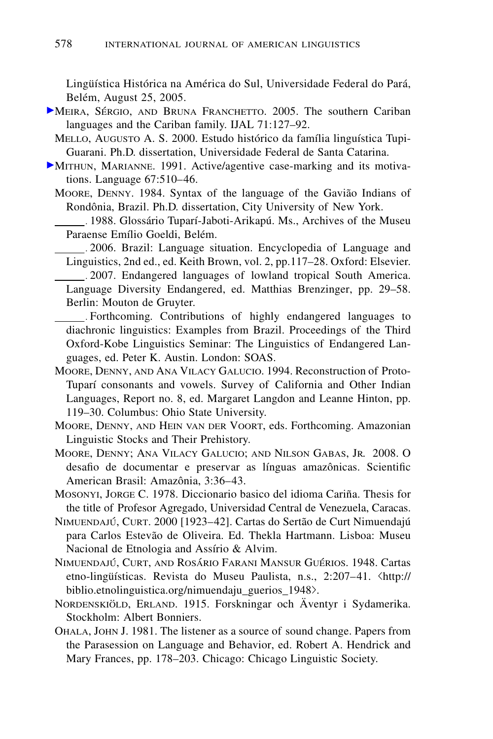Lingüística Histórica na América do Sul, Universidade Federal do Pará, Belém, August 25, 2005.

Meira, Sérgio, and Bruna Franchetto. 2005. The southern Cariban languages and the Cariban family. IJAL 71:127–92.

Mello, Augusto A. S. 2000. Estudo histórico da família linguística Tupi-Guarani. Ph.D. dissertation, Universidade Federal de Santa Catarina.

Mithun, Marianne. 1991. Active/agentive case-marking and its motivations. Language 67:510–46.

Moore, Denny. 1984. Syntax of the language of the Gavião Indians of Rondônia, Brazil. Ph.D. dissertation, City University of New York.

______. 1988. Glossário Tuparí-Jaboti-Arikapú. Ms., Archives of the Museu Paraense Emílio Goeldi, Belém.

______. 2006. Brazil: Language situation. Encyclopedia of Language and Linguistics, 2nd ed., ed. Keith Brown, vol. 2, pp.117–28. Oxford: Elsevier.

______. 2007. Endangered languages of lowland tropical South America. Language Diversity Endangered, ed. Matthias Brenzinger, pp. 29–58. Berlin: Mouton de Gruyter.

______. Forthcoming. Contributions of highly endangered languages to diachronic linguistics: Examples from Brazil. Proceedings of the Third Oxford-Kobe Linguistics Seminar: The Linguistics of Endangered Languages, ed. Peter K. Austin. London: SOAS.

Moore, Denny, and Ana Vilacy Galucio. 1994. Reconstruction of Proto-Tuparí consonants and vowels. Survey of California and Other Indian Languages, Report no. 8, ed. Margaret Langdon and Leanne Hinton, pp. 119–30. Columbus: Ohio State University.

Moore, Denny, and Hein van der Voort, eds. Forthcoming. Amazonian Linguistic Stocks and Their Prehistory.

Moore, Denny; Ana Vilacy Galucio; and Nilson Gabas, Jr. 2008. O desafio de documentar e preservar as línguas amazônicas. Scientific American Brasil: Amazônia, 3:36–43.

Mosonyi, Jorge C. 1978. Diccionario basico del idioma Cariña. Thesis for the title of Profesor Agregado, Universidad Central de Venezuela, Caracas.

Nimuendajú, Curt. 2000 [1923–42]. Cartas do Sertão de Curt Nimuendajú para Carlos Estevão de Oliveira. Ed. Thekla Hartmann. Lisboa: Museu Nacional de Etnologia and Assírio & Alvim.

Nimuendajú, Curt, and Rosário Farani Mansur Guérios. 1948. Cartas etno-lingüísticas. Revista do Museu Paulista, n.s., 2:207–41. ⟨http://biblio.etnolinguistica.org/nimuendaju_guerios_1948⟩.

Nordenskiöld, Erland. 1915. Forskningar och Äventyr i Sydamerika. Stockholm: Albert Bonniers.

Ohala, John J. 1981. The listener as a source of sound change. Papers from the Parasession on Language and Behavior, ed. Robert A. Hendrick and Mary Frances, pp. 178–203. Chicago: Chicago Linguistic Society.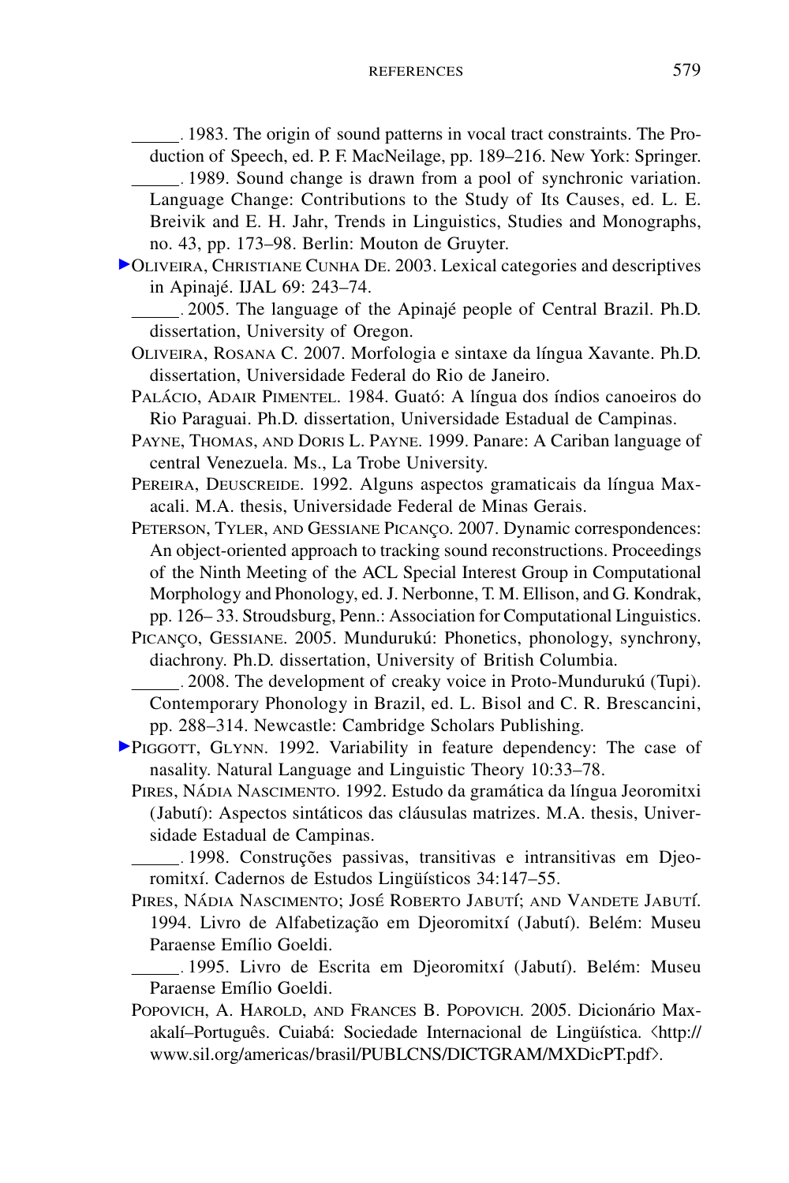______. 1983. The origin of sound patterns in vocal tract constraints. The Production of Speech, ed. P. F. MacNeilage, pp. 189–216. New York: Springer.

______. 1989. Sound change is drawn from a pool of synchronic variation. Language Change: Contributions to the Study of Its Causes, ed. L. E. Breivik and E. H. Jahr, Trends in Linguistics, Studies and Monographs, no. 43, pp. 173–98. Berlin: Mouton de Gruyter.

Oliveira, Christiane Cunha de. 2003. Lexical categories and descriptives in Apinajé. IJAL 69: 243–74.

______. 2005. The language of the Apinajé people of Central Brazil. Ph.D. dissertation, University of Oregon.

Oliveira, Rosana C. 2007. Morfologia e sintaxe da língua Xavante. Ph.D. dissertation, Universidade Federal do Rio de Janeiro.

Palácio, Adair Pimentel. 1984. Guató: A língua dos índios canoeiros do Rio Paraguai. Ph.D. dissertation, Universidade Estadual de Campinas.

Payne, Thomas, and Doris L. Payne. 1999. Panare: A Cariban language of central Venezuela. Ms., La Trobe University.

Pereira, Deuscreide. 1992. Alguns aspectos gramaticais da língua Maxacali. M.A. thesis, Universidade Federal de Minas Gerais.

Peterson, Tyler, and Gessiane Picanço. 2007. Dynamic correspondences: An object-oriented approach to tracking sound reconstructions. Proceedings of the Ninth Meeting of the ACL Special Interest Group in Computational Morphology and Phonology, ed. J. Nerbonne, T. M. Ellison, and G. Kondrak, pp. 126– 33. Stroudsburg, Penn.: Association for Computational Linguistics.

Picanço, Gessiane. 2005. Mundurukú: Phonetics, phonology, synchrony, diachrony. Ph.D. dissertation, University of British Columbia.

______. 2008. The development of creaky voice in Proto-Mundurukú (Tupi). Contemporary Phonology in Brazil, ed. L. Bisol and C. R. Brescancini, pp. 288–314. Newcastle: Cambridge Scholars Publishing.

Piggott, Glynn. 1992. Variability in feature dependency: The case of nasality. Natural Language and Linguistic Theory 10:33–78.

Pires, Nádia Nascimento. 1992. Estudo da gramática da língua Jeoromitxi (Jabutí): Aspectos sintáticos das cláusulas matrizes. M.A. thesis, Universidade Estadual de Campinas.

______. 1998. Construções passivas, transitivas e intransitivas em Djeoromitxí. Cadernos de Estudos Lingüísticos 34:147–55.

Pires, Nádia Nascimento; José Roberto Jabutí; and Vandete Jabutí. 1994. Livro de Alfabetização em Djeoromitxí (Jabutí). Belém: Museu Paraense Emílio Goeldi.

______. 1995. Livro de Escrita em Djeoromitxí (Jabutí). Belém: Museu Paraense Emílio Goeldi.

Popovich, A. Harold, and Frances B. Popovich. 2005. Dicionário Maxakalí–Português. Cuiabá: Sociedade Internacional de Lingüística. ⟨http://www.sil.org/americas/brasil/PUBLCNS/DICTGRAM/MXDicPT.pdf⟩.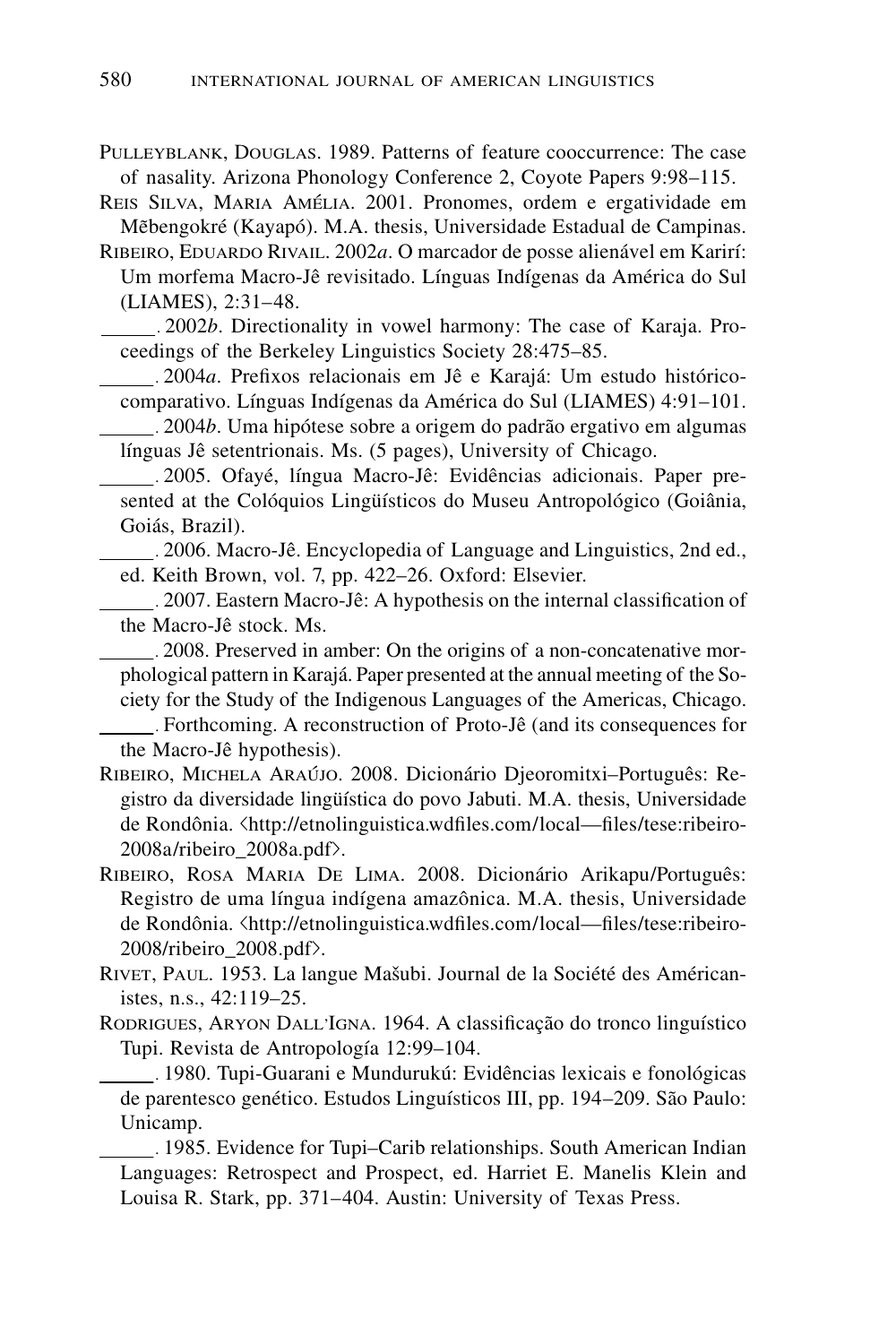Pulleyblank, Douglas. 1989. Patterns of feature cooccurrence: The case of nasality. Arizona Phonology Conference 2, Coyote Papers 9:98–115.

Reis Silva, Maria Amélia. 2001. Pronomes, ordem e ergatividade em Mẽbengokré (Kayapó). M.A. thesis, Universidade Estadual de Campinas.

Ribeiro, Eduardo Rivail. 2002*a*. O marcador de posse alienável em Karirí: Um morfema Macro-Jê revisitado. Línguas Indígenas da América do Sul (LIAMES), 2:31–48.

\_\_\_\_\_\_. 2002*b*. Directionality in vowel harmony: The case of Karaja. Proceedings of the Berkeley Linguistics Society 28:475–85.

\_\_\_\_\_\_. 2004*a*. Prefixos relacionais em Jê e Karajá: Um estudo histórico-comparativo. Línguas Indígenas da América do Sul (LIAMES) 4:91–101.

\_\_\_\_\_\_. 2004*b*. Uma hipótese sobre a origem do padrão ergativo em algumas línguas Jê setentrionais. Ms. (5 pages), University of Chicago.

\_\_\_\_\_\_. 2005. Ofayé, língua Macro-Jê: Evidências adicionais. Paper presented at the Colóquios Lingüísticos do Museu Antropológico (Goiânia, Goiás, Brazil).

\_\_\_\_\_\_. 2006. Macro-Jê. Encyclopedia of Language and Linguistics, 2nd ed., ed. Keith Brown, vol. 7, pp. 422–26. Oxford: Elsevier.

\_\_\_\_\_\_. 2007. Eastern Macro-Jê: A hypothesis on the internal classification of the Macro-Jê stock. Ms.

\_\_\_\_\_\_. 2008. Preserved in amber: On the origins of a non-concatenative morphological pattern in Karajá. Paper presented at the annual meeting of the Society for the Study of the Indigenous Languages of the Americas, Chicago.

\_\_\_\_\_\_. Forthcoming. A reconstruction of Proto-Jê (and its consequences for the Macro-Jê hypothesis).

Ribeiro, Michela Araújo. 2008. Dicionário Djeoromitxi–Português: Registro da diversidade lingüística do povo Jabuti. M.A. thesis, Universidade de Rondônia. ⟨http://etnolinguistica.wdfiles.com/local—files/tese:ribeiro-2008a/ribeiro_2008a.pdf⟩.

Ribeiro, Rosa Maria De Lima. 2008. Dicionário Arikapu/Português: Registro de uma língua indígena amazônica. M.A. thesis, Universidade de Rondônia. ⟨http://etnolinguistica.wdfiles.com/local—files/tese:ribeiro-2008/ribeiro_2008.pdf⟩.

Rivet, Paul. 1953. La langue Mašubi. Journal de la Société des Américanistes, n.s., 42:119–25.

Rodrigues, Aryon Dall'Igna. 1964. A classificação do tronco linguístico Tupi. Revista de Antropología 12:99–104.

\_\_\_\_\_\_. 1980. Tupi-Guarani e Mundurukú: Evidências lexicais e fonológicas de parentesco genético. Estudos Linguísticos III, pp. 194–209. São Paulo: Unicamp.

\_\_\_\_\_\_. 1985. Evidence for Tupi–Carib relationships. South American Indian Languages: Retrospect and Prospect, ed. Harriet E. Manelis Klein and Louisa R. Stark, pp. 371–404. Austin: University of Texas Press.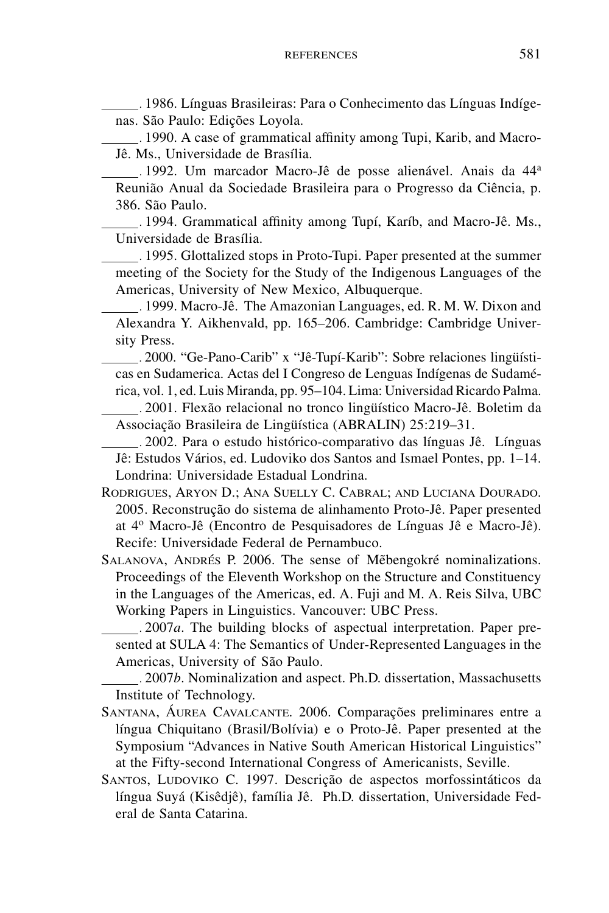\_\_\_\_\_. 1986. Línguas Brasileiras: Para o Conhecimento das Línguas Indígenas. São Paulo: Edições Loyola.

\_\_\_\_\_. 1990. A case of grammatical affinity among Tupi, Karib, and Macro-Jê. Ms., Universidade de Brasília.

\_\_\_\_\_. 1992. Um marcador Macro-Jê de posse alienável. Anais da 44ª Reunião Anual da Sociedade Brasileira para o Progresso da Ciência, p. 386. São Paulo.

\_\_\_\_\_. 1994. Grammatical affinity among Tupí, Karíb, and Macro-Jê. Ms., Universidade de Brasília.

\_\_\_\_\_. 1995. Glottalized stops in Proto-Tupi. Paper presented at the summer meeting of the Society for the Study of the Indigenous Languages of the Americas, University of New Mexico, Albuquerque.

\_\_\_\_\_. 1999. Macro-Jê. The Amazonian Languages, ed. R. M. W. Dixon and Alexandra Y. Aikhenvald, pp. 165–206. Cambridge: Cambridge University Press.

\_\_\_\_\_. 2000. "Ge-Pano-Carib" x "Jê-Tupí-Karib": Sobre relaciones lingüísticas en Sudamerica. Actas del I Congreso de Lenguas Indígenas de Sudamérica, vol. 1, ed. Luis Miranda, pp. 95–104. Lima: Universidad Ricardo Palma.

\_\_\_\_\_. 2001. Flexão relacional no tronco lingüístico Macro-Jê. Boletim da Associação Brasileira de Lingüística (ABRALIN) 25:219–31.

\_\_\_\_\_. 2002. Para o estudo histórico-comparativo das línguas Jê. Línguas Jê: Estudos Vários, ed. Ludoviko dos Santos and Ismael Pontes, pp. 1–14. Londrina: Universidade Estadual Londrina.

Rodrigues, Aryon D.; Ana Suelly C. Cabral; and Luciana Dourado. 2005. Reconstrução do sistema de alinhamento Proto-Jê. Paper presented at 4º Macro-Jê (Encontro de Pesquisadores de Línguas Jê e Macro-Jê). Recife: Universidade Federal de Pernambuco.

Salanova, Andrés P. 2006. The sense of Mẽbengokré nominalizations. Proceedings of the Eleventh Workshop on the Structure and Constituency in the Languages of the Americas, ed. A. Fuji and M. A. Reis Silva, UBC Working Papers in Linguistics. Vancouver: UBC Press.

\_\_\_\_\_. 2007*a*. The building blocks of aspectual interpretation. Paper presented at SULA 4: The Semantics of Under-Represented Languages in the Americas, University of São Paulo.

\_\_\_\_\_. 2007*b*. Nominalization and aspect. Ph.D. dissertation, Massachusetts Institute of Technology.

Santana, Áurea Cavalcante. 2006. Comparações preliminares entre a língua Chiquitano (Brasil/Bolívia) e o Proto-Jê. Paper presented at the Symposium "Advances in Native South American Historical Linguistics" at the Fifty-second International Congress of Americanists, Seville.

Santos, Ludoviko C. 1997. Descrição de aspectos morfossintáticos da língua Suyá (Kisêdjê), família Jê. Ph.D. dissertation, Universidade Federal de Santa Catarina.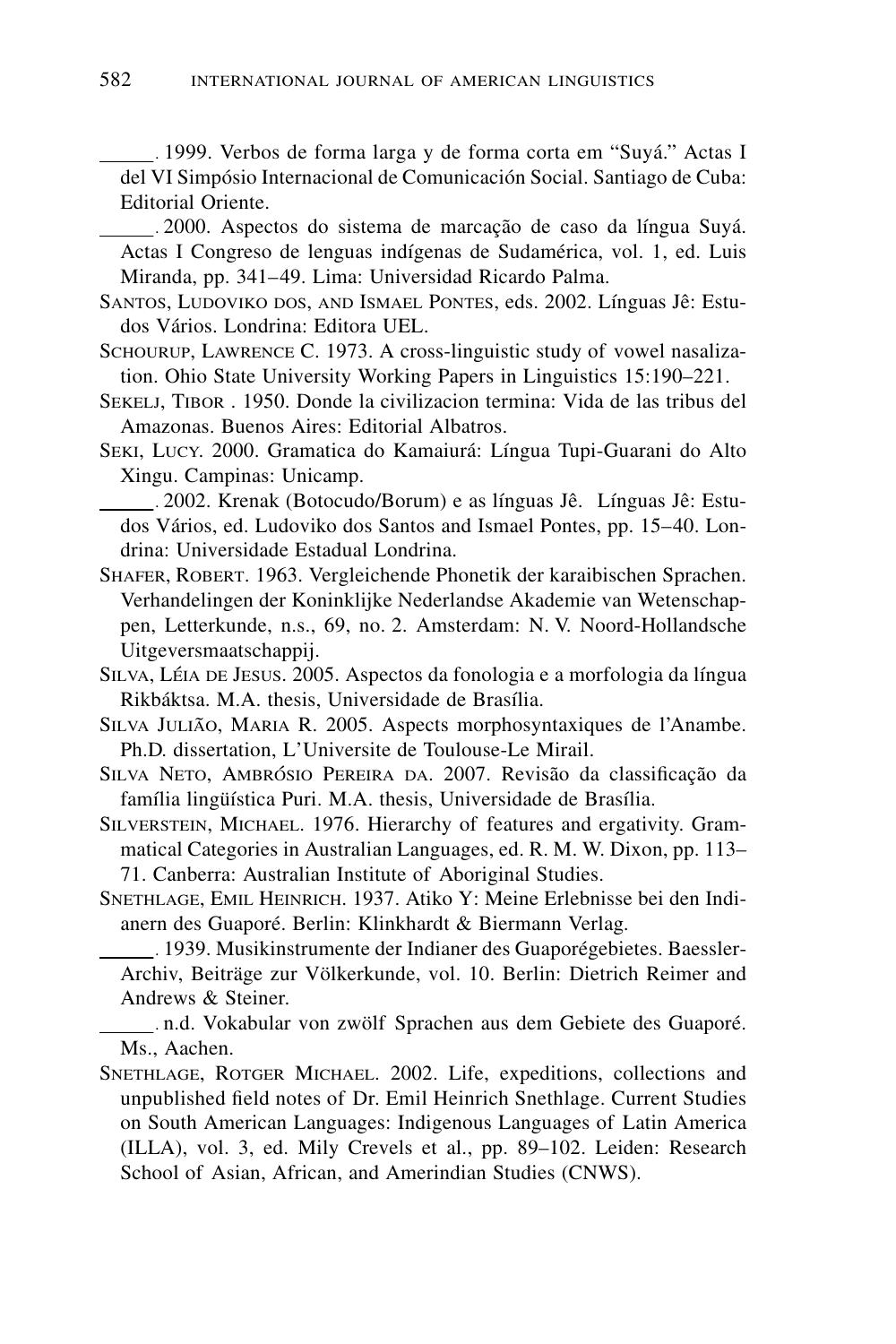______. 1999. Verbos de forma larga y de forma corta em "Suyá." Actas I del VI Simpósio Internacional de Comunicación Social. Santiago de Cuba: Editorial Oriente.

______. 2000. Aspectos do sistema de marcação de caso da língua Suyá. Actas I Congreso de lenguas indígenas de Sudamérica, vol. 1, ed. Luis Miranda, pp. 341–49. Lima: Universidad Ricardo Palma.

Santos, Ludoviko dos, and Ismael Pontes, eds. 2002. Línguas Jê: Estudos Vários. Londrina: Editora UEL.

Schourup, Lawrence C. 1973. A cross-linguistic study of vowel nasalization. Ohio State University Working Papers in Linguistics 15:190–221.

Sekelj, Tibor . 1950. Donde la civilizacion termina: Vida de las tribus del Amazonas. Buenos Aires: Editorial Albatros.

Seki, Lucy. 2000. Gramatica do Kamaiurá: Língua Tupi-Guarani do Alto Xingu. Campinas: Unicamp.

______. 2002. Krenak (Botocudo/Borum) e as línguas Jê. Línguas Jê: Estudos Vários, ed. Ludoviko dos Santos and Ismael Pontes, pp. 15–40. Londrina: Universidade Estadual Londrina.

Shafer, Robert. 1963. Vergleichende Phonetik der karaibischen Sprachen. Verhandelingen der Koninklijke Nederlandse Akademie van Wetenschappen, Letterkunde, n.s., 69, no. 2. Amsterdam: N. V. Noord-Hollandsche Uitgeversmaatschappij.

Silva, Léia de Jesus. 2005. Aspectos da fonologia e a morfologia da língua Rikbáktsa. M.A. thesis, Universidade de Brasília.

Silva Julião, Maria R. 2005. Aspects morphosyntaxiques de l'Anambe. Ph.D. dissertation, L'Universite de Toulouse-Le Mirail.

Silva Neto, Ambrósio Pereira da. 2007. Revisão da classificação da família lingüística Puri. M.A. thesis, Universidade de Brasília.

Silverstein, Michael. 1976. Hierarchy of features and ergativity. Grammatical Categories in Australian Languages, ed. R. M. W. Dixon, pp. 113–71. Canberra: Australian Institute of Aboriginal Studies.

Snethlage, Emil Heinrich. 1937. Atiko Y: Meine Erlebnisse bei den Indianern des Guaporé. Berlin: Klinkhardt & Biermann Verlag.

______. 1939. Musikinstrumente der Indianer des Guaporégebietes. Baessler-Archiv, Beiträge zur Völkerkunde, vol. 10. Berlin: Dietrich Reimer and Andrews & Steiner.

______. n.d. Vokabular von zwölf Sprachen aus dem Gebiete des Guaporé. Ms., Aachen.

Snethlage, Rotger Michael. 2002. Life, expeditions, collections and unpublished field notes of Dr. Emil Heinrich Snethlage. Current Studies on South American Languages: Indigenous Languages of Latin America (ILLA), vol. 3, ed. Mily Crevels et al., pp. 89–102. Leiden: Research School of Asian, African, and Amerindian Studies (CNWS).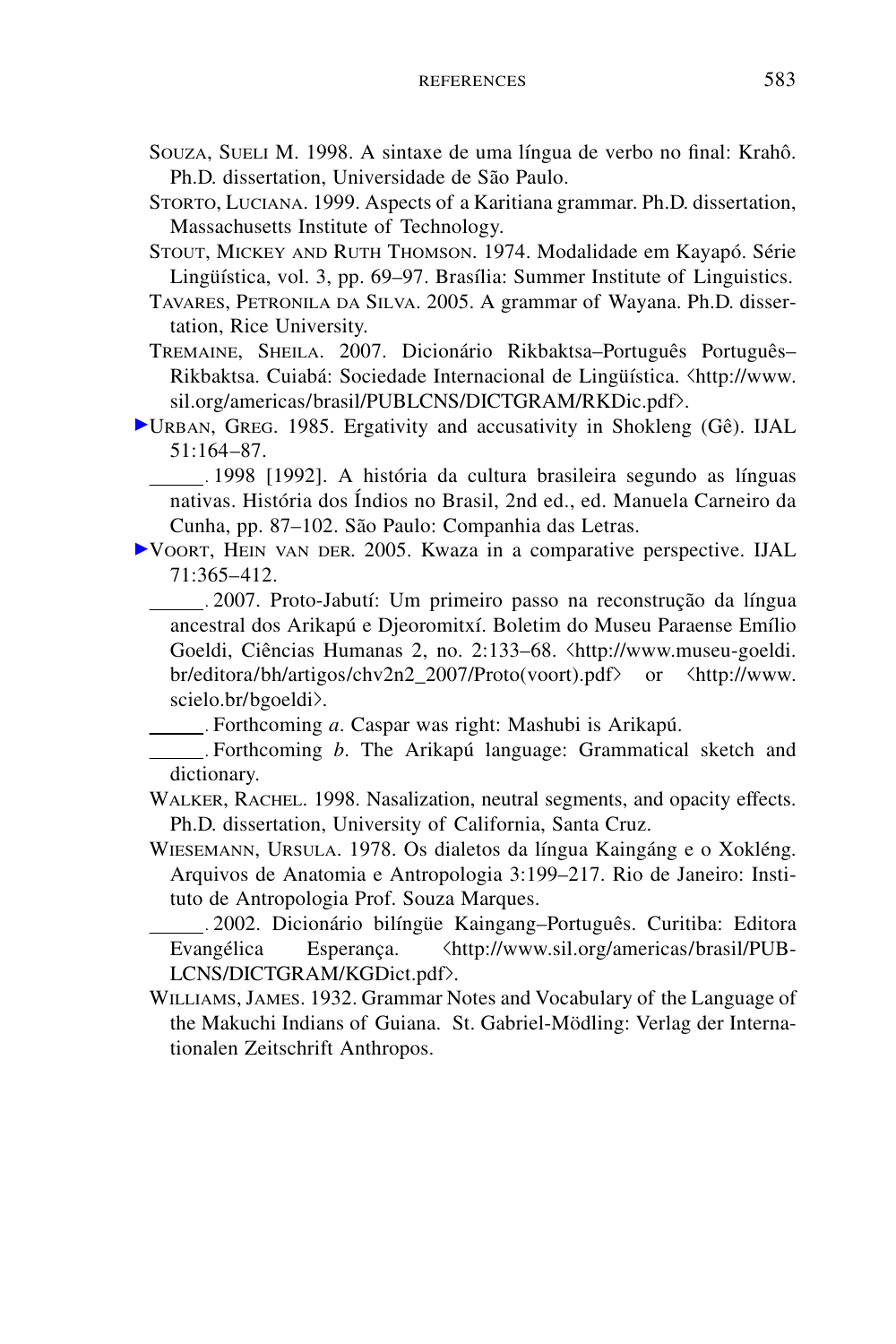Souza, Sueli M. 1998. A sintaxe de uma língua de verbo no final: Krahô. Ph.D. dissertation, Universidade de São Paulo.

Storto, Luciana. 1999. Aspects of a Karitiana grammar. Ph.D. dissertation, Massachusetts Institute of Technology.

Stout, Mickey and Ruth Thomson. 1974. Modalidade em Kayapó. Série Lingüística, vol. 3, pp. 69–97. Brasília: Summer Institute of Linguistics.

Tavares, Petronila da Silva. 2005. A grammar of Wayana. Ph.D. dissertation, Rice University.

Tremaine, Sheila. 2007. Dicionário Rikbaktsa–Português Português–Rikbaktsa. Cuiabá: Sociedade Internacional de Lingüística. ⟨http://www.sil.org/americas/brasil/PUBLCNS/DICTGRAM/RKDic.pdf⟩.

Urban, Greg. 1985. Ergativity and accusativity in Shokleng (Gê). IJAL 51:164–87.

\_\_\_\_\_. 1998 [1992]. A história da cultura brasileira segundo as línguas nativas. História dos Índios no Brasil, 2nd ed., ed. Manuela Carneiro da Cunha, pp. 87–102. São Paulo: Companhia das Letras.

Voort, Hein van der. 2005. Kwaza in a comparative perspective. IJAL 71:365–412.

\_\_\_\_\_. 2007. Proto-Jabutí: Um primeiro passo na reconstrução da língua ancestral dos Arikapú e Djeoromitxí. Boletim do Museu Paraense Emílio Goeldi, Ciências Humanas 2, no. 2:133–68. ⟨http://www.museu-goeldi.br/editora/bh/artigos/chv2n2_2007/Proto(voort).pdf⟩ or ⟨http://www.scielo.br/bgoeldi⟩.

\_\_\_\_\_. Forthcoming *a*. Caspar was right: Mashubi is Arikapú.

\_\_\_\_\_. Forthcoming *b*. The Arikapú language: Grammatical sketch and dictionary.

Walker, Rachel. 1998. Nasalization, neutral segments, and opacity effects. Ph.D. dissertation, University of California, Santa Cruz.

Wiesemann, Ursula. 1978. Os dialetos da língua Kaingáng e o Xokléng. Arquivos de Anatomia e Antropologia 3:199–217. Rio de Janeiro: Instituto de Antropologia Prof. Souza Marques.

\_\_\_\_\_. 2002. Dicionário bilíngüe Kaingang–Português. Curitiba: Editora Evangélica Esperança. ⟨http://www.sil.org/americas/brasil/PUBLCNS/DICTGRAM/KGDict.pdf⟩.

Williams, James. 1932. Grammar Notes and Vocabulary of the Language of the Makuchi Indians of Guiana. St. Gabriel-Mödling: Verlag der Internationalen Zeitschrift Anthropos.